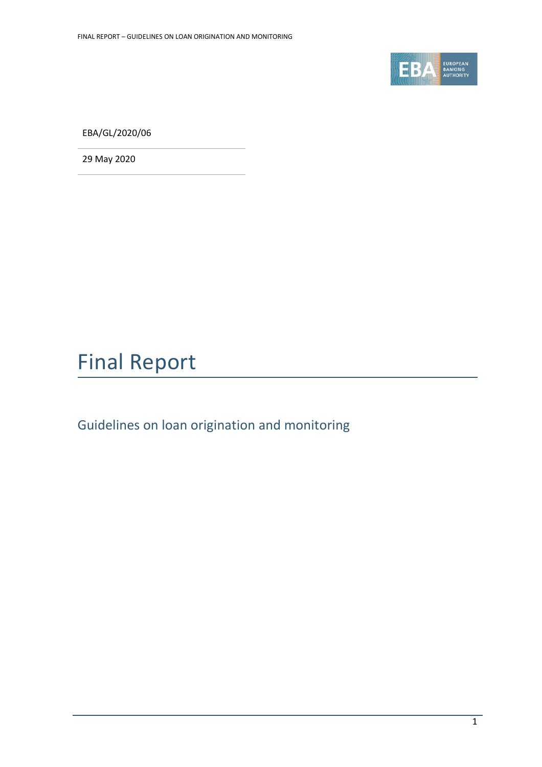EBA/GL/2020/06

29 May 2020

# Final Report

## Guidelines on loan origination and monitoring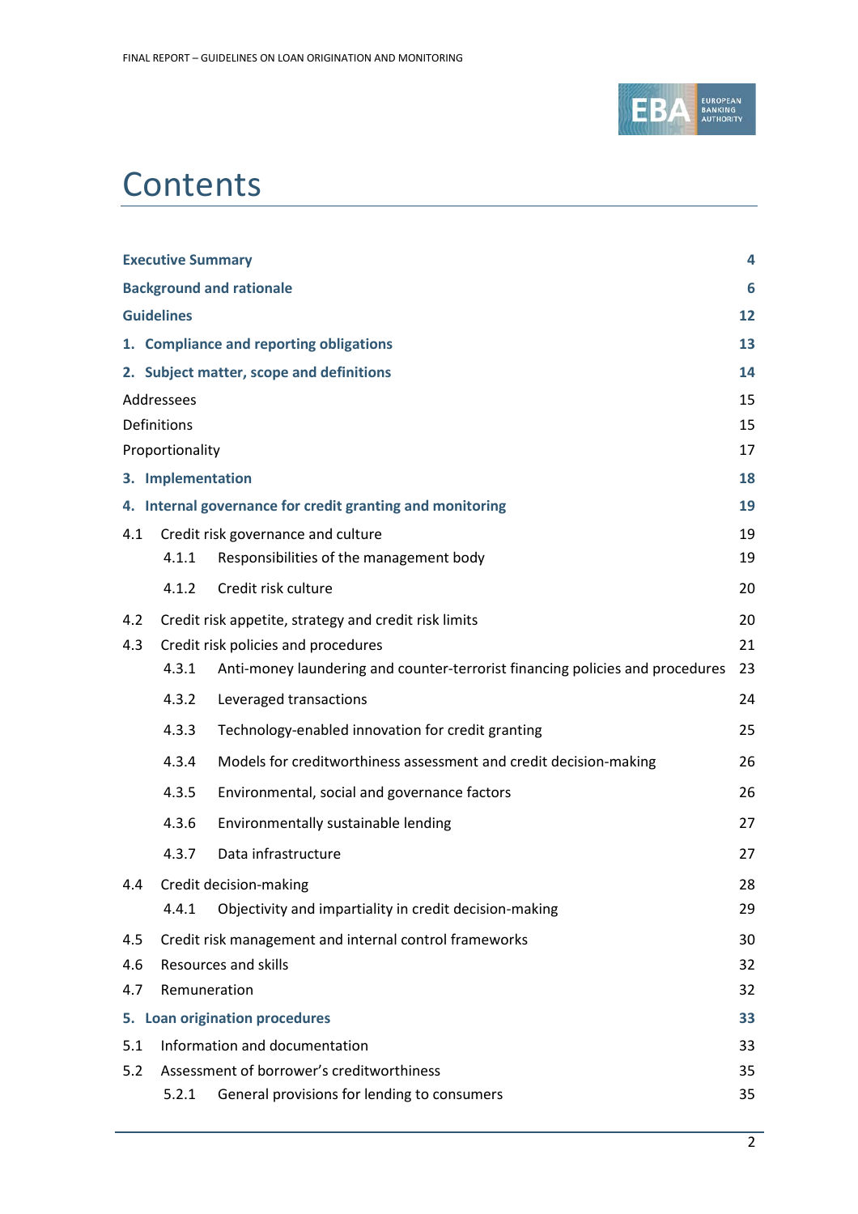# Contents

| | |
|---|---|
| **Executive Summary** | **4** |
| **Background and rationale** | **6** |
| **Guidelines** | **12** |
| **1. Compliance and reporting obligations** | **13** |
| **2. Subject matter, scope and definitions** | **14** |
| Addressees | 15 |
| Definitions | 15 |
| Proportionality | 17 |
| **3. Implementation** | **18** |
| **4. Internal governance for credit granting and monitoring** | **19** |
| 4.1 Credit risk governance and culture | 19 |
| 4.1.1 Responsibilities of the management body | 19 |
| 4.1.2 Credit risk culture | 20 |
| 4.2 Credit risk appetite, strategy and credit risk limits | 20 |
| 4.3 Credit risk policies and procedures | 21 |
| 4.3.1 Anti-money laundering and counter-terrorist financing policies and procedures | 23 |
| 4.3.2 Leveraged transactions | 24 |
| 4.3.3 Technology-enabled innovation for credit granting | 25 |
| 4.3.4 Models for creditworthiness assessment and credit decision-making | 26 |
| 4.3.5 Environmental, social and governance factors | 26 |
| 4.3.6 Environmentally sustainable lending | 27 |
| 4.3.7 Data infrastructure | 27 |
| 4.4 Credit decision-making | 28 |
| 4.4.1 Objectivity and impartiality in credit decision-making | 29 |
| 4.5 Credit risk management and internal control frameworks | 30 |
| 4.6 Resources and skills | 32 |
| 4.7 Remuneration | 32 |
| **5. Loan origination procedures** | **33** |
| 5.1 Information and documentation | 33 |
| 5.2 Assessment of borrower's creditworthiness | 35 |
| 5.2.1 General provisions for lending to consumers | 35 |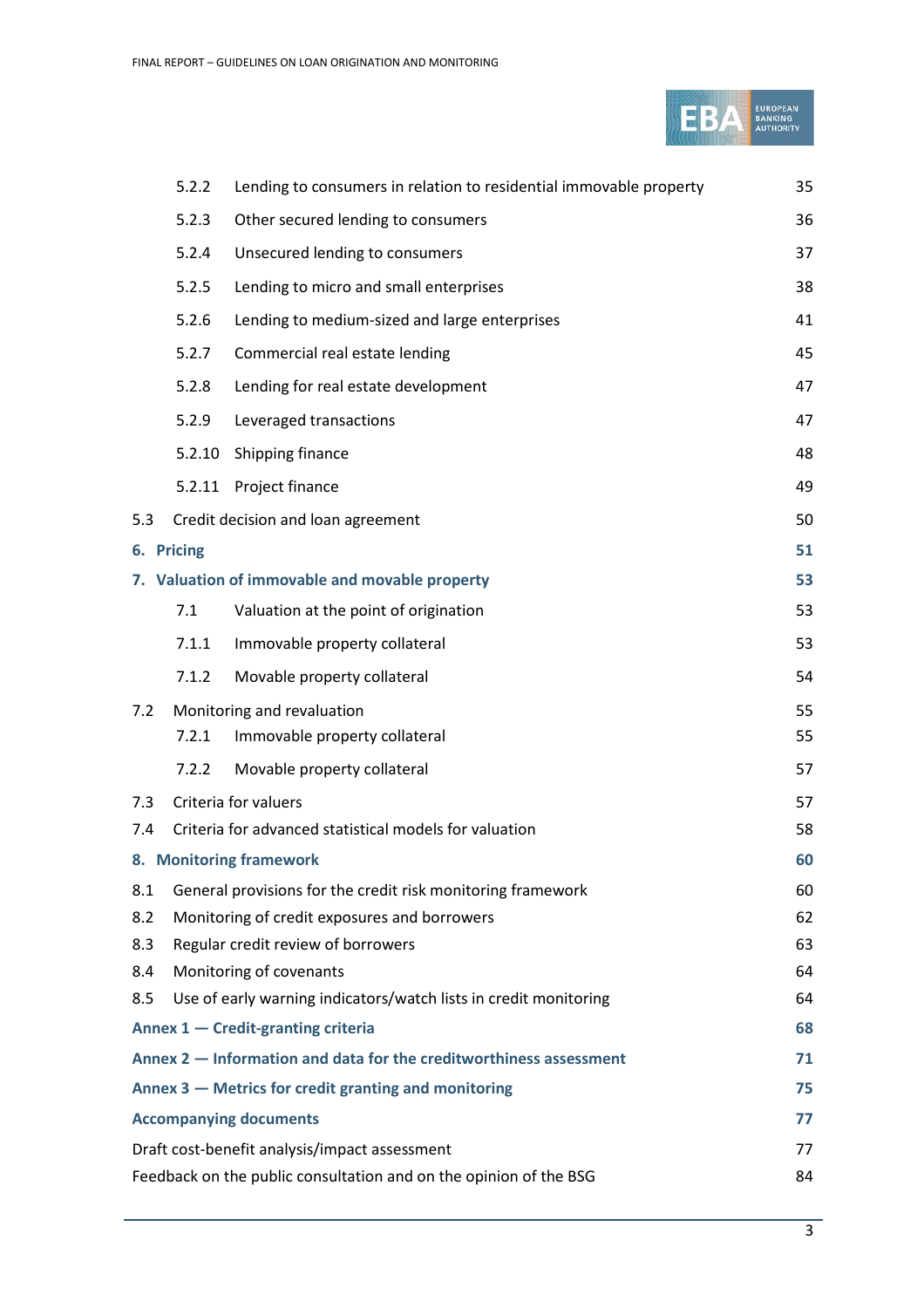| | | |
|---|---|---|
| 5.2.2 | Lending to consumers in relation to residential immovable property | 35 |
| 5.2.3 | Other secured lending to consumers | 36 |
| 5.2.4 | Unsecured lending to consumers | 37 |
| 5.2.5 | Lending to micro and small enterprises | 38 |
| 5.2.6 | Lending to medium-sized and large enterprises | 41 |
| 5.2.7 | Commercial real estate lending | 45 |
| 5.2.8 | Lending for real estate development | 47 |
| 5.2.9 | Leveraged transactions | 47 |
| 5.2.10 | Shipping finance | 48 |
| 5.2.11 | Project finance | 49 |
| 5.3 | Credit decision and loan agreement | 50 |
| **6.** | **Pricing** | **51** |
| **7.** | **Valuation of immovable and movable property** | **53** |
| 7.1 | Valuation at the point of origination | 53 |
| 7.1.1 | Immovable property collateral | 53 |
| 7.1.2 | Movable property collateral | 54 |
| 7.2 | Monitoring and revaluation | 55 |
| 7.2.1 | Immovable property collateral | 55 |
| 7.2.2 | Movable property collateral | 57 |
| 7.3 | Criteria for valuers | 57 |
| 7.4 | Criteria for advanced statistical models for valuation | 58 |
| **8.** | **Monitoring framework** | **60** |
| 8.1 | General provisions for the credit risk monitoring framework | 60 |
| 8.2 | Monitoring of credit exposures and borrowers | 62 |
| 8.3 | Regular credit review of borrowers | 63 |
| 8.4 | Monitoring of covenants | 64 |
| 8.5 | Use of early warning indicators/watch lists in credit monitoring | 64 |
| **Annex 1** | **— Credit-granting criteria** | **68** |
| **Annex 2** | **— Information and data for the creditworthiness assessment** | **71** |
| **Annex 3** | **— Metrics for credit granting and monitoring** | **75** |
| **Accompanying documents** | | **77** |
| Draft cost-benefit analysis/impact assessment | | 77 |
| Feedback on the public consultation and on the opinion of the BSG | | 84 |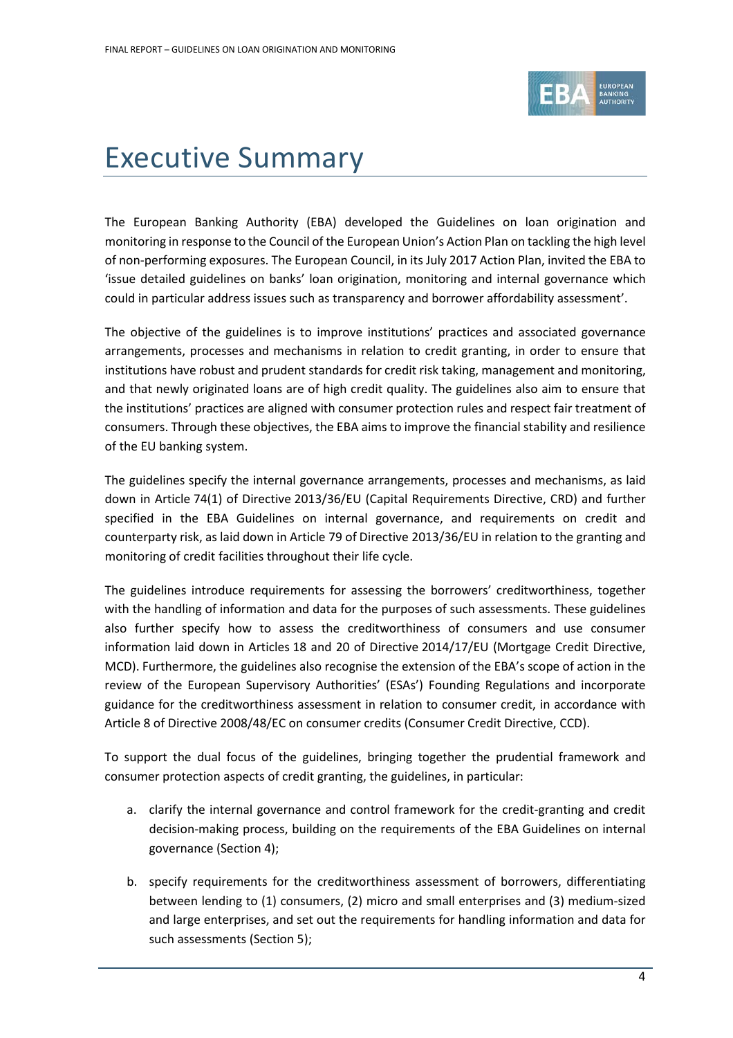# Executive Summary

The European Banking Authority (EBA) developed the Guidelines on loan origination and monitoring in response to the Council of the European Union's Action Plan on tackling the high level of non-performing exposures. The European Council, in its July 2017 Action Plan, invited the EBA to 'issue detailed guidelines on banks' loan origination, monitoring and internal governance which could in particular address issues such as transparency and borrower affordability assessment'.

The objective of the guidelines is to improve institutions' practices and associated governance arrangements, processes and mechanisms in relation to credit granting, in order to ensure that institutions have robust and prudent standards for credit risk taking, management and monitoring, and that newly originated loans are of high credit quality. The guidelines also aim to ensure that the institutions' practices are aligned with consumer protection rules and respect fair treatment of consumers. Through these objectives, the EBA aims to improve the financial stability and resilience of the EU banking system.

The guidelines specify the internal governance arrangements, processes and mechanisms, as laid down in Article 74(1) of Directive 2013/36/EU (Capital Requirements Directive, CRD) and further specified in the EBA Guidelines on internal governance, and requirements on credit and counterparty risk, as laid down in Article 79 of Directive 2013/36/EU in relation to the granting and monitoring of credit facilities throughout their life cycle.

The guidelines introduce requirements for assessing the borrowers' creditworthiness, together with the handling of information and data for the purposes of such assessments. These guidelines also further specify how to assess the creditworthiness of consumers and use consumer information laid down in Articles 18 and 20 of Directive 2014/17/EU (Mortgage Credit Directive, MCD). Furthermore, the guidelines also recognise the extension of the EBA's scope of action in the review of the European Supervisory Authorities' (ESAs') Founding Regulations and incorporate guidance for the creditworthiness assessment in relation to consumer credit, in accordance with Article 8 of Directive 2008/48/EC on consumer credits (Consumer Credit Directive, CCD).

To support the dual focus of the guidelines, bringing together the prudential framework and consumer protection aspects of credit granting, the guidelines, in particular:

a. clarify the internal governance and control framework for the credit-granting and credit decision-making process, building on the requirements of the EBA Guidelines on internal governance (Section 4);

b. specify requirements for the creditworthiness assessment of borrowers, differentiating between lending to (1) consumers, (2) micro and small enterprises and (3) medium-sized and large enterprises, and set out the requirements for handling information and data for such assessments (Section 5);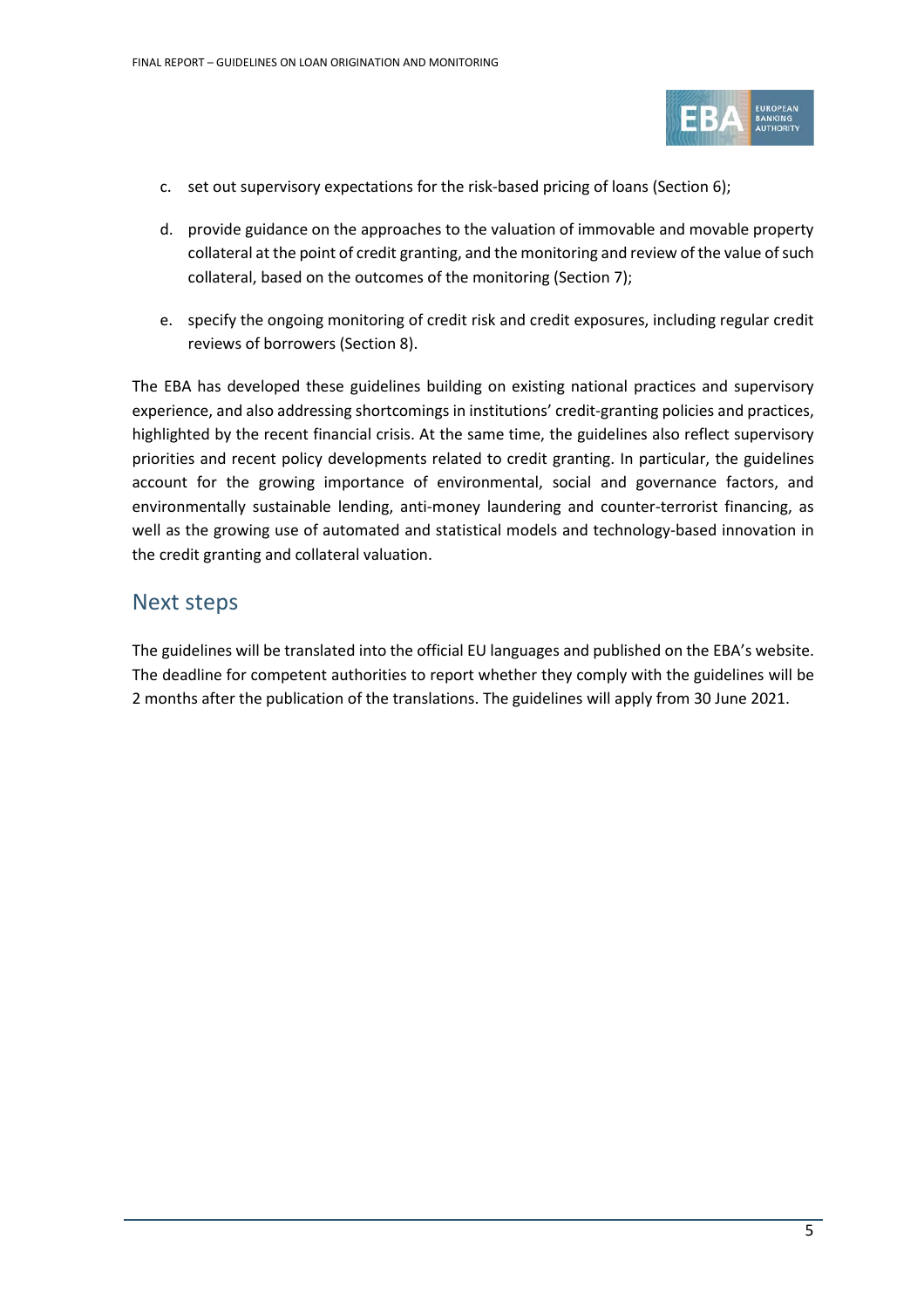c. set out supervisory expectations for the risk-based pricing of loans (Section 6);

d. provide guidance on the approaches to the valuation of immovable and movable property collateral at the point of credit granting, and the monitoring and review of the value of such collateral, based on the outcomes of the monitoring (Section 7);

e. specify the ongoing monitoring of credit risk and credit exposures, including regular credit reviews of borrowers (Section 8).

The EBA has developed these guidelines building on existing national practices and supervisory experience, and also addressing shortcomings in institutions' credit-granting policies and practices, highlighted by the recent financial crisis. At the same time, the guidelines also reflect supervisory priorities and recent policy developments related to credit granting. In particular, the guidelines account for the growing importance of environmental, social and governance factors, and environmentally sustainable lending, anti-money laundering and counter-terrorist financing, as well as the growing use of automated and statistical models and technology-based innovation in the credit granting and collateral valuation.

## Next steps

The guidelines will be translated into the official EU languages and published on the EBA's website. The deadline for competent authorities to report whether they comply with the guidelines will be 2 months after the publication of the translations. The guidelines will apply from 30 June 2021.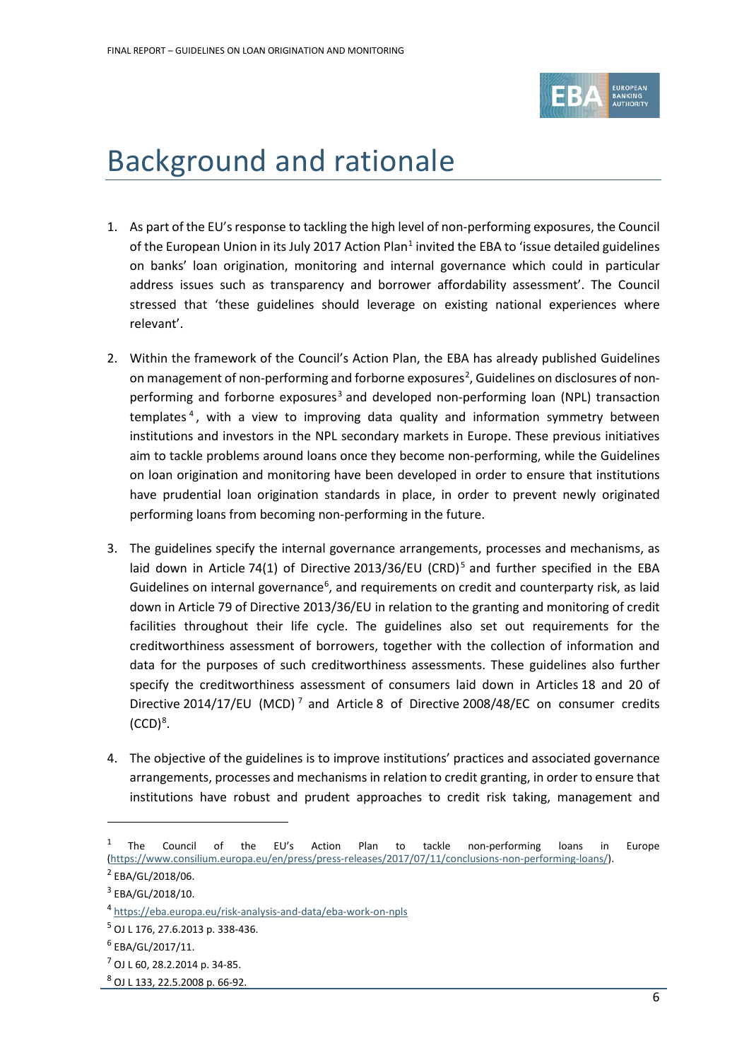# Background and rationale

1. As part of the EU's response to tackling the high level of non-performing exposures, the Council of the European Union in its July 2017 Action Plan[1] invited the EBA to 'issue detailed guidelines on banks' loan origination, monitoring and internal governance which could in particular address issues such as transparency and borrower affordability assessment'. The Council stressed that 'these guidelines should leverage on existing national experiences where relevant'.

2. Within the framework of the Council's Action Plan, the EBA has already published Guidelines on management of non-performing and forborne exposures[2], Guidelines on disclosures of non-performing and forborne exposures[3] and developed non-performing loan (NPL) transaction templates[4], with a view to improving data quality and information symmetry between institutions and investors in the NPL secondary markets in Europe. These previous initiatives aim to tackle problems around loans once they become non-performing, while the Guidelines on loan origination and monitoring have been developed in order to ensure that institutions have prudential loan origination standards in place, in order to prevent newly originated performing loans from becoming non-performing in the future.

3. The guidelines specify the internal governance arrangements, processes and mechanisms, as laid down in Article 74(1) of Directive 2013/36/EU (CRD)[5] and further specified in the EBA Guidelines on internal governance[6], and requirements on credit and counterparty risk, as laid down in Article 79 of Directive 2013/36/EU in relation to the granting and monitoring of credit facilities throughout their life cycle. The guidelines also set out requirements for the creditworthiness assessment of borrowers, together with the collection of information and data for the purposes of such creditworthiness assessments. These guidelines also further specify the creditworthiness assessment of consumers laid down in Articles 18 and 20 of Directive 2014/17/EU (MCD)[7] and Article 8 of Directive 2008/48/EC on consumer credits (CCD)[8].

4. The objective of the guidelines is to improve institutions' practices and associated governance arrangements, processes and mechanisms in relation to credit granting, in order to ensure that institutions have robust and prudent approaches to credit risk taking, management and

---

[1] The Council of the EU's Action Plan to tackle non-performing loans in Europe (https://www.consilium.europa.eu/en/press/press-releases/2017/07/11/conclusions-non-performing-loans/).

[2] EBA/GL/2018/06.

[3] EBA/GL/2018/10.

[4] https://eba.europa.eu/risk-analysis-and-data/eba-work-on-npls

[5] OJ L 176, 27.6.2013 p. 338-436.

[6] EBA/GL/2017/11.

[7] OJ L 60, 28.2.2014 p. 34-85.

[8] OJ L 133, 22.5.2008 p. 66-92.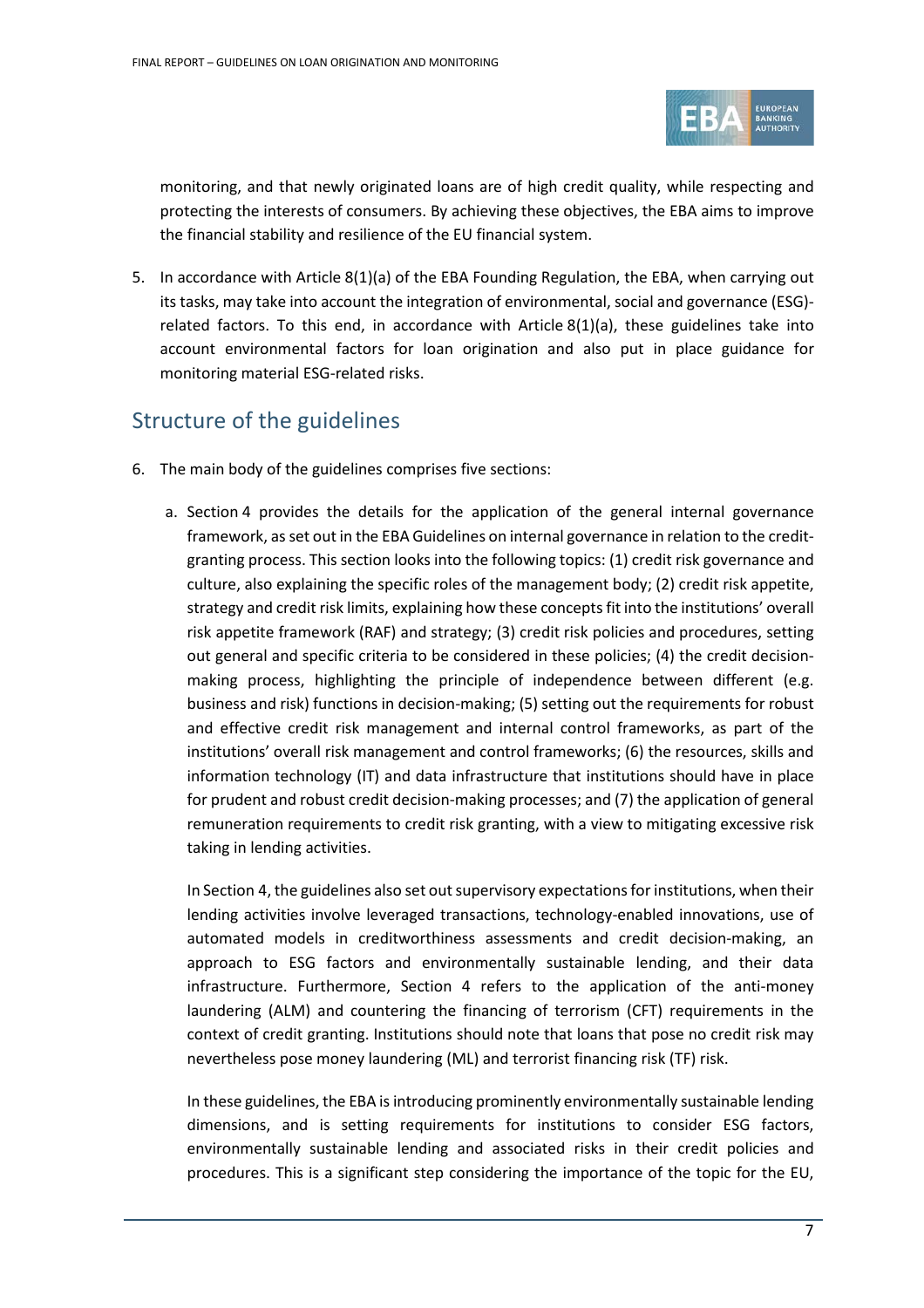monitoring, and that newly originated loans are of high credit quality, while respecting and protecting the interests of consumers. By achieving these objectives, the EBA aims to improve the financial stability and resilience of the EU financial system.

5. In accordance with Article 8(1)(a) of the EBA Founding Regulation, the EBA, when carrying out its tasks, may take into account the integration of environmental, social and governance (ESG)-related factors. To this end, in accordance with Article 8(1)(a), these guidelines take into account environmental factors for loan origination and also put in place guidance for monitoring material ESG-related risks.

## Structure of the guidelines

6. The main body of the guidelines comprises five sections:

   a. Section 4 provides the details for the application of the general internal governance framework, as set out in the EBA Guidelines on internal governance in relation to the credit-granting process. This section looks into the following topics: (1) credit risk governance and culture, also explaining the specific roles of the management body; (2) credit risk appetite, strategy and credit risk limits, explaining how these concepts fit into the institutions' overall risk appetite framework (RAF) and strategy; (3) credit risk policies and procedures, setting out general and specific criteria to be considered in these policies; (4) the credit decision-making process, highlighting the principle of independence between different (e.g. business and risk) functions in decision-making; (5) setting out the requirements for robust and effective credit risk management and internal control frameworks, as part of the institutions' overall risk management and control frameworks; (6) the resources, skills and information technology (IT) and data infrastructure that institutions should have in place for prudent and robust credit decision-making processes; and (7) the application of general remuneration requirements to credit risk granting, with a view to mitigating excessive risk taking in lending activities.

   In Section 4, the guidelines also set out supervisory expectations for institutions, when their lending activities involve leveraged transactions, technology-enabled innovations, use of automated models in creditworthiness assessments and credit decision-making, an approach to ESG factors and environmentally sustainable lending, and their data infrastructure. Furthermore, Section 4 refers to the application of the anti-money laundering (ALM) and countering the financing of terrorism (CFT) requirements in the context of credit granting. Institutions should note that loans that pose no credit risk may nevertheless pose money laundering (ML) and terrorist financing risk (TF) risk.

   In these guidelines, the EBA is introducing prominently environmentally sustainable lending dimensions, and is setting requirements for institutions to consider ESG factors, environmentally sustainable lending and associated risks in their credit policies and procedures. This is a significant step considering the importance of the topic for the EU,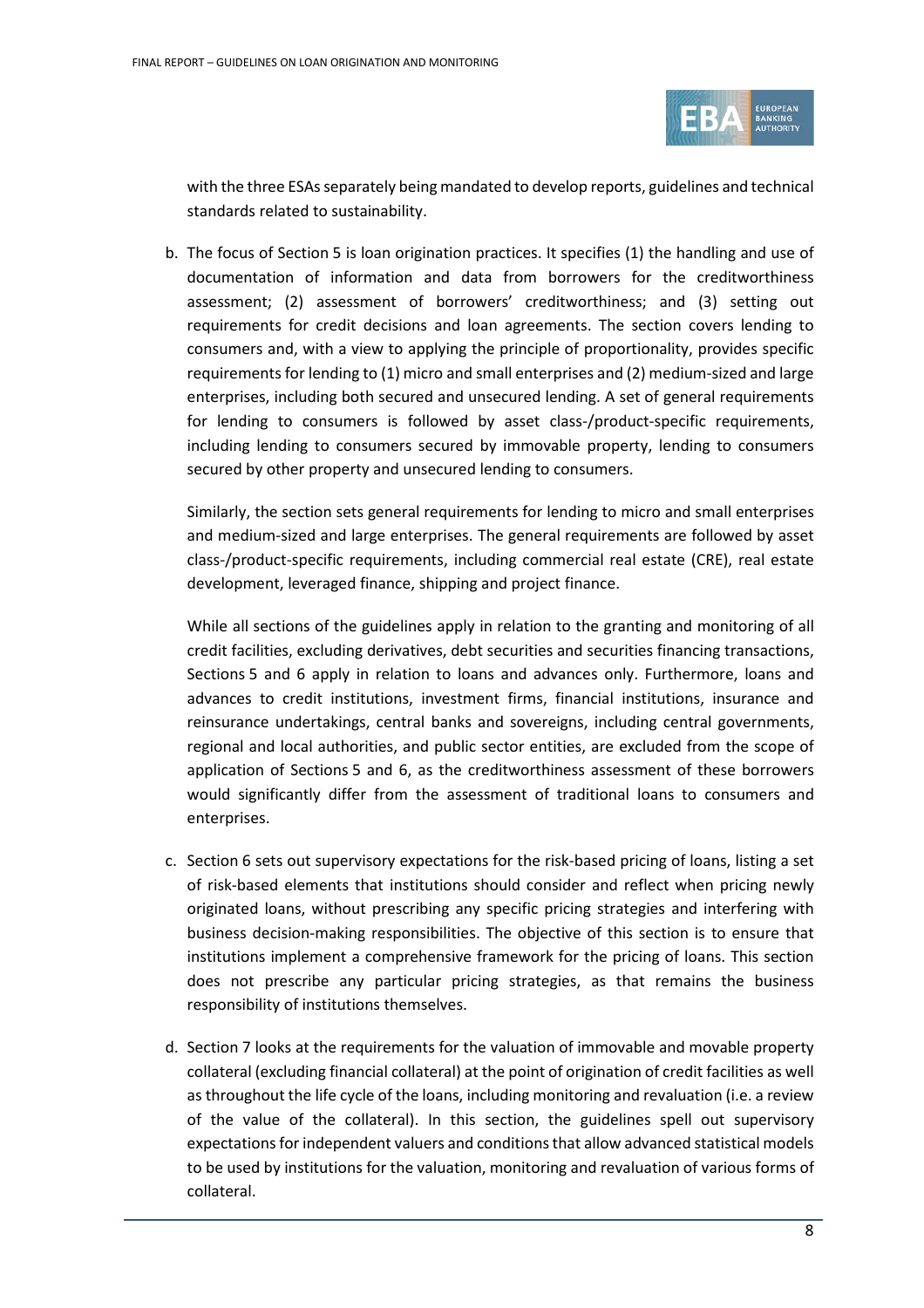with the three ESAs separately being mandated to develop reports, guidelines and technical standards related to sustainability.

b. The focus of Section 5 is loan origination practices. It specifies (1) the handling and use of documentation of information and data from borrowers for the creditworthiness assessment; (2) assessment of borrowers' creditworthiness; and (3) setting out requirements for credit decisions and loan agreements. The section covers lending to consumers and, with a view to applying the principle of proportionality, provides specific requirements for lending to (1) micro and small enterprises and (2) medium-sized and large enterprises, including both secured and unsecured lending. A set of general requirements for lending to consumers is followed by asset class-/product-specific requirements, including lending to consumers secured by immovable property, lending to consumers secured by other property and unsecured lending to consumers.

   Similarly, the section sets general requirements for lending to micro and small enterprises and medium-sized and large enterprises. The general requirements are followed by asset class-/product-specific requirements, including commercial real estate (CRE), real estate development, leveraged finance, shipping and project finance.

   While all sections of the guidelines apply in relation to the granting and monitoring of all credit facilities, excluding derivatives, debt securities and securities financing transactions, Sections 5 and 6 apply in relation to loans and advances only. Furthermore, loans and advances to credit institutions, investment firms, financial institutions, insurance and reinsurance undertakings, central banks and sovereigns, including central governments, regional and local authorities, and public sector entities, are excluded from the scope of application of Sections 5 and 6, as the creditworthiness assessment of these borrowers would significantly differ from the assessment of traditional loans to consumers and enterprises.

c. Section 6 sets out supervisory expectations for the risk-based pricing of loans, listing a set of risk-based elements that institutions should consider and reflect when pricing newly originated loans, without prescribing any specific pricing strategies and interfering with business decision-making responsibilities. The objective of this section is to ensure that institutions implement a comprehensive framework for the pricing of loans. This section does not prescribe any particular pricing strategies, as that remains the business responsibility of institutions themselves.

d. Section 7 looks at the requirements for the valuation of immovable and movable property collateral (excluding financial collateral) at the point of origination of credit facilities as well as throughout the life cycle of the loans, including monitoring and revaluation (i.e. a review of the value of the collateral). In this section, the guidelines spell out supervisory expectations for independent valuers and conditions that allow advanced statistical models to be used by institutions for the valuation, monitoring and revaluation of various forms of collateral.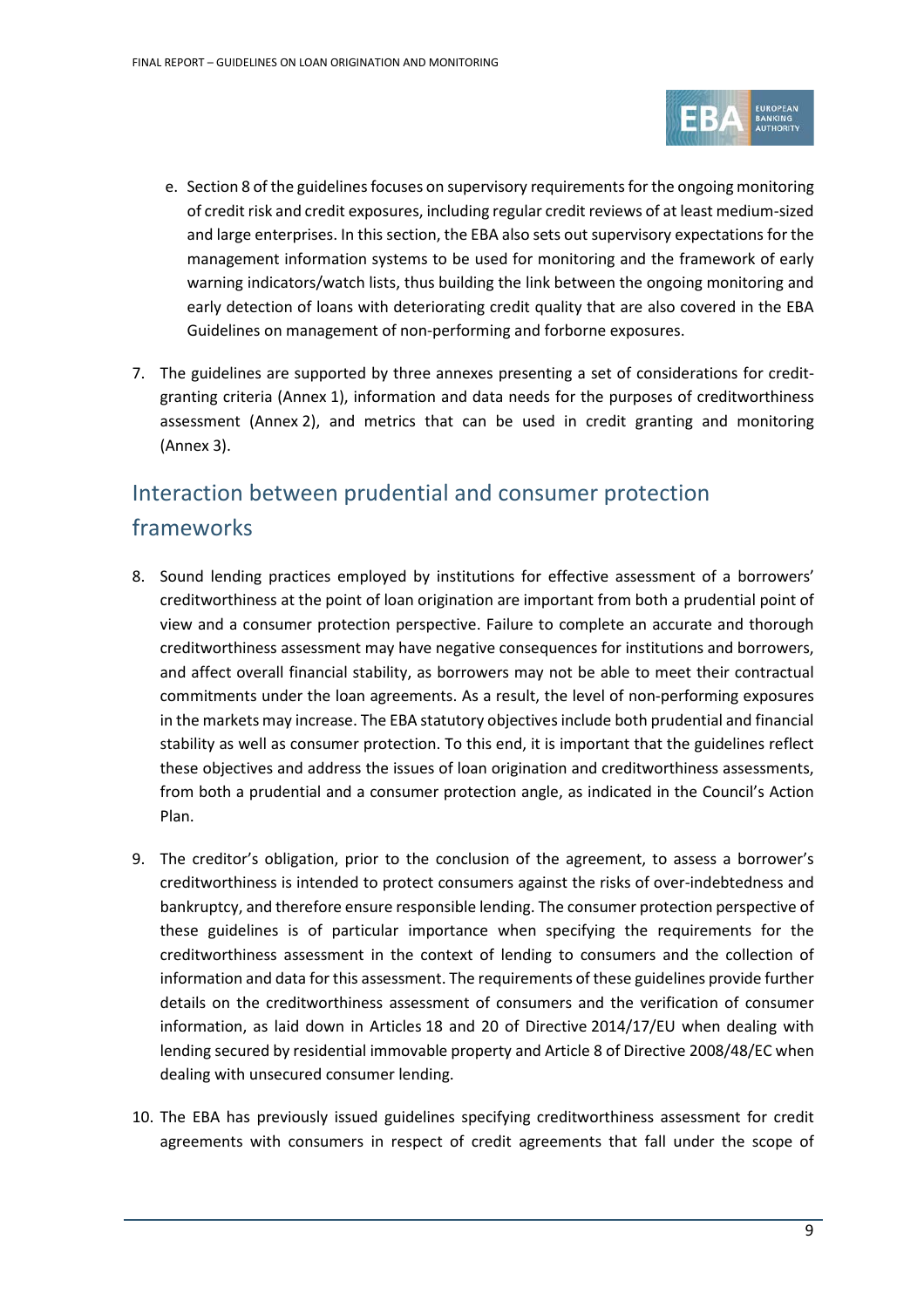e. Section 8 of the guidelines focuses on supervisory requirements for the ongoing monitoring of credit risk and credit exposures, including regular credit reviews of at least medium-sized and large enterprises. In this section, the EBA also sets out supervisory expectations for the management information systems to be used for monitoring and the framework of early warning indicators/watch lists, thus building the link between the ongoing monitoring and early detection of loans with deteriorating credit quality that are also covered in the EBA Guidelines on management of non-performing and forborne exposures.

7. The guidelines are supported by three annexes presenting a set of considerations for credit-granting criteria (Annex 1), information and data needs for the purposes of creditworthiness assessment (Annex 2), and metrics that can be used in credit granting and monitoring (Annex 3).

## Interaction between prudential and consumer protection frameworks

8. Sound lending practices employed by institutions for effective assessment of a borrowers' creditworthiness at the point of loan origination are important from both a prudential point of view and a consumer protection perspective. Failure to complete an accurate and thorough creditworthiness assessment may have negative consequences for institutions and borrowers, and affect overall financial stability, as borrowers may not be able to meet their contractual commitments under the loan agreements. As a result, the level of non-performing exposures in the markets may increase. The EBA statutory objectives include both prudential and financial stability as well as consumer protection. To this end, it is important that the guidelines reflect these objectives and address the issues of loan origination and creditworthiness assessments, from both a prudential and a consumer protection angle, as indicated in the Council's Action Plan.

9. The creditor's obligation, prior to the conclusion of the agreement, to assess a borrower's creditworthiness is intended to protect consumers against the risks of over-indebtedness and bankruptcy, and therefore ensure responsible lending. The consumer protection perspective of these guidelines is of particular importance when specifying the requirements for the creditworthiness assessment in the context of lending to consumers and the collection of information and data for this assessment. The requirements of these guidelines provide further details on the creditworthiness assessment of consumers and the verification of consumer information, as laid down in Articles 18 and 20 of Directive 2014/17/EU when dealing with lending secured by residential immovable property and Article 8 of Directive 2008/48/EC when dealing with unsecured consumer lending.

10. The EBA has previously issued guidelines specifying creditworthiness assessment for credit agreements with consumers in respect of credit agreements that fall under the scope of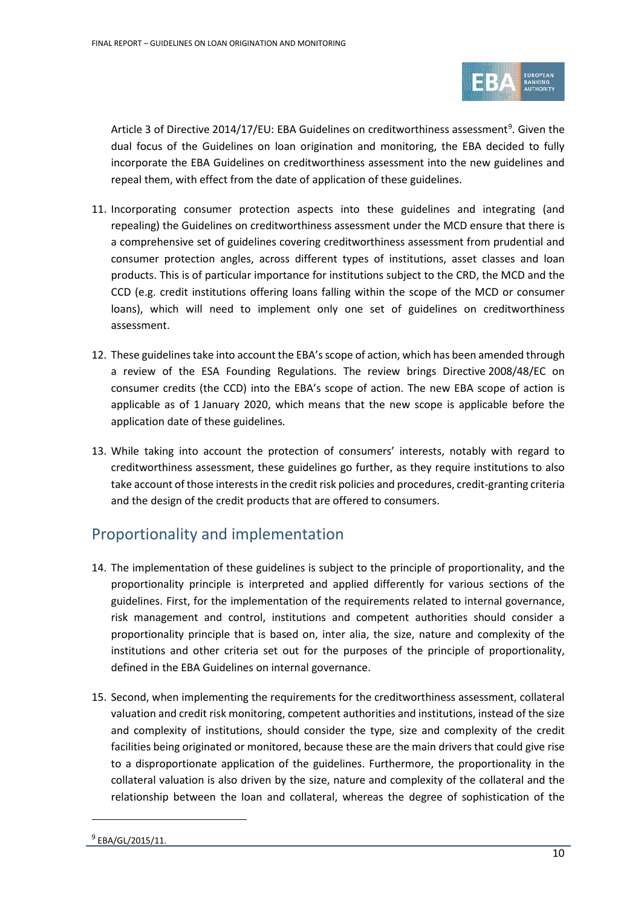Article 3 of Directive 2014/17/EU: EBA Guidelines on creditworthiness assessment[9]. Given the dual focus of the Guidelines on loan origination and monitoring, the EBA decided to fully incorporate the EBA Guidelines on creditworthiness assessment into the new guidelines and repeal them, with effect from the date of application of these guidelines.

11. Incorporating consumer protection aspects into these guidelines and integrating (and repealing) the Guidelines on creditworthiness assessment under the MCD ensure that there is a comprehensive set of guidelines covering creditworthiness assessment from prudential and consumer protection angles, across different types of institutions, asset classes and loan products. This is of particular importance for institutions subject to the CRD, the MCD and the CCD (e.g. credit institutions offering loans falling within the scope of the MCD or consumer loans), which will need to implement only one set of guidelines on creditworthiness assessment.

12. These guidelines take into account the EBA's scope of action, which has been amended through a review of the ESA Founding Regulations. The review brings Directive 2008/48/EC on consumer credits (the CCD) into the EBA's scope of action. The new EBA scope of action is applicable as of 1 January 2020, which means that the new scope is applicable before the application date of these guidelines.

13. While taking into account the protection of consumers' interests, notably with regard to creditworthiness assessment, these guidelines go further, as they require institutions to also take account of those interests in the credit risk policies and procedures, credit-granting criteria and the design of the credit products that are offered to consumers.

## Proportionality and implementation

14. The implementation of these guidelines is subject to the principle of proportionality, and the proportionality principle is interpreted and applied differently for various sections of the guidelines. First, for the implementation of the requirements related to internal governance, risk management and control, institutions and competent authorities should consider a proportionality principle that is based on, inter alia, the size, nature and complexity of the institutions and other criteria set out for the purposes of the principle of proportionality, defined in the EBA Guidelines on internal governance.

15. Second, when implementing the requirements for the creditworthiness assessment, collateral valuation and credit risk monitoring, competent authorities and institutions, instead of the size and complexity of institutions, should consider the type, size and complexity of the credit facilities being originated or monitored, because these are the main drivers that could give rise to a disproportionate application of the guidelines. Furthermore, the proportionality in the collateral valuation is also driven by the size, nature and complexity of the collateral and the relationship between the loan and collateral, whereas the degree of sophistication of the

[9] EBA/GL/2015/11.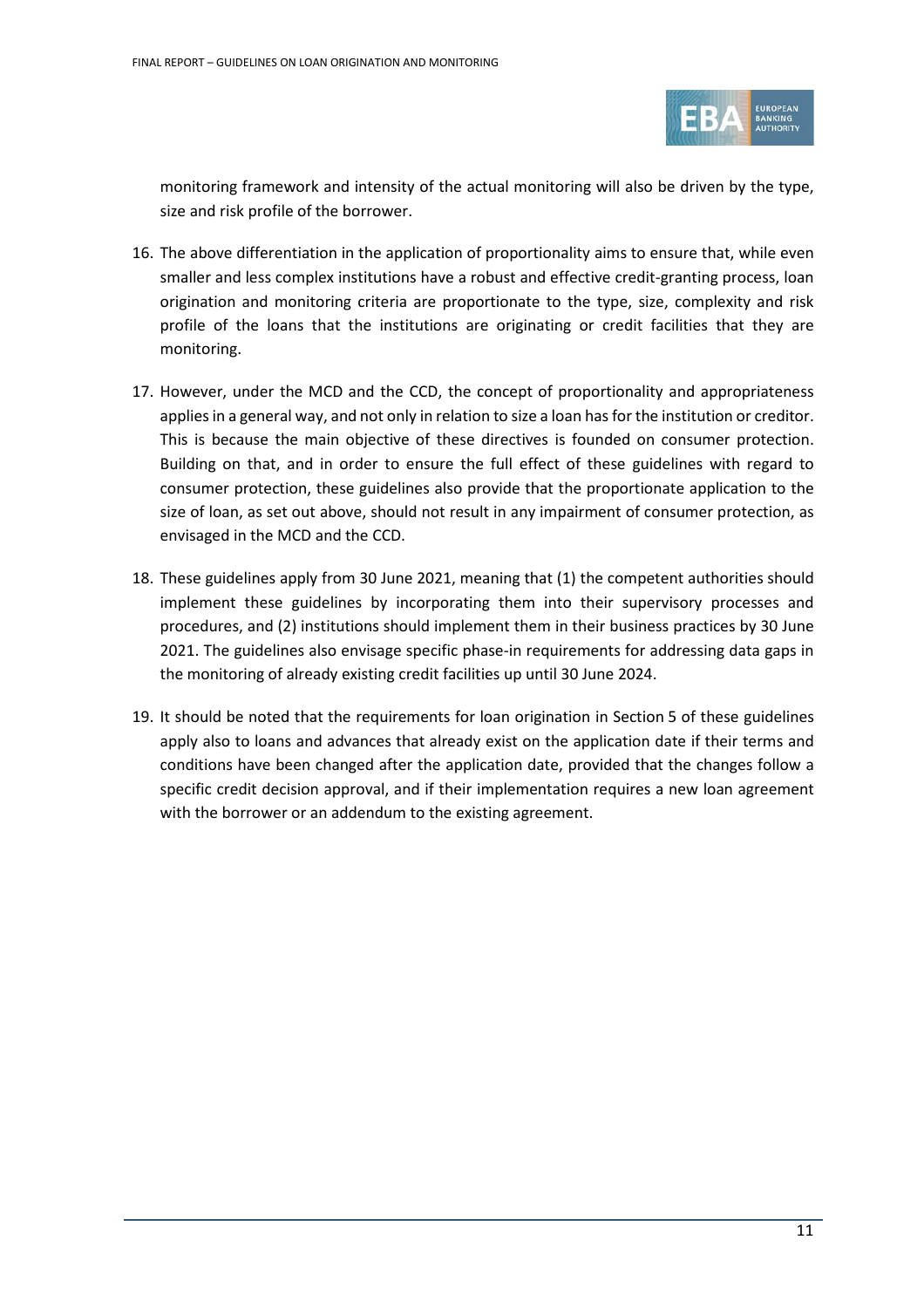monitoring framework and intensity of the actual monitoring will also be driven by the type, size and risk profile of the borrower.

16. The above differentiation in the application of proportionality aims to ensure that, while even smaller and less complex institutions have a robust and effective credit-granting process, loan origination and monitoring criteria are proportionate to the type, size, complexity and risk profile of the loans that the institutions are originating or credit facilities that they are monitoring.

17. However, under the MCD and the CCD, the concept of proportionality and appropriateness applies in a general way, and not only in relation to size a loan has for the institution or creditor. This is because the main objective of these directives is founded on consumer protection. Building on that, and in order to ensure the full effect of these guidelines with regard to consumer protection, these guidelines also provide that the proportionate application to the size of loan, as set out above, should not result in any impairment of consumer protection, as envisaged in the MCD and the CCD.

18. These guidelines apply from 30 June 2021, meaning that (1) the competent authorities should implement these guidelines by incorporating them into their supervisory processes and procedures, and (2) institutions should implement them in their business practices by 30 June 2021. The guidelines also envisage specific phase-in requirements for addressing data gaps in the monitoring of already existing credit facilities up until 30 June 2024.

19. It should be noted that the requirements for loan origination in Section 5 of these guidelines apply also to loans and advances that already exist on the application date if their terms and conditions have been changed after the application date, provided that the changes follow a specific credit decision approval, and if their implementation requires a new loan agreement with the borrower or an addendum to the existing agreement.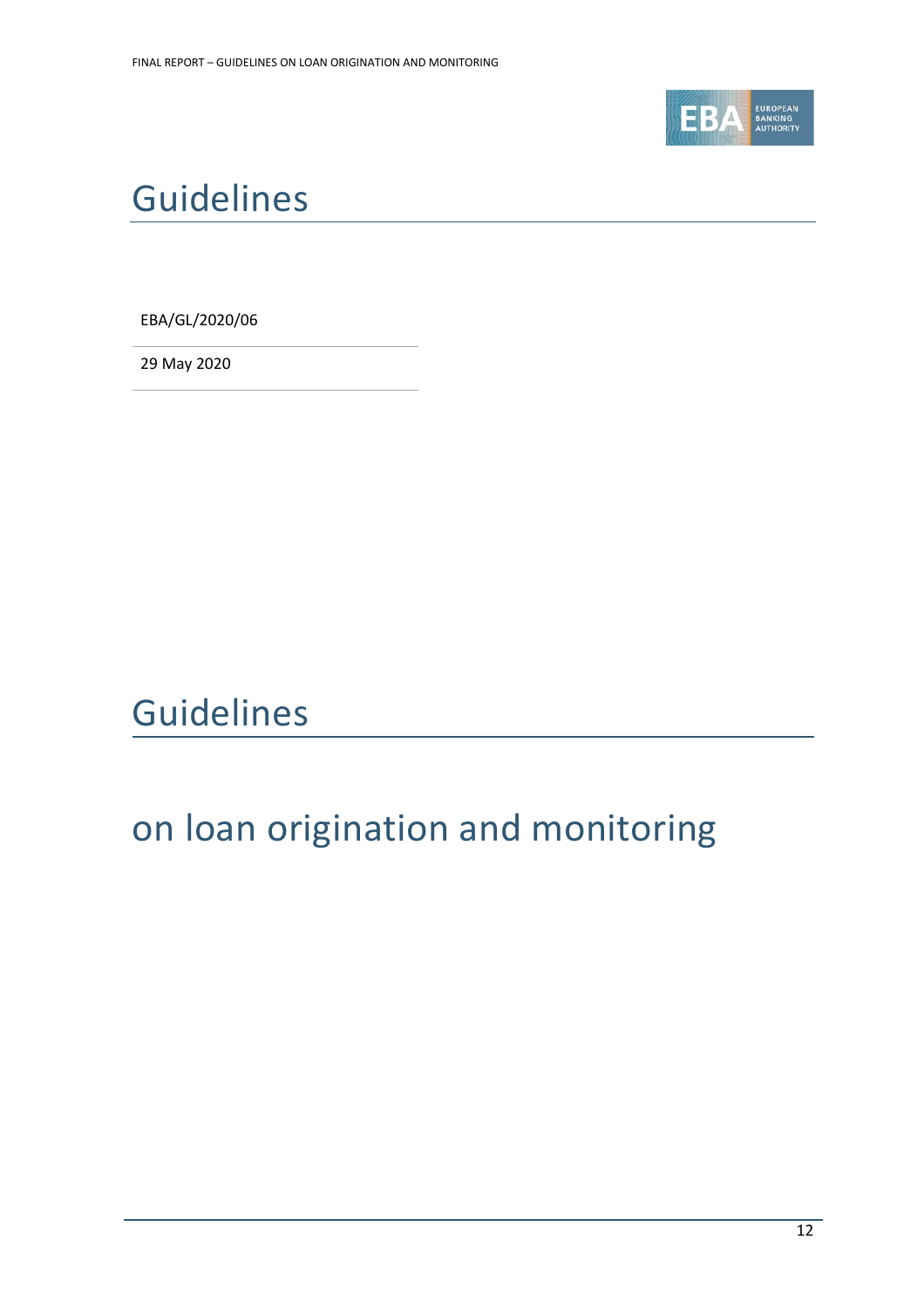# Guidelines

EBA/GL/2020/06

29 May 2020

# Guidelines

## on loan origination and monitoring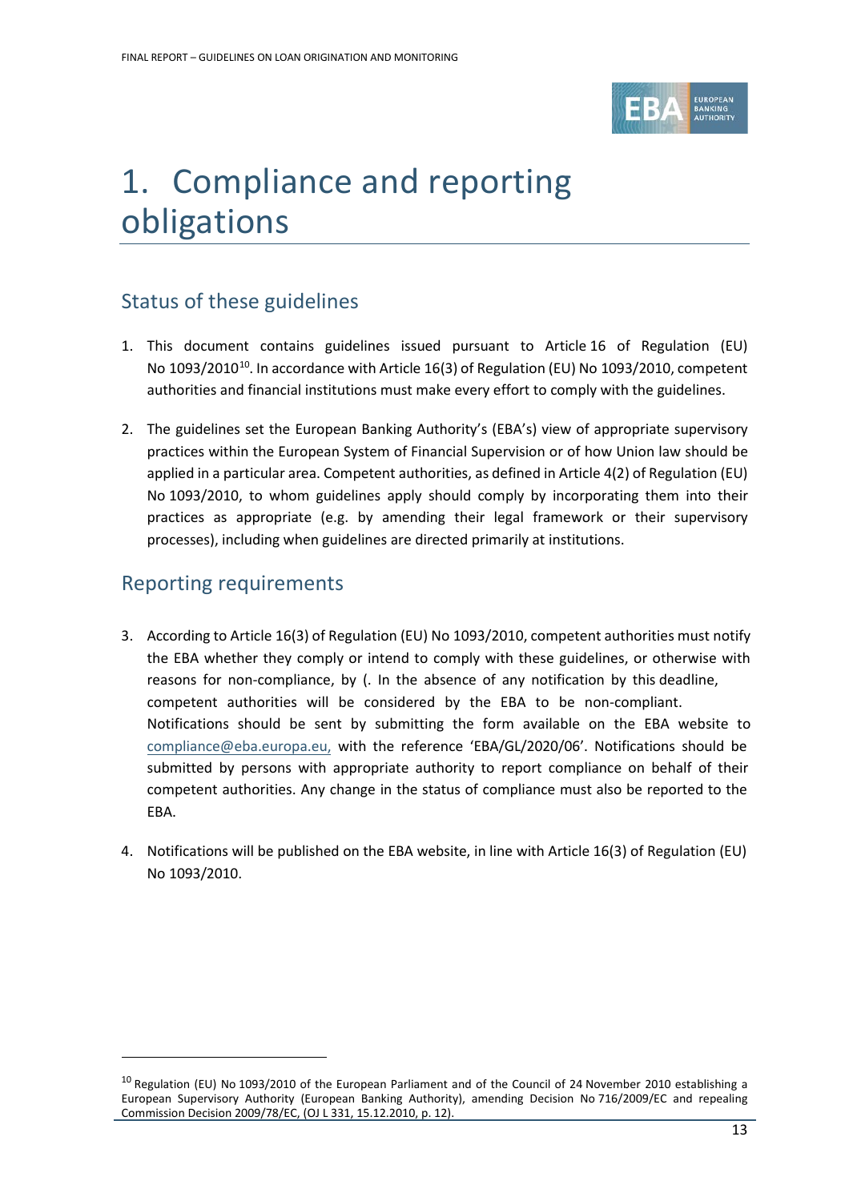# 1. Compliance and reporting obligations

## Status of these guidelines

1. This document contains guidelines issued pursuant to Article 16 of Regulation (EU) No 1093/2010[10]. In accordance with Article 16(3) of Regulation (EU) No 1093/2010, competent authorities and financial institutions must make every effort to comply with the guidelines.

2. The guidelines set the European Banking Authority's (EBA's) view of appropriate supervisory practices within the European System of Financial Supervision or of how Union law should be applied in a particular area. Competent authorities, as defined in Article 4(2) of Regulation (EU) No 1093/2010, to whom guidelines apply should comply by incorporating them into their practices as appropriate (e.g. by amending their legal framework or their supervisory processes), including when guidelines are directed primarily at institutions.

## Reporting requirements

3. According to Article 16(3) of Regulation (EU) No 1093/2010, competent authorities must notify the EBA whether they comply or intend to comply with these guidelines, or otherwise with reasons for non-compliance, by (. In the absence of any notification by this deadline, competent authorities will be considered by the EBA to be non-compliant. Notifications should be sent by submitting the form available on the EBA website to compliance@eba.europa.eu, with the reference 'EBA/GL/2020/06'. Notifications should be submitted by persons with appropriate authority to report compliance on behalf of their competent authorities. Any change in the status of compliance must also be reported to the EBA.

4. Notifications will be published on the EBA website, in line with Article 16(3) of Regulation (EU) No 1093/2010.

---

[10] Regulation (EU) No 1093/2010 of the European Parliament and of the Council of 24 November 2010 establishing a European Supervisory Authority (European Banking Authority), amending Decision No 716/2009/EC and repealing Commission Decision 2009/78/EC, (OJ L 331, 15.12.2010, p. 12).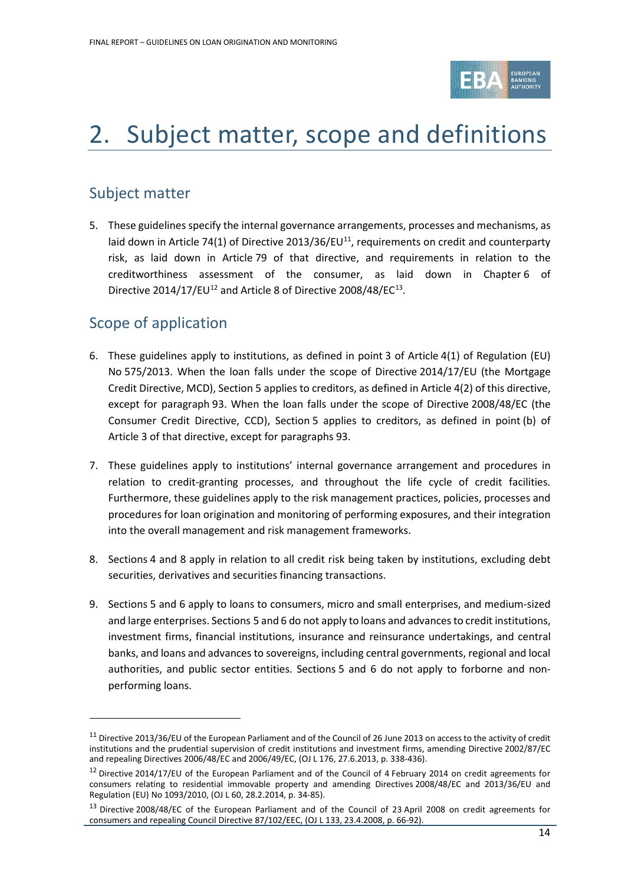# 2. Subject matter, scope and definitions

## Subject matter

5. These guidelines specify the internal governance arrangements, processes and mechanisms, as laid down in Article 74(1) of Directive 2013/36/EU[11], requirements on credit and counterparty risk, as laid down in Article 79 of that directive, and requirements in relation to the creditworthiness assessment of the consumer, as laid down in Chapter 6 of Directive 2014/17/EU[12] and Article 8 of Directive 2008/48/EC[13].

## Scope of application

6. These guidelines apply to institutions, as defined in point 3 of Article 4(1) of Regulation (EU) No 575/2013. When the loan falls under the scope of Directive 2014/17/EU (the Mortgage Credit Directive, MCD), Section 5 applies to creditors, as defined in Article 4(2) of this directive, except for paragraph 93. When the loan falls under the scope of Directive 2008/48/EC (the Consumer Credit Directive, CCD), Section 5 applies to creditors, as defined in point (b) of Article 3 of that directive, except for paragraphs 93.

7. These guidelines apply to institutions' internal governance arrangement and procedures in relation to credit-granting processes, and throughout the life cycle of credit facilities. Furthermore, these guidelines apply to the risk management practices, policies, processes and procedures for loan origination and monitoring of performing exposures, and their integration into the overall management and risk management frameworks.

8. Sections 4 and 8 apply in relation to all credit risk being taken by institutions, excluding debt securities, derivatives and securities financing transactions.

9. Sections 5 and 6 apply to loans to consumers, micro and small enterprises, and medium-sized and large enterprises. Sections 5 and 6 do not apply to loans and advances to credit institutions, investment firms, financial institutions, insurance and reinsurance undertakings, and central banks, and loans and advances to sovereigns, including central governments, regional and local authorities, and public sector entities. Sections 5 and 6 do not apply to forborne and non-performing loans.

---

[11] Directive 2013/36/EU of the European Parliament and of the Council of 26 June 2013 on access to the activity of credit institutions and the prudential supervision of credit institutions and investment firms, amending Directive 2002/87/EC and repealing Directives 2006/48/EC and 2006/49/EC, (OJ L 176, 27.6.2013, p. 338-436).

[12] Directive 2014/17/EU of the European Parliament and of the Council of 4 February 2014 on credit agreements for consumers relating to residential immovable property and amending Directives 2008/48/EC and 2013/36/EU and Regulation (EU) No 1093/2010, (OJ L 60, 28.2.2014, p. 34-85).

[13] Directive 2008/48/EC of the European Parliament and of the Council of 23 April 2008 on credit agreements for consumers and repealing Council Directive 87/102/EEC, (OJ L 133, 23.4.2008, p. 66-92).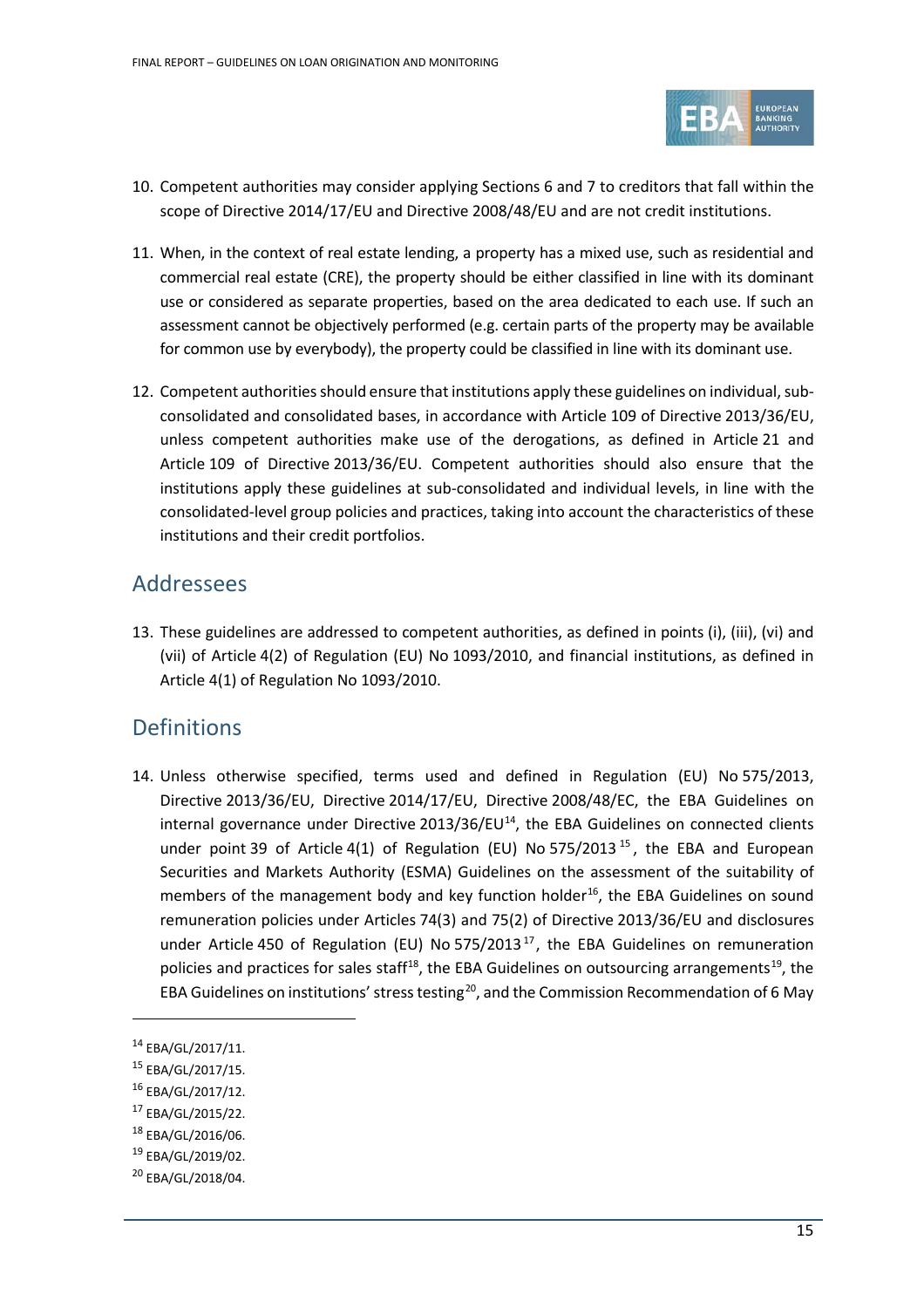10. Competent authorities may consider applying Sections 6 and 7 to creditors that fall within the scope of Directive 2014/17/EU and Directive 2008/48/EU and are not credit institutions.

11. When, in the context of real estate lending, a property has a mixed use, such as residential and commercial real estate (CRE), the property should be either classified in line with its dominant use or considered as separate properties, based on the area dedicated to each use. If such an assessment cannot be objectively performed (e.g. certain parts of the property may be available for common use by everybody), the property could be classified in line with its dominant use.

12. Competent authorities should ensure that institutions apply these guidelines on individual, sub-consolidated and consolidated bases, in accordance with Article 109 of Directive 2013/36/EU, unless competent authorities make use of the derogations, as defined in Article 21 and Article 109 of Directive 2013/36/EU. Competent authorities should also ensure that the institutions apply these guidelines at sub-consolidated and individual levels, in line with the consolidated-level group policies and practices, taking into account the characteristics of these institutions and their credit portfolios.

## Addressees

13. These guidelines are addressed to competent authorities, as defined in points (i), (iii), (vi) and (vii) of Article 4(2) of Regulation (EU) No 1093/2010, and financial institutions, as defined in Article 4(1) of Regulation No 1093/2010.

## Definitions

14. Unless otherwise specified, terms used and defined in Regulation (EU) No 575/2013, Directive 2013/36/EU, Directive 2014/17/EU, Directive 2008/48/EC, the EBA Guidelines on internal governance under Directive 2013/36/EU[14], the EBA Guidelines on connected clients under point 39 of Article 4(1) of Regulation (EU) No 575/2013[15], the EBA and European Securities and Markets Authority (ESMA) Guidelines on the assessment of the suitability of members of the management body and key function holder[16], the EBA Guidelines on sound remuneration policies under Articles 74(3) and 75(2) of Directive 2013/36/EU and disclosures under Article 450 of Regulation (EU) No 575/2013[17], the EBA Guidelines on remuneration policies and practices for sales staff[18], the EBA Guidelines on outsourcing arrangements[19], the EBA Guidelines on institutions' stress testing[20], and the Commission Recommendation of 6 May

[14] EBA/GL/2017/11.

[15] EBA/GL/2017/15.

[16] EBA/GL/2017/12.

[17] EBA/GL/2015/22.

[18] EBA/GL/2016/06.

[19] EBA/GL/2019/02.

[20] EBA/GL/2018/04.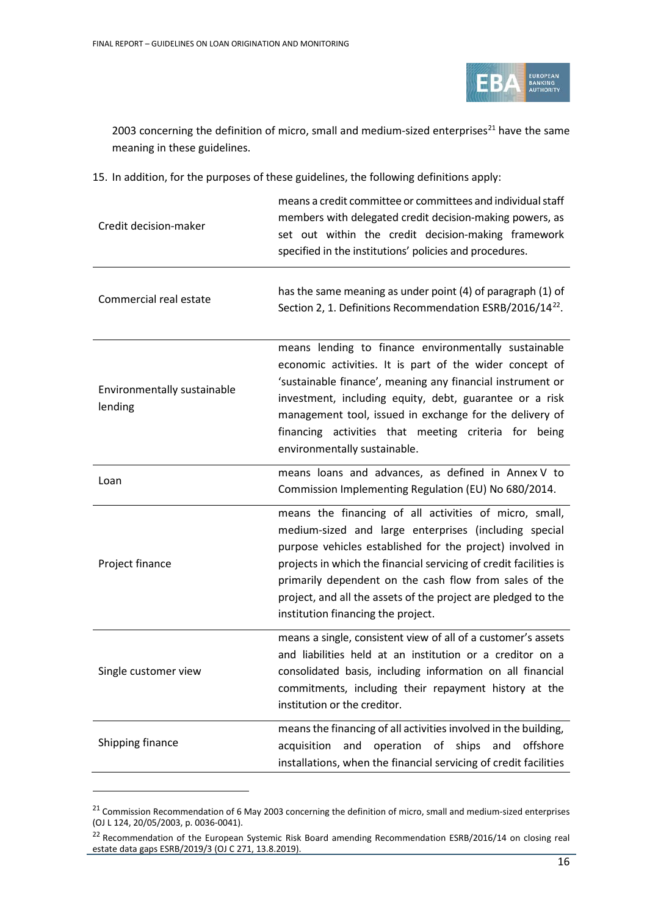2003 concerning the definition of micro, small and medium-sized enterprises[21] have the same meaning in these guidelines.

15. In addition, for the purposes of these guidelines, the following definitions apply:

| | |
|---|---|
| Credit decision-maker | means a credit committee or committees and individual staff members with delegated credit decision-making powers, as set out within the credit decision-making framework specified in the institutions' policies and procedures. |
| Commercial real estate | has the same meaning as under point (4) of paragraph (1) of Section 2, 1. Definitions Recommendation ESRB/2016/14[22]. |
| Environmentally sustainable lending | means lending to finance environmentally sustainable economic activities. It is part of the wider concept of 'sustainable finance', meaning any financial instrument or investment, including equity, debt, guarantee or a risk management tool, issued in exchange for the delivery of financing activities that meeting criteria for being environmentally sustainable. |
| Loan | means loans and advances, as defined in Annex V to Commission Implementing Regulation (EU) No 680/2014. |
| Project finance | means the financing of all activities of micro, small, medium-sized and large enterprises (including special purpose vehicles established for the project) involved in projects in which the financial servicing of credit facilities is primarily dependent on the cash flow from sales of the project, and all the assets of the project are pledged to the institution financing the project. |
| Single customer view | means a single, consistent view of all of a customer's assets and liabilities held at an institution or a creditor on a consolidated basis, including information on all financial commitments, including their repayment history at the institution or the creditor. |
| Shipping finance | means the financing of all activities involved in the building, acquisition and operation of ships and offshore installations, when the financial servicing of credit facilities |

[21] Commission Recommendation of 6 May 2003 concerning the definition of micro, small and medium-sized enterprises (OJ L 124, 20/05/2003, p. 0036-0041).

[22] Recommendation of the European Systemic Risk Board amending Recommendation ESRB/2016/14 on closing real estate data gaps ESRB/2019/3 (OJ C 271, 13.8.2019).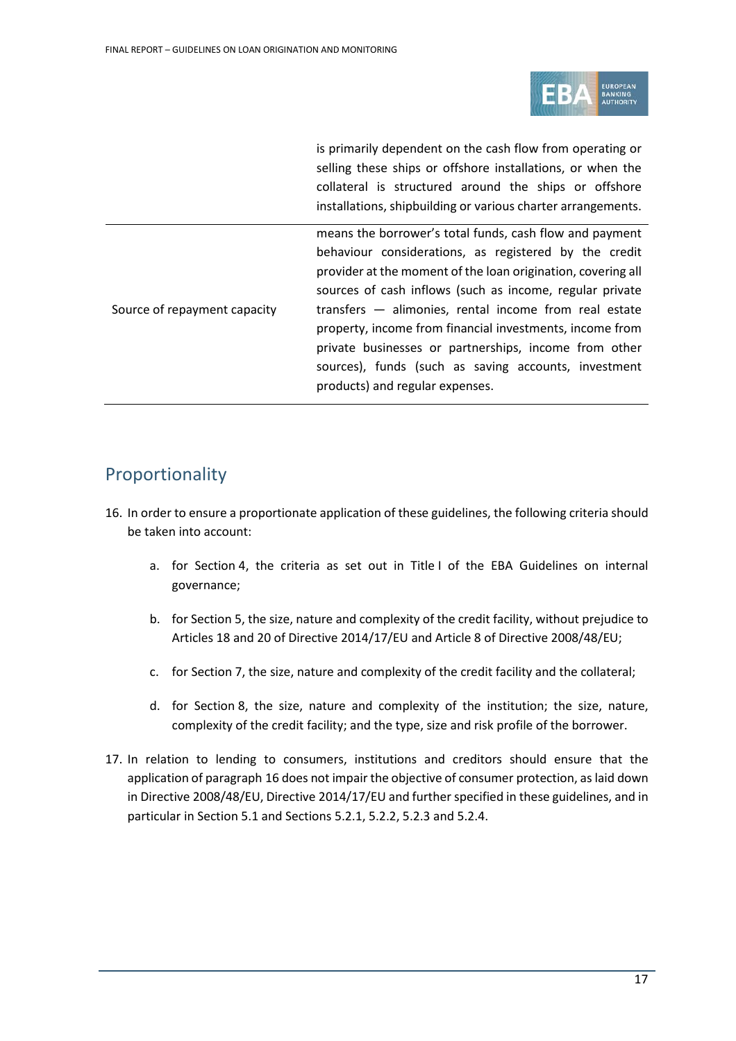| | |
|---|---|
| | is primarily dependent on the cash flow from operating or selling these ships or offshore installations, or when the collateral is structured around the ships or offshore installations, shipbuilding or various charter arrangements. |
| Source of repayment capacity | means the borrower's total funds, cash flow and payment behaviour considerations, as registered by the credit provider at the moment of the loan origination, covering all sources of cash inflows (such as income, regular private transfers — alimonies, rental income from real estate property, income from financial investments, income from private businesses or partnerships, income from other sources), funds (such as saving accounts, investment products) and regular expenses. |

## Proportionality

16. In order to ensure a proportionate application of these guidelines, the following criteria should be taken into account:

    a. for Section 4, the criteria as set out in Title I of the EBA Guidelines on internal governance;

    b. for Section 5, the size, nature and complexity of the credit facility, without prejudice to Articles 18 and 20 of Directive 2014/17/EU and Article 8 of Directive 2008/48/EU;

    c. for Section 7, the size, nature and complexity of the credit facility and the collateral;

    d. for Section 8, the size, nature and complexity of the institution; the size, nature, complexity of the credit facility; and the type, size and risk profile of the borrower.

17. In relation to lending to consumers, institutions and creditors should ensure that the application of paragraph 16 does not impair the objective of consumer protection, as laid down in Directive 2008/48/EU, Directive 2014/17/EU and further specified in these guidelines, and in particular in Section 5.1 and Sections 5.2.1, 5.2.2, 5.2.3 and 5.2.4.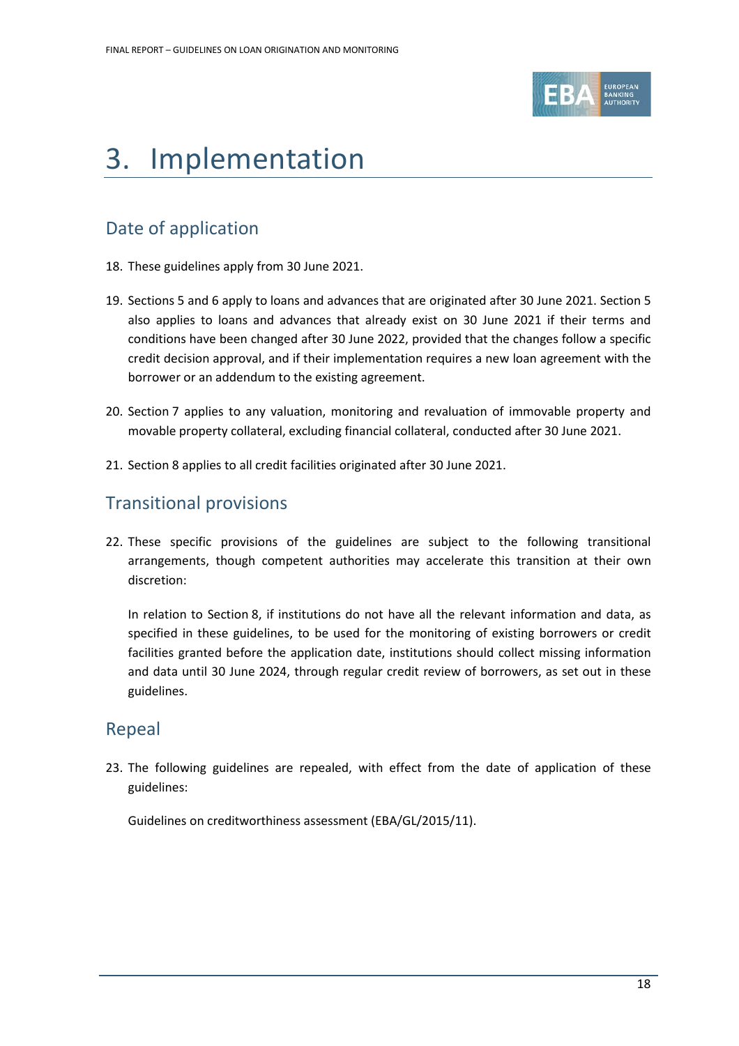# 3. Implementation

## Date of application

18. These guidelines apply from 30 June 2021.

19. Sections 5 and 6 apply to loans and advances that are originated after 30 June 2021. Section 5 also applies to loans and advances that already exist on 30 June 2021 if their terms and conditions have been changed after 30 June 2022, provided that the changes follow a specific credit decision approval, and if their implementation requires a new loan agreement with the borrower or an addendum to the existing agreement.

20. Section 7 applies to any valuation, monitoring and revaluation of immovable property and movable property collateral, excluding financial collateral, conducted after 30 June 2021.

21. Section 8 applies to all credit facilities originated after 30 June 2021.

## Transitional provisions

22. These specific provisions of the guidelines are subject to the following transitional arrangements, though competent authorities may accelerate this transition at their own discretion:

    In relation to Section 8, if institutions do not have all the relevant information and data, as specified in these guidelines, to be used for the monitoring of existing borrowers or credit facilities granted before the application date, institutions should collect missing information and data until 30 June 2024, through regular credit review of borrowers, as set out in these guidelines.

## Repeal

23. The following guidelines are repealed, with effect from the date of application of these guidelines:

    Guidelines on creditworthiness assessment (EBA/GL/2015/11).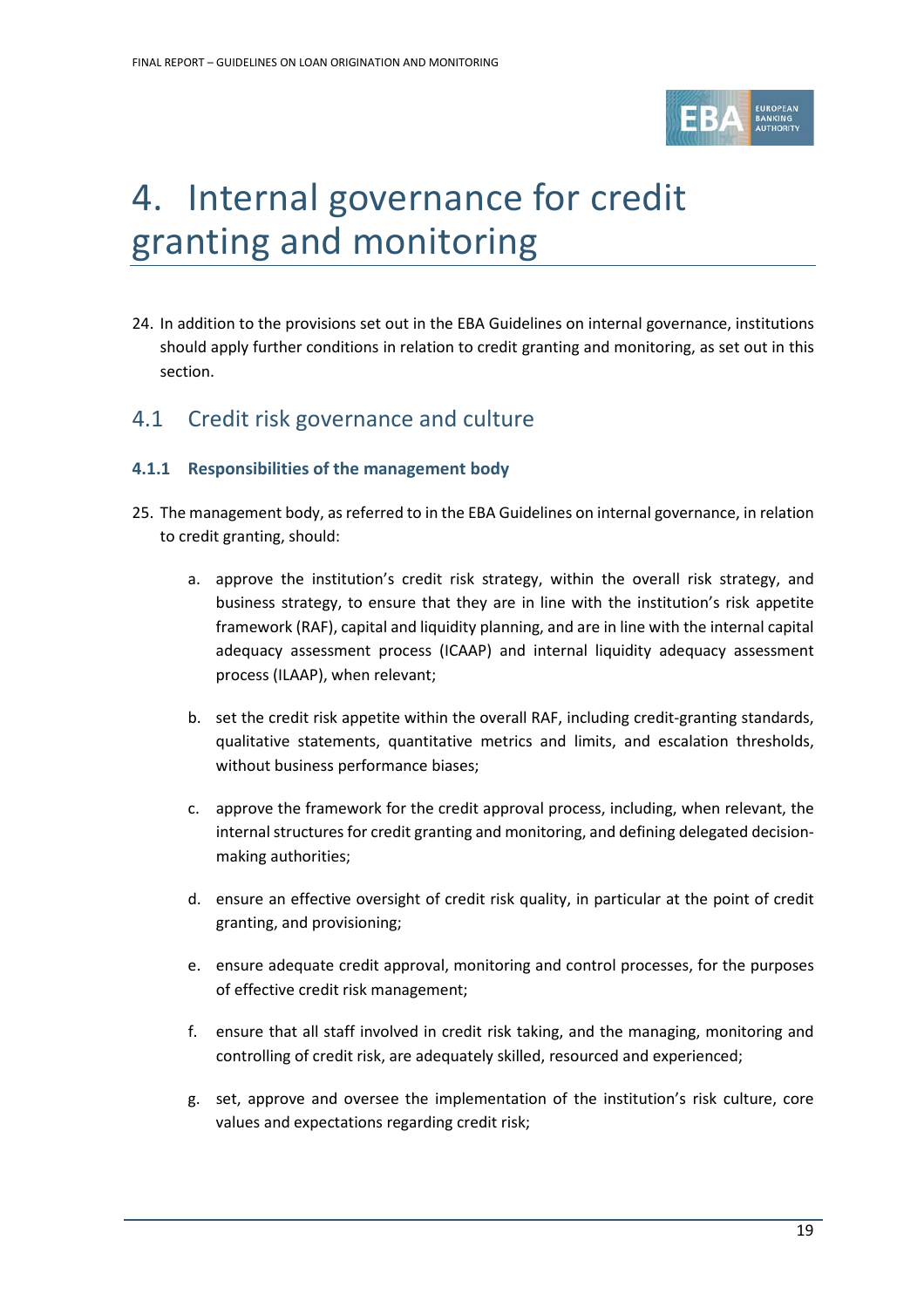# 4. Internal governance for credit granting and monitoring

24. In addition to the provisions set out in the EBA Guidelines on internal governance, institutions should apply further conditions in relation to credit granting and monitoring, as set out in this section.

## 4.1 Credit risk governance and culture

### 4.1.1 Responsibilities of the management body

25. The management body, as referred to in the EBA Guidelines on internal governance, in relation to credit granting, should:

    a. approve the institution's credit risk strategy, within the overall risk strategy, and business strategy, to ensure that they are in line with the institution's risk appetite framework (RAF), capital and liquidity planning, and are in line with the internal capital adequacy assessment process (ICAAP) and internal liquidity adequacy assessment process (ILAAP), when relevant;

    b. set the credit risk appetite within the overall RAF, including credit-granting standards, qualitative statements, quantitative metrics and limits, and escalation thresholds, without business performance biases;

    c. approve the framework for the credit approval process, including, when relevant, the internal structures for credit granting and monitoring, and defining delegated decision-making authorities;

    d. ensure an effective oversight of credit risk quality, in particular at the point of credit granting, and provisioning;

    e. ensure adequate credit approval, monitoring and control processes, for the purposes of effective credit risk management;

    f. ensure that all staff involved in credit risk taking, and the managing, monitoring and controlling of credit risk, are adequately skilled, resourced and experienced;

    g. set, approve and oversee the implementation of the institution's risk culture, core values and expectations regarding credit risk;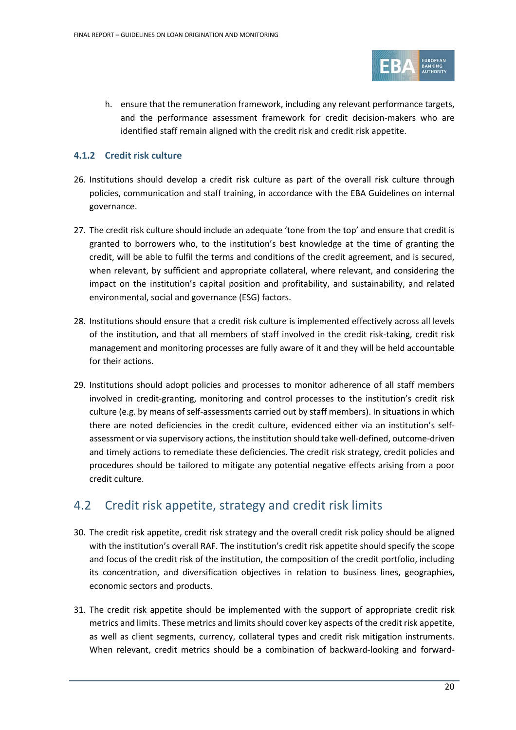h. ensure that the remuneration framework, including any relevant performance targets, and the performance assessment framework for credit decision-makers who are identified staff remain aligned with the credit risk and credit risk appetite.

### 4.1.2 Credit risk culture

26. Institutions should develop a credit risk culture as part of the overall risk culture through policies, communication and staff training, in accordance with the EBA Guidelines on internal governance.

27. The credit risk culture should include an adequate 'tone from the top' and ensure that credit is granted to borrowers who, to the institution's best knowledge at the time of granting the credit, will be able to fulfil the terms and conditions of the credit agreement, and is secured, when relevant, by sufficient and appropriate collateral, where relevant, and considering the impact on the institution's capital position and profitability, and sustainability, and related environmental, social and governance (ESG) factors.

28. Institutions should ensure that a credit risk culture is implemented effectively across all levels of the institution, and that all members of staff involved in the credit risk-taking, credit risk management and monitoring processes are fully aware of it and they will be held accountable for their actions.

29. Institutions should adopt policies and processes to monitor adherence of all staff members involved in credit-granting, monitoring and control processes to the institution's credit risk culture (e.g. by means of self-assessments carried out by staff members). In situations in which there are noted deficiencies in the credit culture, evidenced either via an institution's self-assessment or via supervisory actions, the institution should take well-defined, outcome-driven and timely actions to remediate these deficiencies. The credit risk strategy, credit policies and procedures should be tailored to mitigate any potential negative effects arising from a poor credit culture.

## 4.2 Credit risk appetite, strategy and credit risk limits

30. The credit risk appetite, credit risk strategy and the overall credit risk policy should be aligned with the institution's overall RAF. The institution's credit risk appetite should specify the scope and focus of the credit risk of the institution, the composition of the credit portfolio, including its concentration, and diversification objectives in relation to business lines, geographies, economic sectors and products.

31. The credit risk appetite should be implemented with the support of appropriate credit risk metrics and limits. These metrics and limits should cover key aspects of the credit risk appetite, as well as client segments, currency, collateral types and credit risk mitigation instruments. When relevant, credit metrics should be a combination of backward-looking and forward-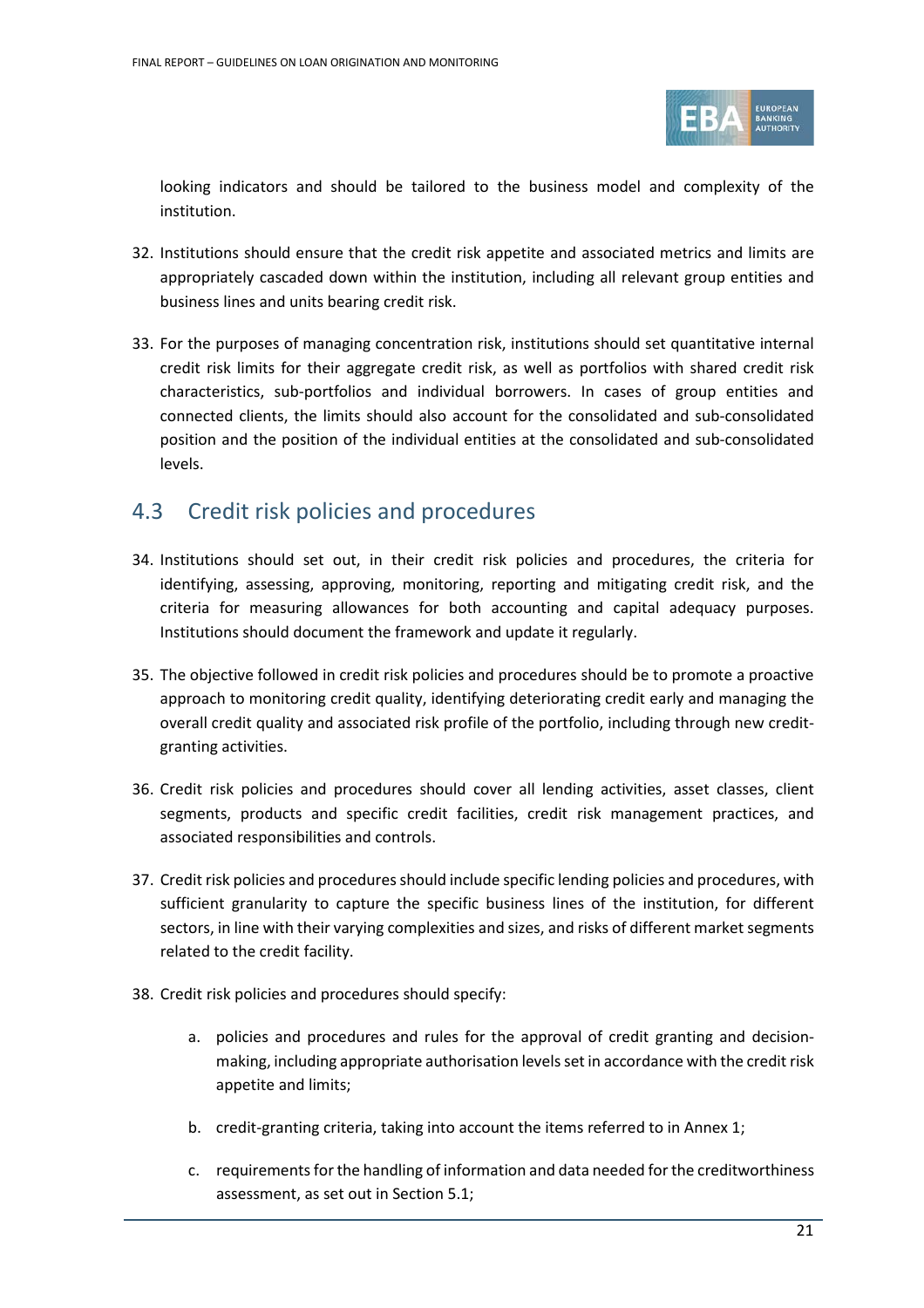looking indicators and should be tailored to the business model and complexity of the institution.

32. Institutions should ensure that the credit risk appetite and associated metrics and limits are appropriately cascaded down within the institution, including all relevant group entities and business lines and units bearing credit risk.

33. For the purposes of managing concentration risk, institutions should set quantitative internal credit risk limits for their aggregate credit risk, as well as portfolios with shared credit risk characteristics, sub-portfolios and individual borrowers. In cases of group entities and connected clients, the limits should also account for the consolidated and sub-consolidated position and the position of the individual entities at the consolidated and sub-consolidated levels.

## 4.3 Credit risk policies and procedures

34. Institutions should set out, in their credit risk policies and procedures, the criteria for identifying, assessing, approving, monitoring, reporting and mitigating credit risk, and the criteria for measuring allowances for both accounting and capital adequacy purposes. Institutions should document the framework and update it regularly.

35. The objective followed in credit risk policies and procedures should be to promote a proactive approach to monitoring credit quality, identifying deteriorating credit early and managing the overall credit quality and associated risk profile of the portfolio, including through new credit-granting activities.

36. Credit risk policies and procedures should cover all lending activities, asset classes, client segments, products and specific credit facilities, credit risk management practices, and associated responsibilities and controls.

37. Credit risk policies and procedures should include specific lending policies and procedures, with sufficient granularity to capture the specific business lines of the institution, for different sectors, in line with their varying complexities and sizes, and risks of different market segments related to the credit facility.

38. Credit risk policies and procedures should specify:

    a. policies and procedures and rules for the approval of credit granting and decision-making, including appropriate authorisation levels set in accordance with the credit risk appetite and limits;

    b. credit-granting criteria, taking into account the items referred to in Annex 1;

    c. requirements for the handling of information and data needed for the creditworthiness assessment, as set out in Section 5.1;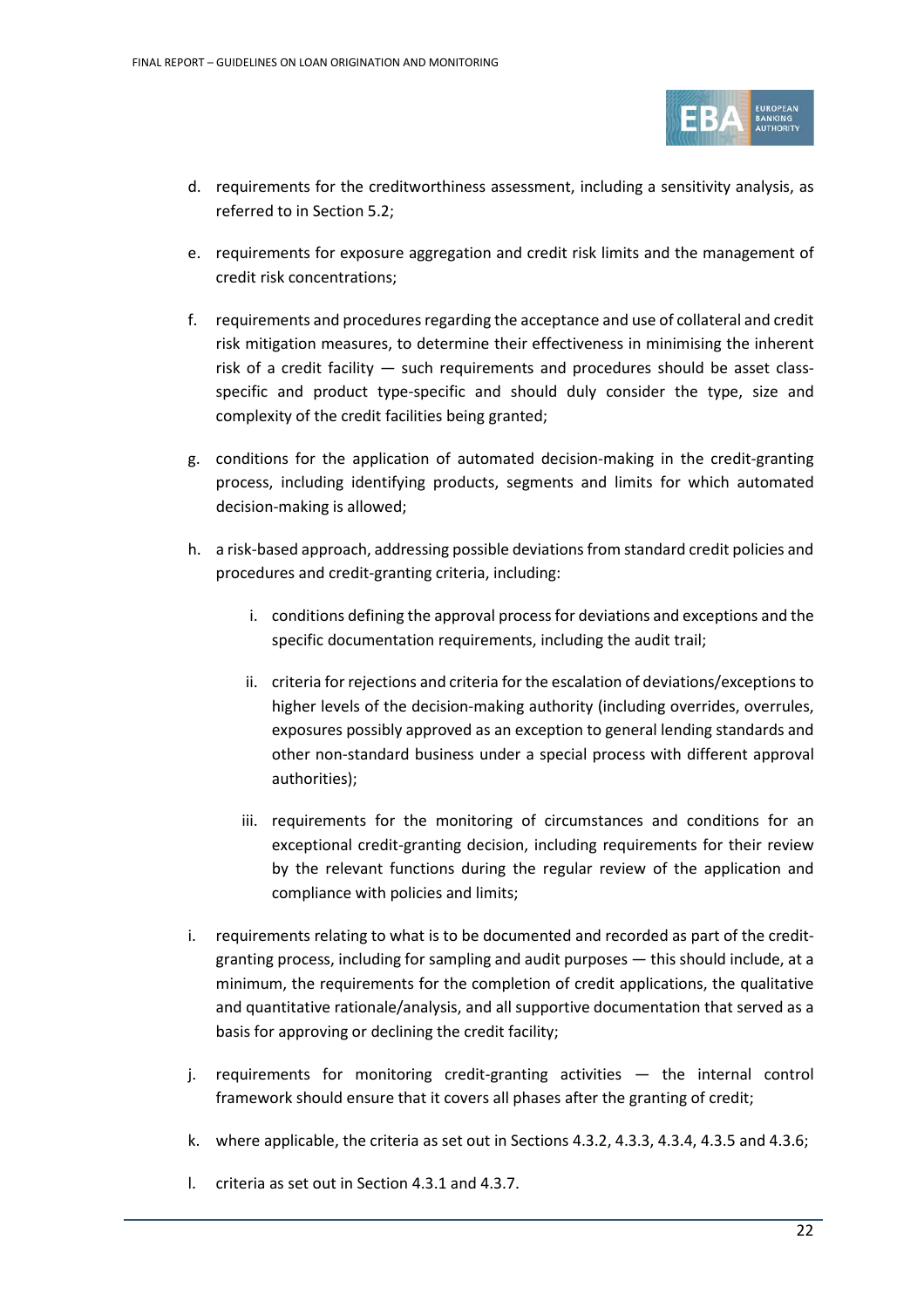d. requirements for the creditworthiness assessment, including a sensitivity analysis, as referred to in Section 5.2;

e. requirements for exposure aggregation and credit risk limits and the management of credit risk concentrations;

f. requirements and procedures regarding the acceptance and use of collateral and credit risk mitigation measures, to determine their effectiveness in minimising the inherent risk of a credit facility — such requirements and procedures should be asset class-specific and product type-specific and should duly consider the type, size and complexity of the credit facilities being granted;

g. conditions for the application of automated decision-making in the credit-granting process, including identifying products, segments and limits for which automated decision-making is allowed;

h. a risk-based approach, addressing possible deviations from standard credit policies and procedures and credit-granting criteria, including:

   i. conditions defining the approval process for deviations and exceptions and the specific documentation requirements, including the audit trail;

   ii. criteria for rejections and criteria for the escalation of deviations/exceptions to higher levels of the decision-making authority (including overrides, overrules, exposures possibly approved as an exception to general lending standards and other non-standard business under a special process with different approval authorities);

   iii. requirements for the monitoring of circumstances and conditions for an exceptional credit-granting decision, including requirements for their review by the relevant functions during the regular review of the application and compliance with policies and limits;

i. requirements relating to what is to be documented and recorded as part of the credit-granting process, including for sampling and audit purposes — this should include, at a minimum, the requirements for the completion of credit applications, the qualitative and quantitative rationale/analysis, and all supportive documentation that served as a basis for approving or declining the credit facility;

j. requirements for monitoring credit-granting activities — the internal control framework should ensure that it covers all phases after the granting of credit;

k. where applicable, the criteria as set out in Sections 4.3.2, 4.3.3, 4.3.4, 4.3.5 and 4.3.6;

l. criteria as set out in Section 4.3.1 and 4.3.7.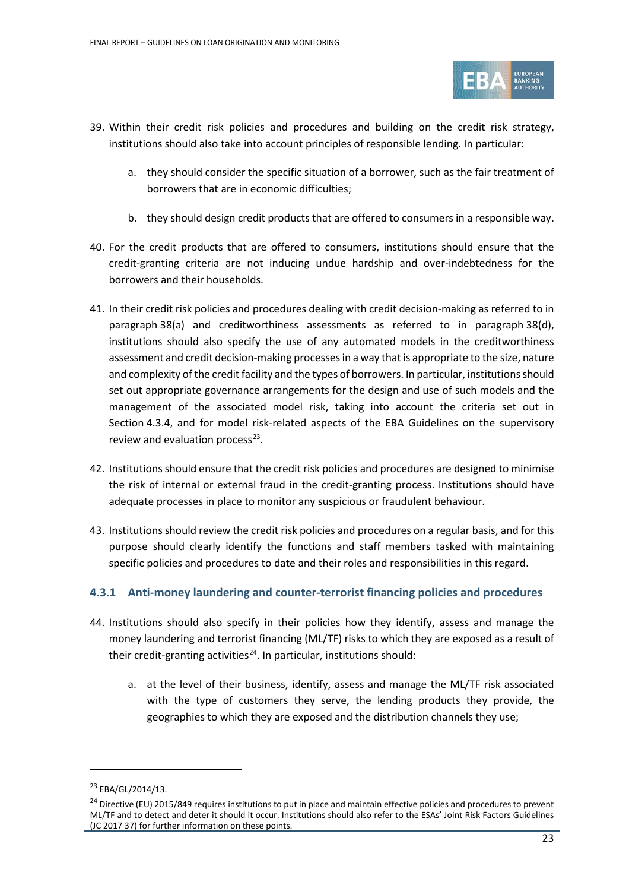39. Within their credit risk policies and procedures and building on the credit risk strategy, institutions should also take into account principles of responsible lending. In particular:

    a. they should consider the specific situation of a borrower, such as the fair treatment of borrowers that are in economic difficulties;

    b. they should design credit products that are offered to consumers in a responsible way.

40. For the credit products that are offered to consumers, institutions should ensure that the credit-granting criteria are not inducing undue hardship and over-indebtedness for the borrowers and their households.

41. In their credit risk policies and procedures dealing with credit decision-making as referred to in paragraph 38(a) and creditworthiness assessments as referred to in paragraph 38(d), institutions should also specify the use of any automated models in the creditworthiness assessment and credit decision-making processes in a way that is appropriate to the size, nature and complexity of the credit facility and the types of borrowers. In particular, institutions should set out appropriate governance arrangements for the design and use of such models and the management of the associated model risk, taking into account the criteria set out in Section 4.3.4, and for model risk-related aspects of the EBA Guidelines on the supervisory review and evaluation process[23].

42. Institutions should ensure that the credit risk policies and procedures are designed to minimise the risk of internal or external fraud in the credit-granting process. Institutions should have adequate processes in place to monitor any suspicious or fraudulent behaviour.

43. Institutions should review the credit risk policies and procedures on a regular basis, and for this purpose should clearly identify the functions and staff members tasked with maintaining specific policies and procedures to date and their roles and responsibilities in this regard.

### 4.3.1 Anti-money laundering and counter-terrorist financing policies and procedures

44. Institutions should also specify in their policies how they identify, assess and manage the money laundering and terrorist financing (ML/TF) risks to which they are exposed as a result of their credit-granting activities[24]. In particular, institutions should:

    a. at the level of their business, identify, assess and manage the ML/TF risk associated with the type of customers they serve, the lending products they provide, the geographies to which they are exposed and the distribution channels they use;

---

[23] EBA/GL/2014/13.

[24] Directive (EU) 2015/849 requires institutions to put in place and maintain effective policies and procedures to prevent ML/TF and to detect and deter it should it occur. Institutions should also refer to the ESAs' Joint Risk Factors Guidelines (JC 2017 37) for further information on these points.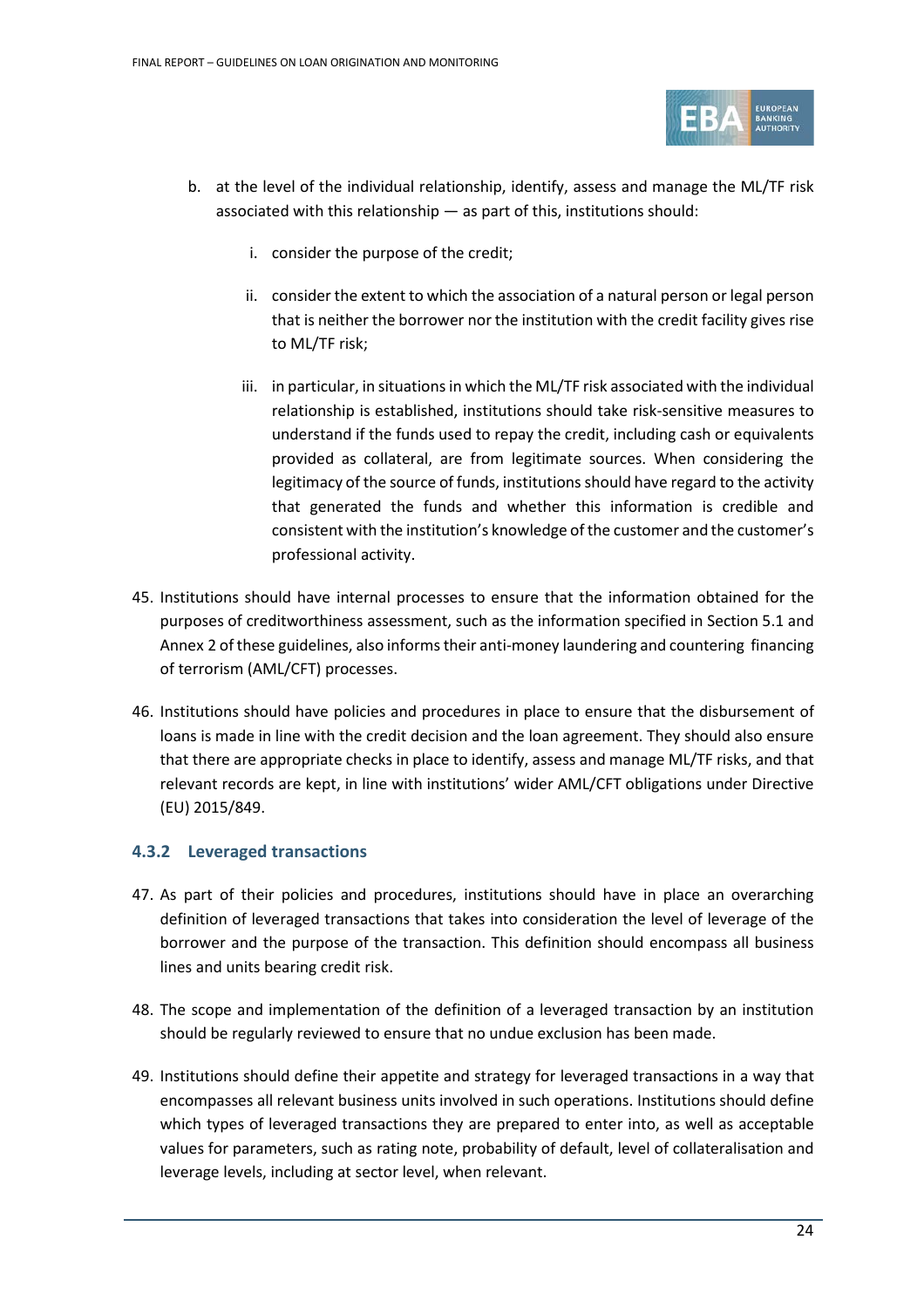b. at the level of the individual relationship, identify, assess and manage the ML/TF risk associated with this relationship — as part of this, institutions should:

   i. consider the purpose of the credit;

   ii. consider the extent to which the association of a natural person or legal person that is neither the borrower nor the institution with the credit facility gives rise to ML/TF risk;

   iii. in particular, in situations in which the ML/TF risk associated with the individual relationship is established, institutions should take risk-sensitive measures to understand if the funds used to repay the credit, including cash or equivalents provided as collateral, are from legitimate sources. When considering the legitimacy of the source of funds, institutions should have regard to the activity that generated the funds and whether this information is credible and consistent with the institution's knowledge of the customer and the customer's professional activity.

45. Institutions should have internal processes to ensure that the information obtained for the purposes of creditworthiness assessment, such as the information specified in Section 5.1 and Annex 2 of these guidelines, also informs their anti-money laundering and countering financing of terrorism (AML/CFT) processes.

46. Institutions should have policies and procedures in place to ensure that the disbursement of loans is made in line with the credit decision and the loan agreement. They should also ensure that there are appropriate checks in place to identify, assess and manage ML/TF risks, and that relevant records are kept, in line with institutions' wider AML/CFT obligations under Directive (EU) 2015/849.

### 4.3.2 Leveraged transactions

47. As part of their policies and procedures, institutions should have in place an overarching definition of leveraged transactions that takes into consideration the level of leverage of the borrower and the purpose of the transaction. This definition should encompass all business lines and units bearing credit risk.

48. The scope and implementation of the definition of a leveraged transaction by an institution should be regularly reviewed to ensure that no undue exclusion has been made.

49. Institutions should define their appetite and strategy for leveraged transactions in a way that encompasses all relevant business units involved in such operations. Institutions should define which types of leveraged transactions they are prepared to enter into, as well as acceptable values for parameters, such as rating note, probability of default, level of collateralisation and leverage levels, including at sector level, when relevant.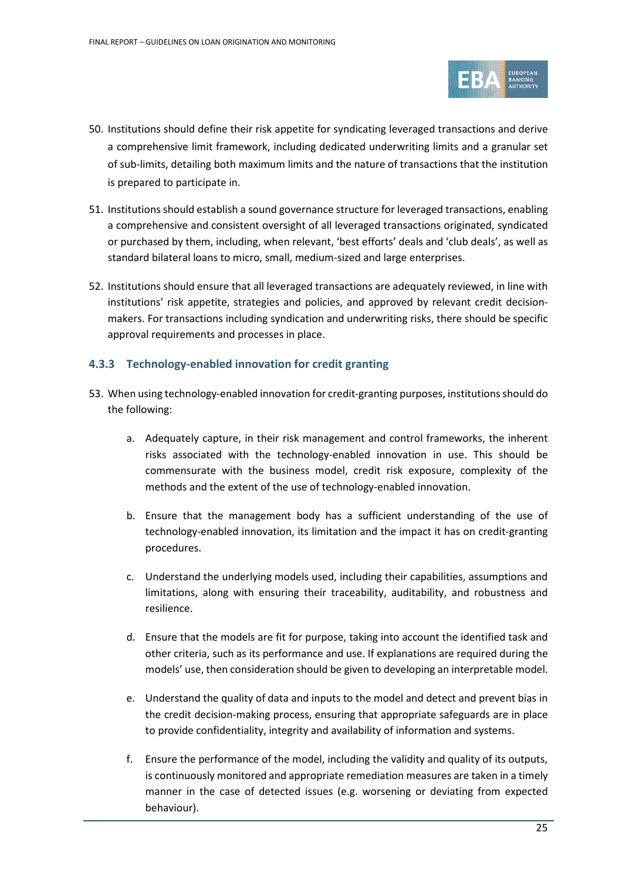50. Institutions should define their risk appetite for syndicating leveraged transactions and derive a comprehensive limit framework, including dedicated underwriting limits and a granular set of sub-limits, detailing both maximum limits and the nature of transactions that the institution is prepared to participate in.

51. Institutions should establish a sound governance structure for leveraged transactions, enabling a comprehensive and consistent oversight of all leveraged transactions originated, syndicated or purchased by them, including, when relevant, 'best efforts' deals and 'club deals', as well as standard bilateral loans to micro, small, medium-sized and large enterprises.

52. Institutions should ensure that all leveraged transactions are adequately reviewed, in line with institutions' risk appetite, strategies and policies, and approved by relevant credit decision-makers. For transactions including syndication and underwriting risks, there should be specific approval requirements and processes in place.

### 4.3.3 Technology-enabled innovation for credit granting

53. When using technology-enabled innovation for credit-granting purposes, institutions should do the following:

    a. Adequately capture, in their risk management and control frameworks, the inherent risks associated with the technology-enabled innovation in use. This should be commensurate with the business model, credit risk exposure, complexity of the methods and the extent of the use of technology-enabled innovation.

    b. Ensure that the management body has a sufficient understanding of the use of technology-enabled innovation, its limitation and the impact it has on credit-granting procedures.

    c. Understand the underlying models used, including their capabilities, assumptions and limitations, along with ensuring their traceability, auditability, and robustness and resilience.

    d. Ensure that the models are fit for purpose, taking into account the identified task and other criteria, such as its performance and use. If explanations are required during the models' use, then consideration should be given to developing an interpretable model.

    e. Understand the quality of data and inputs to the model and detect and prevent bias in the credit decision-making process, ensuring that appropriate safeguards are in place to provide confidentiality, integrity and availability of information and systems.

    f. Ensure the performance of the model, including the validity and quality of its outputs, is continuously monitored and appropriate remediation measures are taken in a timely manner in the case of detected issues (e.g. worsening or deviating from expected behaviour).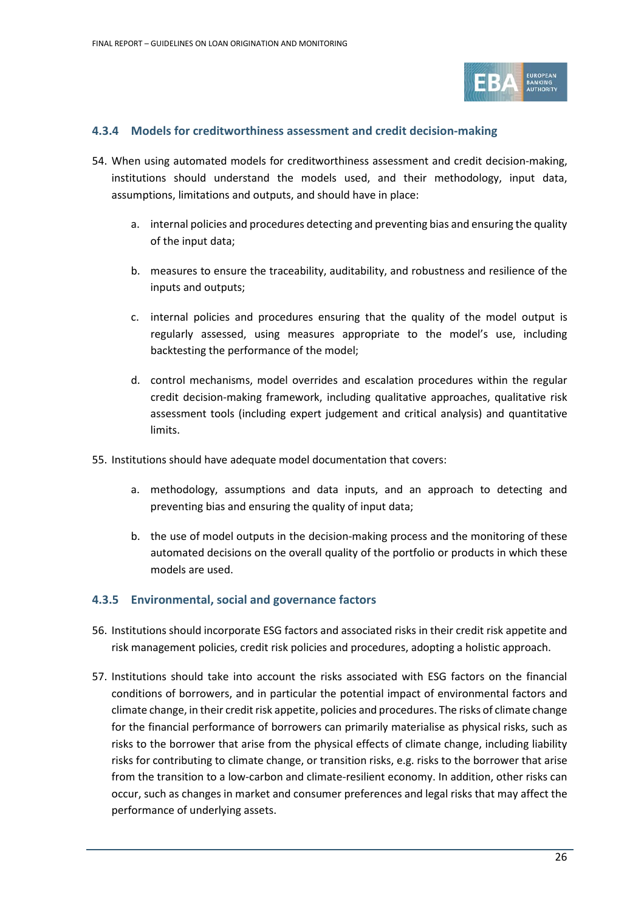### 4.3.4 Models for creditworthiness assessment and credit decision-making

54. When using automated models for creditworthiness assessment and credit decision-making, institutions should understand the models used, and their methodology, input data, assumptions, limitations and outputs, and should have in place:

    a. internal policies and procedures detecting and preventing bias and ensuring the quality of the input data;

    b. measures to ensure the traceability, auditability, and robustness and resilience of the inputs and outputs;

    c. internal policies and procedures ensuring that the quality of the model output is regularly assessed, using measures appropriate to the model's use, including backtesting the performance of the model;

    d. control mechanisms, model overrides and escalation procedures within the regular credit decision-making framework, including qualitative approaches, qualitative risk assessment tools (including expert judgement and critical analysis) and quantitative limits.

55. Institutions should have adequate model documentation that covers:

    a. methodology, assumptions and data inputs, and an approach to detecting and preventing bias and ensuring the quality of input data;

    b. the use of model outputs in the decision-making process and the monitoring of these automated decisions on the overall quality of the portfolio or products in which these models are used.

### 4.3.5 Environmental, social and governance factors

56. Institutions should incorporate ESG factors and associated risks in their credit risk appetite and risk management policies, credit risk policies and procedures, adopting a holistic approach.

57. Institutions should take into account the risks associated with ESG factors on the financial conditions of borrowers, and in particular the potential impact of environmental factors and climate change, in their credit risk appetite, policies and procedures. The risks of climate change for the financial performance of borrowers can primarily materialise as physical risks, such as risks to the borrower that arise from the physical effects of climate change, including liability risks for contributing to climate change, or transition risks, e.g. risks to the borrower that arise from the transition to a low-carbon and climate-resilient economy. In addition, other risks can occur, such as changes in market and consumer preferences and legal risks that may affect the performance of underlying assets.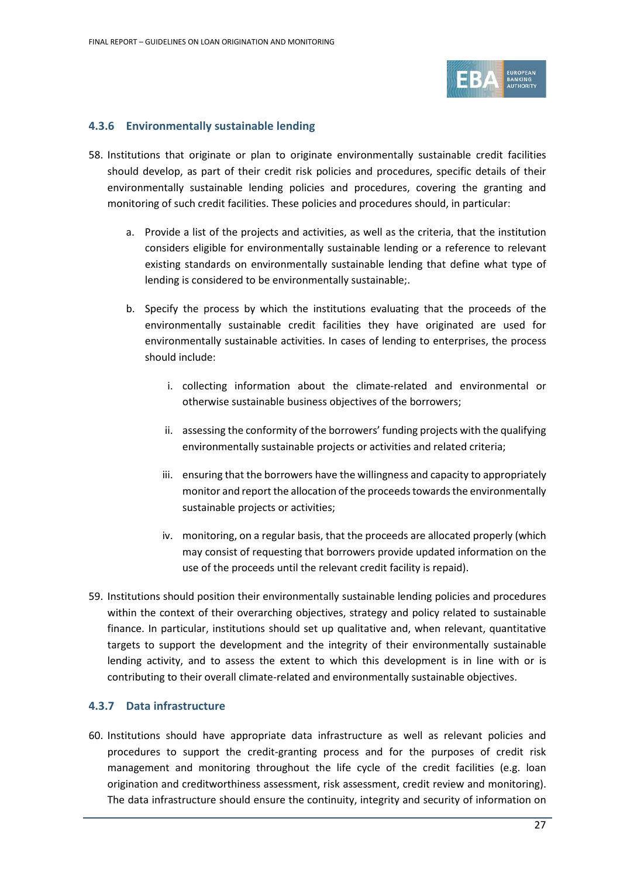### 4.3.6 Environmentally sustainable lending

58. Institutions that originate or plan to originate environmentally sustainable credit facilities should develop, as part of their credit risk policies and procedures, specific details of their environmentally sustainable lending policies and procedures, covering the granting and monitoring of such credit facilities. These policies and procedures should, in particular:

    a. Provide a list of the projects and activities, as well as the criteria, that the institution considers eligible for environmentally sustainable lending or a reference to relevant existing standards on environmentally sustainable lending that define what type of lending is considered to be environmentally sustainable;.

    b. Specify the process by which the institutions evaluating that the proceeds of the environmentally sustainable credit facilities they have originated are used for environmentally sustainable activities. In cases of lending to enterprises, the process should include:

        i. collecting information about the climate-related and environmental or otherwise sustainable business objectives of the borrowers;

        ii. assessing the conformity of the borrowers' funding projects with the qualifying environmentally sustainable projects or activities and related criteria;

        iii. ensuring that the borrowers have the willingness and capacity to appropriately monitor and report the allocation of the proceeds towards the environmentally sustainable projects or activities;

        iv. monitoring, on a regular basis, that the proceeds are allocated properly (which may consist of requesting that borrowers provide updated information on the use of the proceeds until the relevant credit facility is repaid).

59. Institutions should position their environmentally sustainable lending policies and procedures within the context of their overarching objectives, strategy and policy related to sustainable finance. In particular, institutions should set up qualitative and, when relevant, quantitative targets to support the development and the integrity of their environmentally sustainable lending activity, and to assess the extent to which this development is in line with or is contributing to their overall climate-related and environmentally sustainable objectives.

### 4.3.7 Data infrastructure

60. Institutions should have appropriate data infrastructure as well as relevant policies and procedures to support the credit-granting process and for the purposes of credit risk management and monitoring throughout the life cycle of the credit facilities (e.g. loan origination and creditworthiness assessment, risk assessment, credit review and monitoring). The data infrastructure should ensure the continuity, integrity and security of information on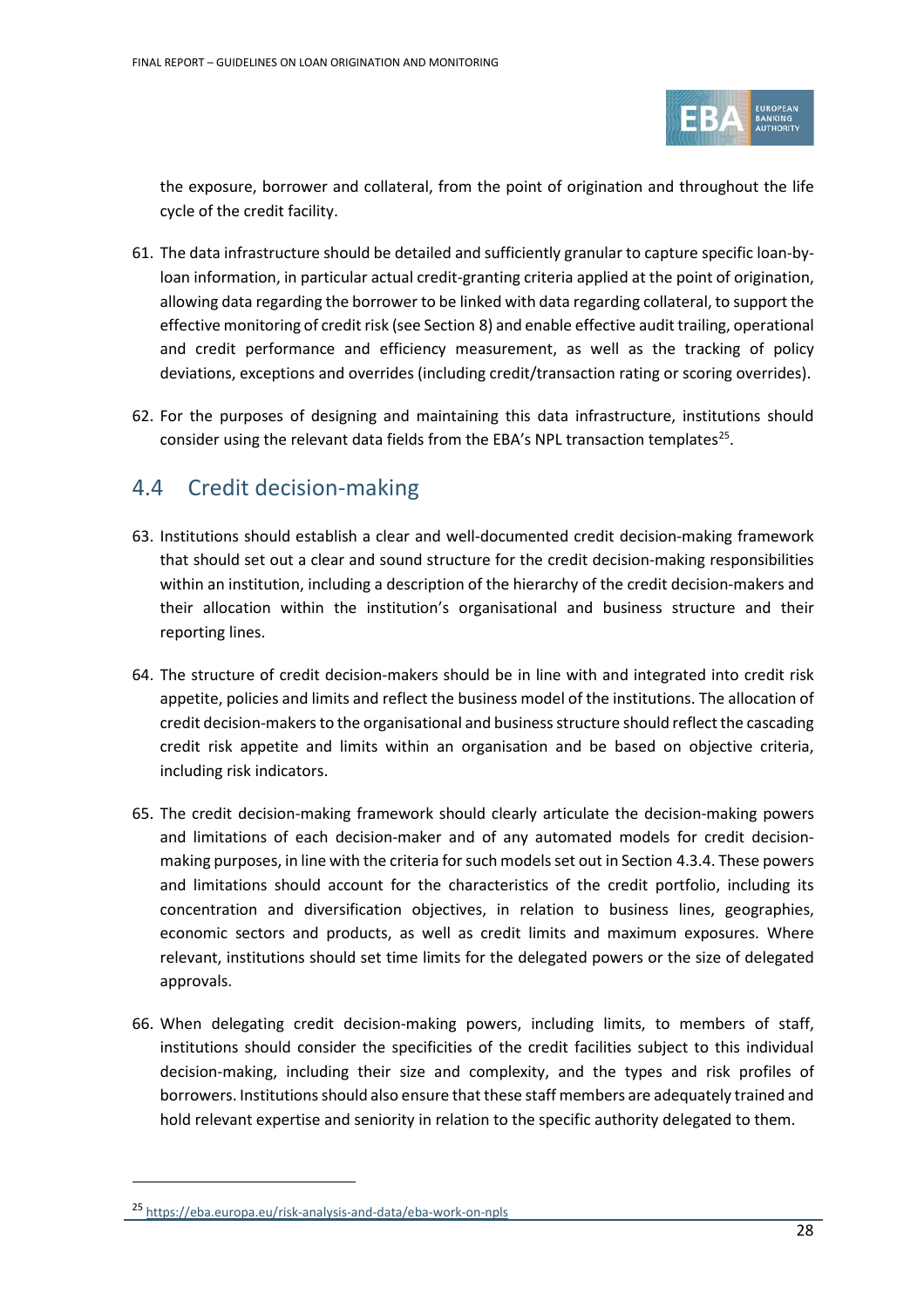the exposure, borrower and collateral, from the point of origination and throughout the life cycle of the credit facility.

61. The data infrastructure should be detailed and sufficiently granular to capture specific loan-by-loan information, in particular actual credit-granting criteria applied at the point of origination, allowing data regarding the borrower to be linked with data regarding collateral, to support the effective monitoring of credit risk (see Section 8) and enable effective audit trailing, operational and credit performance and efficiency measurement, as well as the tracking of policy deviations, exceptions and overrides (including credit/transaction rating or scoring overrides).

62. For the purposes of designing and maintaining this data infrastructure, institutions should consider using the relevant data fields from the EBA's NPL transaction templates[25].

## 4.4 Credit decision-making

63. Institutions should establish a clear and well-documented credit decision-making framework that should set out a clear and sound structure for the credit decision-making responsibilities within an institution, including a description of the hierarchy of the credit decision-makers and their allocation within the institution's organisational and business structure and their reporting lines.

64. The structure of credit decision-makers should be in line with and integrated into credit risk appetite, policies and limits and reflect the business model of the institutions. The allocation of credit decision-makers to the organisational and business structure should reflect the cascading credit risk appetite and limits within an organisation and be based on objective criteria, including risk indicators.

65. The credit decision-making framework should clearly articulate the decision-making powers and limitations of each decision-maker and of any automated models for credit decision-making purposes, in line with the criteria for such models set out in Section 4.3.4. These powers and limitations should account for the characteristics of the credit portfolio, including its concentration and diversification objectives, in relation to business lines, geographies, economic sectors and products, as well as credit limits and maximum exposures. Where relevant, institutions should set time limits for the delegated powers or the size of delegated approvals.

66. When delegating credit decision-making powers, including limits, to members of staff, institutions should consider the specificities of the credit facilities subject to this individual decision-making, including their size and complexity, and the types and risk profiles of borrowers. Institutions should also ensure that these staff members are adequately trained and hold relevant expertise and seniority in relation to the specific authority delegated to them.

[25] https://eba.europa.eu/risk-analysis-and-data/eba-work-on-npls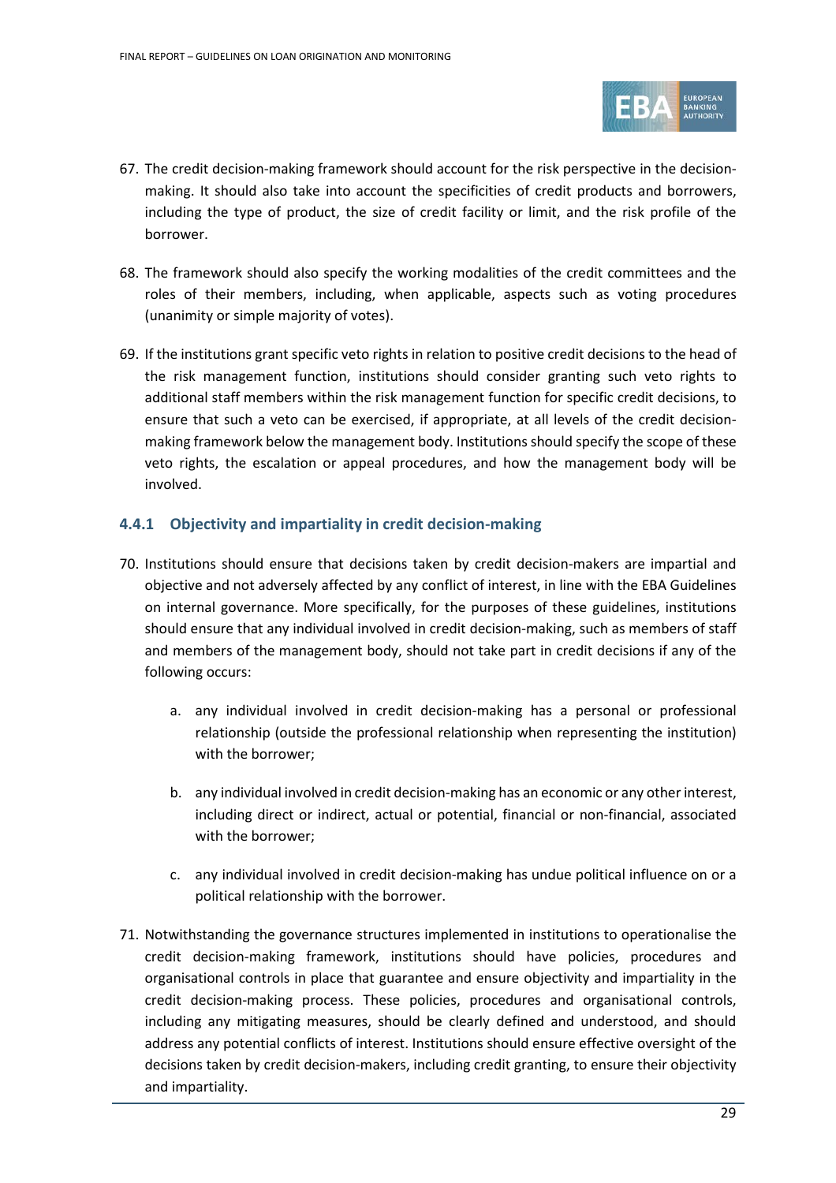67. The credit decision-making framework should account for the risk perspective in the decision-making. It should also take into account the specificities of credit products and borrowers, including the type of product, the size of credit facility or limit, and the risk profile of the borrower.

68. The framework should also specify the working modalities of the credit committees and the roles of their members, including, when applicable, aspects such as voting procedures (unanimity or simple majority of votes).

69. If the institutions grant specific veto rights in relation to positive credit decisions to the head of the risk management function, institutions should consider granting such veto rights to additional staff members within the risk management function for specific credit decisions, to ensure that such a veto can be exercised, if appropriate, at all levels of the credit decision-making framework below the management body. Institutions should specify the scope of these veto rights, the escalation or appeal procedures, and how the management body will be involved.

### 4.4.1 Objectivity and impartiality in credit decision-making

70. Institutions should ensure that decisions taken by credit decision-makers are impartial and objective and not adversely affected by any conflict of interest, in line with the EBA Guidelines on internal governance. More specifically, for the purposes of these guidelines, institutions should ensure that any individual involved in credit decision-making, such as members of staff and members of the management body, should not take part in credit decisions if any of the following occurs:

    a. any individual involved in credit decision-making has a personal or professional relationship (outside the professional relationship when representing the institution) with the borrower;

    b. any individual involved in credit decision-making has an economic or any other interest, including direct or indirect, actual or potential, financial or non-financial, associated with the borrower;

    c. any individual involved in credit decision-making has undue political influence on or a political relationship with the borrower.

71. Notwithstanding the governance structures implemented in institutions to operationalise the credit decision-making framework, institutions should have policies, procedures and organisational controls in place that guarantee and ensure objectivity and impartiality in the credit decision-making process. These policies, procedures and organisational controls, including any mitigating measures, should be clearly defined and understood, and should address any potential conflicts of interest. Institutions should ensure effective oversight of the decisions taken by credit decision-makers, including credit granting, to ensure their objectivity and impartiality.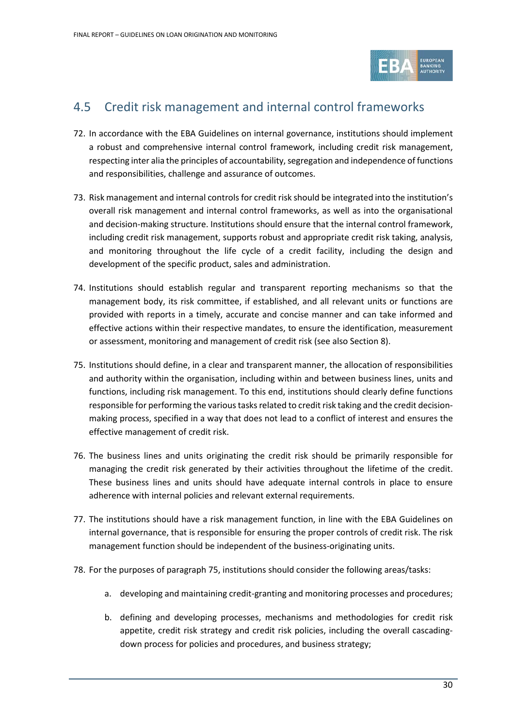## 4.5 Credit risk management and internal control frameworks

72. In accordance with the EBA Guidelines on internal governance, institutions should implement a robust and comprehensive internal control framework, including credit risk management, respecting inter alia the principles of accountability, segregation and independence of functions and responsibilities, challenge and assurance of outcomes.

73. Risk management and internal controls for credit risk should be integrated into the institution's overall risk management and internal control frameworks, as well as into the organisational and decision-making structure. Institutions should ensure that the internal control framework, including credit risk management, supports robust and appropriate credit risk taking, analysis, and monitoring throughout the life cycle of a credit facility, including the design and development of the specific product, sales and administration.

74. Institutions should establish regular and transparent reporting mechanisms so that the management body, its risk committee, if established, and all relevant units or functions are provided with reports in a timely, accurate and concise manner and can take informed and effective actions within their respective mandates, to ensure the identification, measurement or assessment, monitoring and management of credit risk (see also Section 8).

75. Institutions should define, in a clear and transparent manner, the allocation of responsibilities and authority within the organisation, including within and between business lines, units and functions, including risk management. To this end, institutions should clearly define functions responsible for performing the various tasks related to credit risk taking and the credit decision-making process, specified in a way that does not lead to a conflict of interest and ensures the effective management of credit risk.

76. The business lines and units originating the credit risk should be primarily responsible for managing the credit risk generated by their activities throughout the lifetime of the credit. These business lines and units should have adequate internal controls in place to ensure adherence with internal policies and relevant external requirements.

77. The institutions should have a risk management function, in line with the EBA Guidelines on internal governance, that is responsible for ensuring the proper controls of credit risk. The risk management function should be independent of the business-originating units.

78. For the purposes of paragraph 75, institutions should consider the following areas/tasks:

    a. developing and maintaining credit-granting and monitoring processes and procedures;

    b. defining and developing processes, mechanisms and methodologies for credit risk appetite, credit risk strategy and credit risk policies, including the overall cascading-down process for policies and procedures, and business strategy;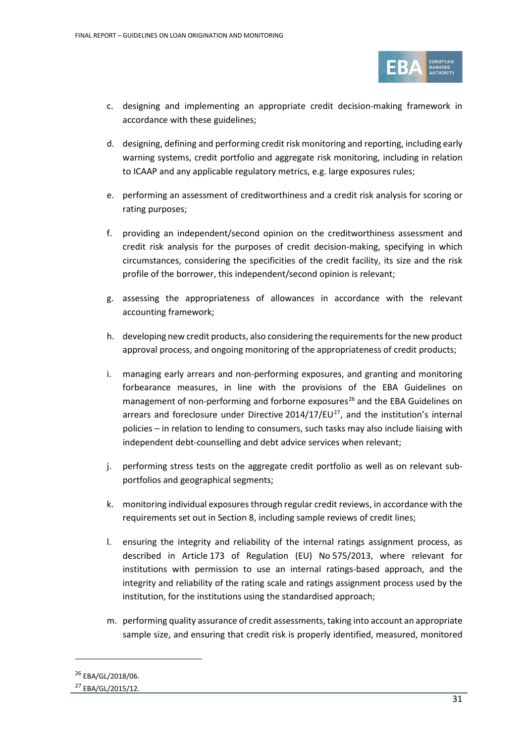c. designing and implementing an appropriate credit decision-making framework in accordance with these guidelines;

d. designing, defining and performing credit risk monitoring and reporting, including early warning systems, credit portfolio and aggregate risk monitoring, including in relation to ICAAP and any applicable regulatory metrics, e.g. large exposures rules;

e. performing an assessment of creditworthiness and a credit risk analysis for scoring or rating purposes;

f. providing an independent/second opinion on the creditworthiness assessment and credit risk analysis for the purposes of credit decision-making, specifying in which circumstances, considering the specificities of the credit facility, its size and the risk profile of the borrower, this independent/second opinion is relevant;

g. assessing the appropriateness of allowances in accordance with the relevant accounting framework;

h. developing new credit products, also considering the requirements for the new product approval process, and ongoing monitoring of the appropriateness of credit products;

i. managing early arrears and non-performing exposures, and granting and monitoring forbearance measures, in line with the provisions of the EBA Guidelines on management of non-performing and forborne exposures[26] and the EBA Guidelines on arrears and foreclosure under Directive 2014/17/EU[27], and the institution's internal policies – in relation to lending to consumers, such tasks may also include liaising with independent debt-counselling and debt advice services when relevant;

j. performing stress tests on the aggregate credit portfolio as well as on relevant sub-portfolios and geographical segments;

k. monitoring individual exposures through regular credit reviews, in accordance with the requirements set out in Section 8, including sample reviews of credit lines;

l. ensuring the integrity and reliability of the internal ratings assignment process, as described in Article 173 of Regulation (EU) No 575/2013, where relevant for institutions with permission to use an internal ratings-based approach, and the integrity and reliability of the rating scale and ratings assignment process used by the institution, for the institutions using the standardised approach;

m. performing quality assurance of credit assessments, taking into account an appropriate sample size, and ensuring that credit risk is properly identified, measured, monitored

[26] EBA/GL/2018/06.

[27] EBA/GL/2015/12.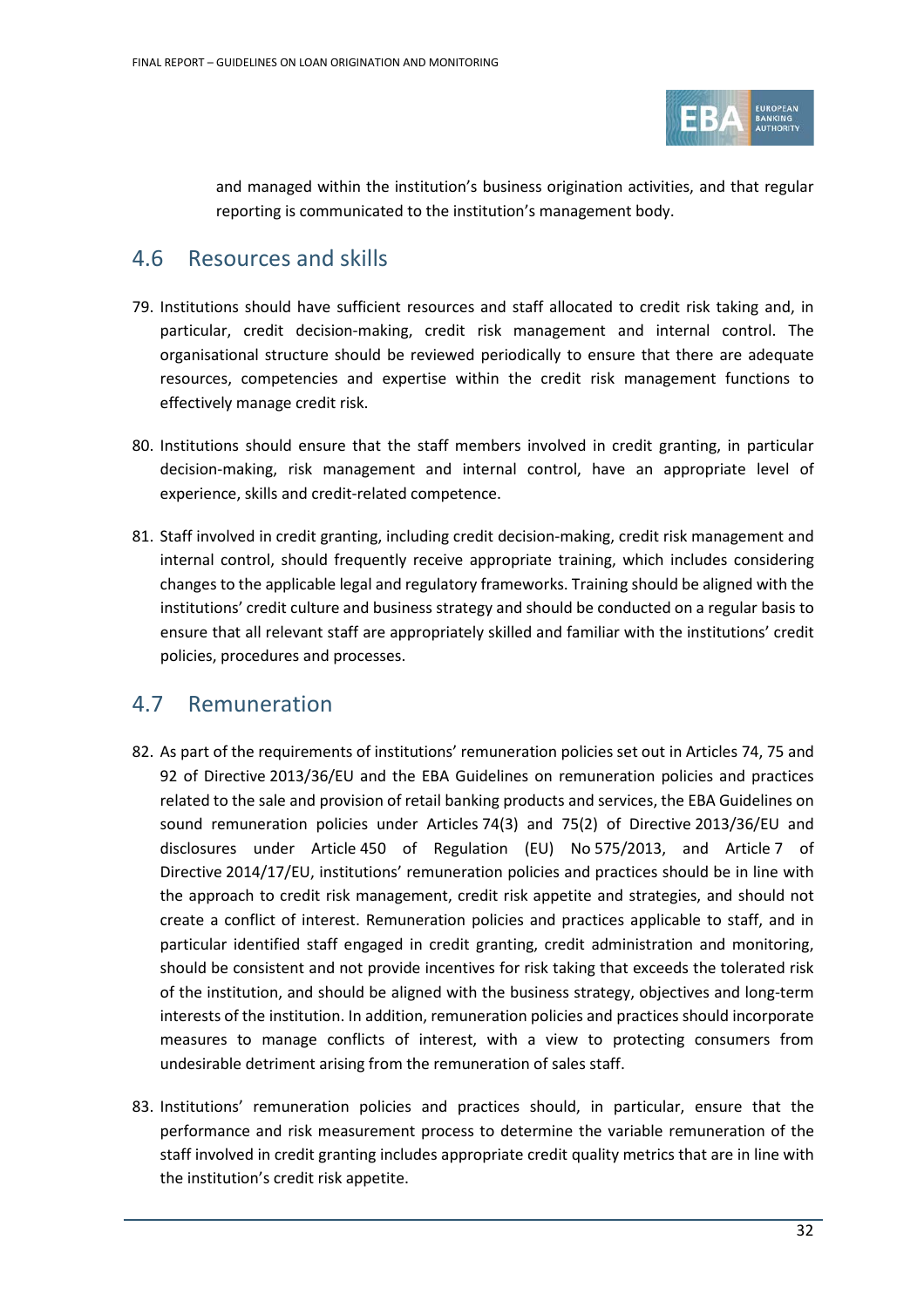and managed within the institution's business origination activities, and that regular reporting is communicated to the institution's management body.

## 4.6 Resources and skills

79. Institutions should have sufficient resources and staff allocated to credit risk taking and, in particular, credit decision-making, credit risk management and internal control. The organisational structure should be reviewed periodically to ensure that there are adequate resources, competencies and expertise within the credit risk management functions to effectively manage credit risk.

80. Institutions should ensure that the staff members involved in credit granting, in particular decision-making, risk management and internal control, have an appropriate level of experience, skills and credit-related competence.

81. Staff involved in credit granting, including credit decision-making, credit risk management and internal control, should frequently receive appropriate training, which includes considering changes to the applicable legal and regulatory frameworks. Training should be aligned with the institutions' credit culture and business strategy and should be conducted on a regular basis to ensure that all relevant staff are appropriately skilled and familiar with the institutions' credit policies, procedures and processes.

## 4.7 Remuneration

82. As part of the requirements of institutions' remuneration policies set out in Articles 74, 75 and 92 of Directive 2013/36/EU and the EBA Guidelines on remuneration policies and practices related to the sale and provision of retail banking products and services, the EBA Guidelines on sound remuneration policies under Articles 74(3) and 75(2) of Directive 2013/36/EU and disclosures under Article 450 of Regulation (EU) No 575/2013, and Article 7 of Directive 2014/17/EU, institutions' remuneration policies and practices should be in line with the approach to credit risk management, credit risk appetite and strategies, and should not create a conflict of interest. Remuneration policies and practices applicable to staff, and in particular identified staff engaged in credit granting, credit administration and monitoring, should be consistent and not provide incentives for risk taking that exceeds the tolerated risk of the institution, and should be aligned with the business strategy, objectives and long-term interests of the institution. In addition, remuneration policies and practices should incorporate measures to manage conflicts of interest, with a view to protecting consumers from undesirable detriment arising from the remuneration of sales staff.

83. Institutions' remuneration policies and practices should, in particular, ensure that the performance and risk measurement process to determine the variable remuneration of the staff involved in credit granting includes appropriate credit quality metrics that are in line with the institution's credit risk appetite.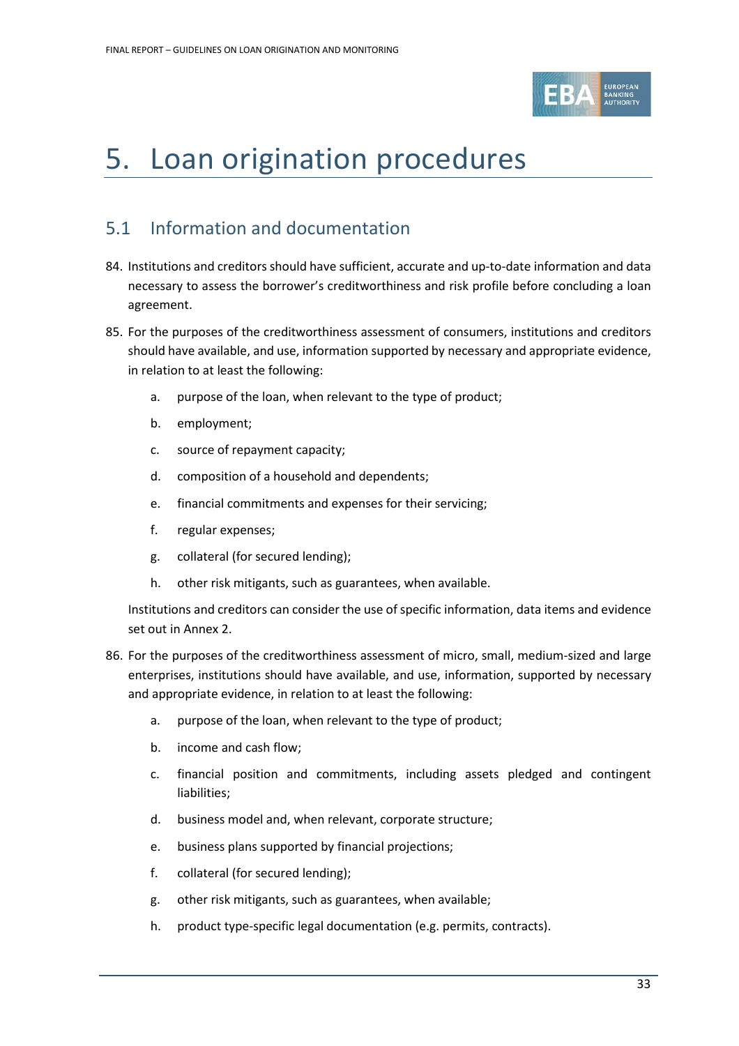# 5. Loan origination procedures

## 5.1 Information and documentation

84. Institutions and creditors should have sufficient, accurate and up-to-date information and data necessary to assess the borrower's creditworthiness and risk profile before concluding a loan agreement.

85. For the purposes of the creditworthiness assessment of consumers, institutions and creditors should have available, and use, information supported by necessary and appropriate evidence, in relation to at least the following:

    a. purpose of the loan, when relevant to the type of product;

    b. employment;

    c. source of repayment capacity;

    d. composition of a household and dependents;

    e. financial commitments and expenses for their servicing;

    f. regular expenses;

    g. collateral (for secured lending);

    h. other risk mitigants, such as guarantees, when available.

    Institutions and creditors can consider the use of specific information, data items and evidence set out in Annex 2.

86. For the purposes of the creditworthiness assessment of micro, small, medium-sized and large enterprises, institutions should have available, and use, information, supported by necessary and appropriate evidence, in relation to at least the following:

    a. purpose of the loan, when relevant to the type of product;

    b. income and cash flow;

    c. financial position and commitments, including assets pledged and contingent liabilities;

    d. business model and, when relevant, corporate structure;

    e. business plans supported by financial projections;

    f. collateral (for secured lending);

    g. other risk mitigants, such as guarantees, when available;

    h. product type-specific legal documentation (e.g. permits, contracts).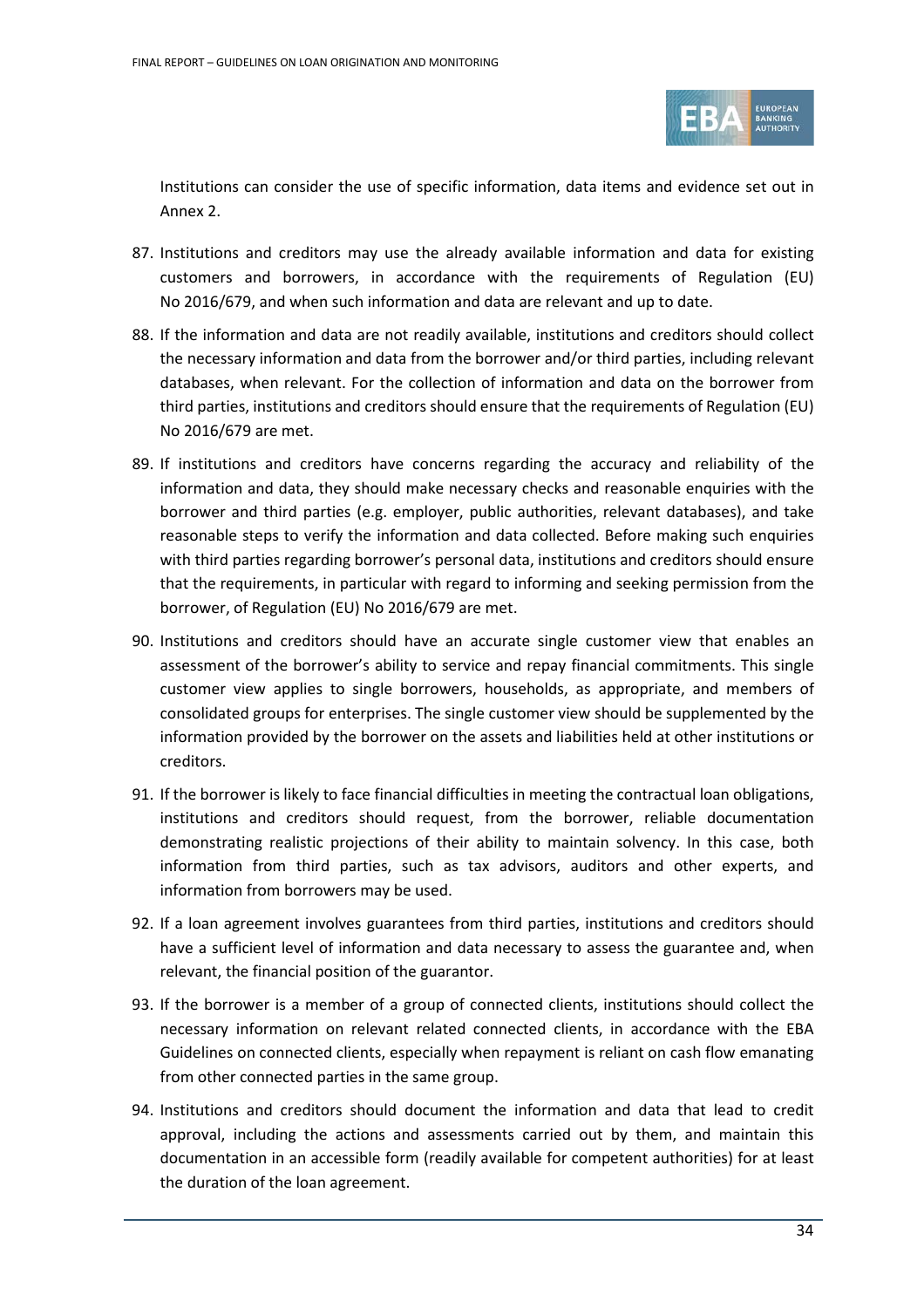Institutions can consider the use of specific information, data items and evidence set out in Annex 2.

87. Institutions and creditors may use the already available information and data for existing customers and borrowers, in accordance with the requirements of Regulation (EU) No 2016/679, and when such information and data are relevant and up to date.

88. If the information and data are not readily available, institutions and creditors should collect the necessary information and data from the borrower and/or third parties, including relevant databases, when relevant. For the collection of information and data on the borrower from third parties, institutions and creditors should ensure that the requirements of Regulation (EU) No 2016/679 are met.

89. If institutions and creditors have concerns regarding the accuracy and reliability of the information and data, they should make necessary checks and reasonable enquiries with the borrower and third parties (e.g. employer, public authorities, relevant databases), and take reasonable steps to verify the information and data collected. Before making such enquiries with third parties regarding borrower's personal data, institutions and creditors should ensure that the requirements, in particular with regard to informing and seeking permission from the borrower, of Regulation (EU) No 2016/679 are met.

90. Institutions and creditors should have an accurate single customer view that enables an assessment of the borrower's ability to service and repay financial commitments. This single customer view applies to single borrowers, households, as appropriate, and members of consolidated groups for enterprises. The single customer view should be supplemented by the information provided by the borrower on the assets and liabilities held at other institutions or creditors.

91. If the borrower is likely to face financial difficulties in meeting the contractual loan obligations, institutions and creditors should request, from the borrower, reliable documentation demonstrating realistic projections of their ability to maintain solvency. In this case, both information from third parties, such as tax advisors, auditors and other experts, and information from borrowers may be used.

92. If a loan agreement involves guarantees from third parties, institutions and creditors should have a sufficient level of information and data necessary to assess the guarantee and, when relevant, the financial position of the guarantor.

93. If the borrower is a member of a group of connected clients, institutions should collect the necessary information on relevant related connected clients, in accordance with the EBA Guidelines on connected clients, especially when repayment is reliant on cash flow emanating from other connected parties in the same group.

94. Institutions and creditors should document the information and data that lead to credit approval, including the actions and assessments carried out by them, and maintain this documentation in an accessible form (readily available for competent authorities) for at least the duration of the loan agreement.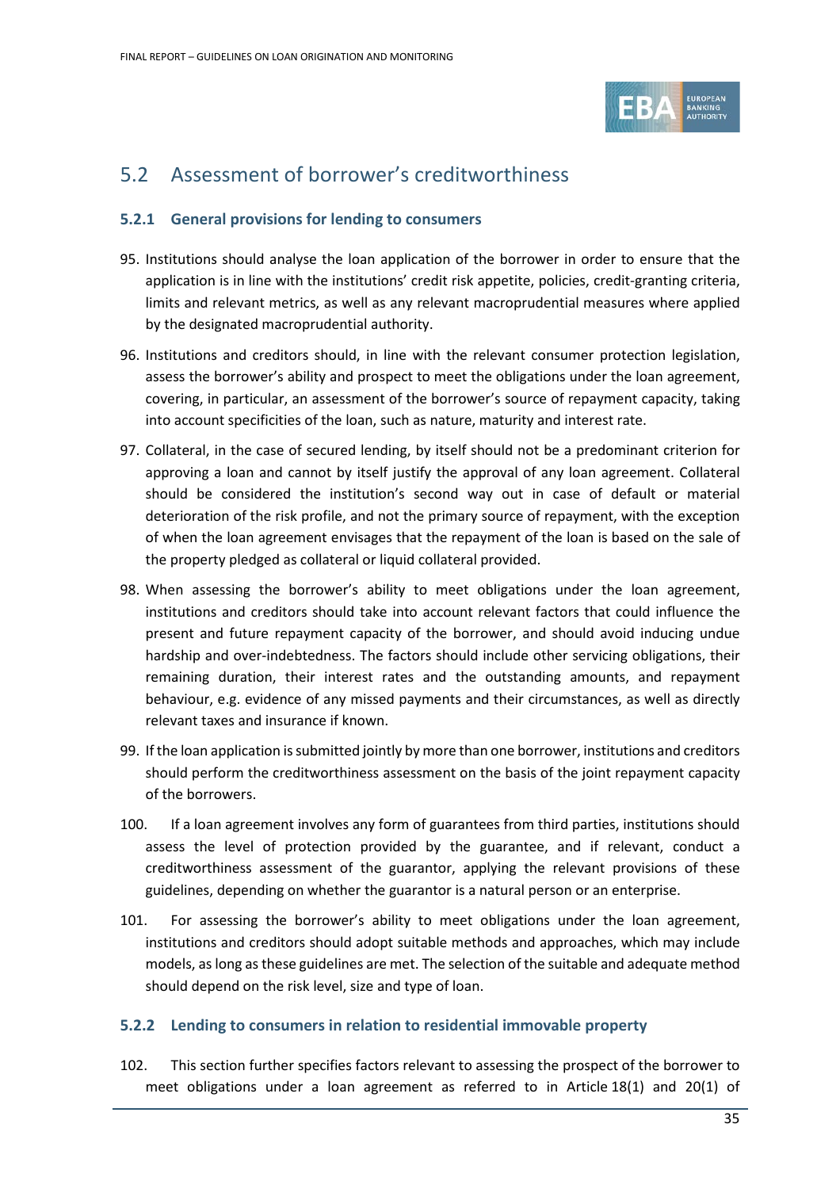## 5.2 Assessment of borrower's creditworthiness

### 5.2.1 General provisions for lending to consumers

95. Institutions should analyse the loan application of the borrower in order to ensure that the application is in line with the institutions' credit risk appetite, policies, credit-granting criteria, limits and relevant metrics, as well as any relevant macroprudential measures where applied by the designated macroprudential authority.

96. Institutions and creditors should, in line with the relevant consumer protection legislation, assess the borrower's ability and prospect to meet the obligations under the loan agreement, covering, in particular, an assessment of the borrower's source of repayment capacity, taking into account specificities of the loan, such as nature, maturity and interest rate.

97. Collateral, in the case of secured lending, by itself should not be a predominant criterion for approving a loan and cannot by itself justify the approval of any loan agreement. Collateral should be considered the institution's second way out in case of default or material deterioration of the risk profile, and not the primary source of repayment, with the exception of when the loan agreement envisages that the repayment of the loan is based on the sale of the property pledged as collateral or liquid collateral provided.

98. When assessing the borrower's ability to meet obligations under the loan agreement, institutions and creditors should take into account relevant factors that could influence the present and future repayment capacity of the borrower, and should avoid inducing undue hardship and over-indebtedness. The factors should include other servicing obligations, their remaining duration, their interest rates and the outstanding amounts, and repayment behaviour, e.g. evidence of any missed payments and their circumstances, as well as directly relevant taxes and insurance if known.

99. If the loan application is submitted jointly by more than one borrower, institutions and creditors should perform the creditworthiness assessment on the basis of the joint repayment capacity of the borrowers.

100. If a loan agreement involves any form of guarantees from third parties, institutions should assess the level of protection provided by the guarantee, and if relevant, conduct a creditworthiness assessment of the guarantor, applying the relevant provisions of these guidelines, depending on whether the guarantor is a natural person or an enterprise.

101. For assessing the borrower's ability to meet obligations under the loan agreement, institutions and creditors should adopt suitable methods and approaches, which may include models, as long as these guidelines are met. The selection of the suitable and adequate method should depend on the risk level, size and type of loan.

### 5.2.2 Lending to consumers in relation to residential immovable property

102. This section further specifies factors relevant to assessing the prospect of the borrower to meet obligations under a loan agreement as referred to in Article 18(1) and 20(1) of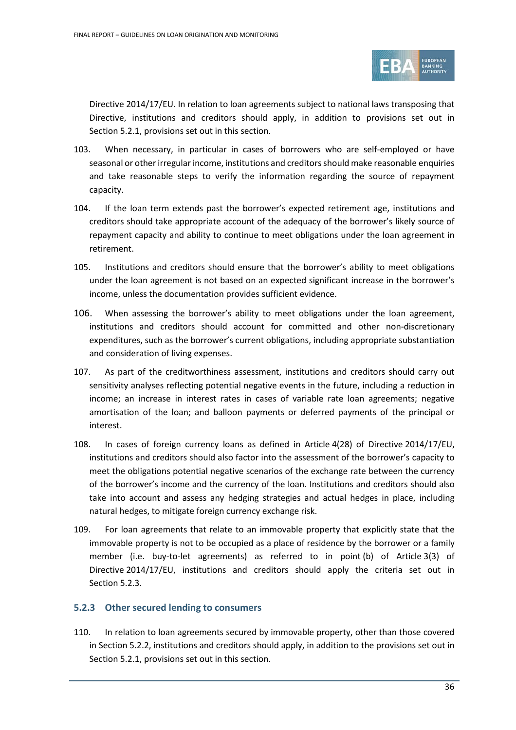Directive 2014/17/EU. In relation to loan agreements subject to national laws transposing that Directive, institutions and creditors should apply, in addition to provisions set out in Section 5.2.1, provisions set out in this section.

103. When necessary, in particular in cases of borrowers who are self-employed or have seasonal or other irregular income, institutions and creditors should make reasonable enquiries and take reasonable steps to verify the information regarding the source of repayment capacity.

104. If the loan term extends past the borrower's expected retirement age, institutions and creditors should take appropriate account of the adequacy of the borrower's likely source of repayment capacity and ability to continue to meet obligations under the loan agreement in retirement.

105. Institutions and creditors should ensure that the borrower's ability to meet obligations under the loan agreement is not based on an expected significant increase in the borrower's income, unless the documentation provides sufficient evidence.

106. When assessing the borrower's ability to meet obligations under the loan agreement, institutions and creditors should account for committed and other non-discretionary expenditures, such as the borrower's current obligations, including appropriate substantiation and consideration of living expenses.

107. As part of the creditworthiness assessment, institutions and creditors should carry out sensitivity analyses reflecting potential negative events in the future, including a reduction in income; an increase in interest rates in cases of variable rate loan agreements; negative amortisation of the loan; and balloon payments or deferred payments of the principal or interest.

108. In cases of foreign currency loans as defined in Article 4(28) of Directive 2014/17/EU, institutions and creditors should also factor into the assessment of the borrower's capacity to meet the obligations potential negative scenarios of the exchange rate between the currency of the borrower's income and the currency of the loan. Institutions and creditors should also take into account and assess any hedging strategies and actual hedges in place, including natural hedges, to mitigate foreign currency exchange risk.

109. For loan agreements that relate to an immovable property that explicitly state that the immovable property is not to be occupied as a place of residence by the borrower or a family member (i.e. buy-to-let agreements) as referred to in point (b) of Article 3(3) of Directive 2014/17/EU, institutions and creditors should apply the criteria set out in Section 5.2.3.

### 5.2.3 Other secured lending to consumers

110. In relation to loan agreements secured by immovable property, other than those covered in Section 5.2.2, institutions and creditors should apply, in addition to the provisions set out in Section 5.2.1, provisions set out in this section.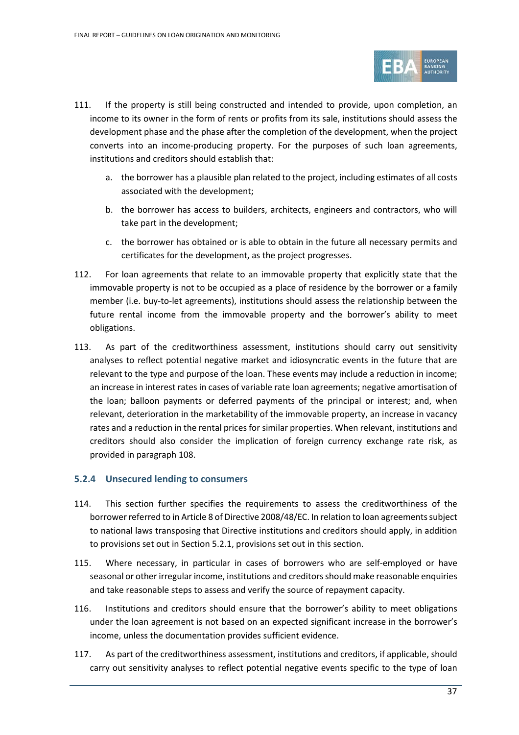111. If the property is still being constructed and intended to provide, upon completion, an income to its owner in the form of rents or profits from its sale, institutions should assess the development phase and the phase after the completion of the development, when the project converts into an income-producing property. For the purposes of such loan agreements, institutions and creditors should establish that:

    a. the borrower has a plausible plan related to the project, including estimates of all costs associated with the development;

    b. the borrower has access to builders, architects, engineers and contractors, who will take part in the development;

    c. the borrower has obtained or is able to obtain in the future all necessary permits and certificates for the development, as the project progresses.

112. For loan agreements that relate to an immovable property that explicitly state that the immovable property is not to be occupied as a place of residence by the borrower or a family member (i.e. buy-to-let agreements), institutions should assess the relationship between the future rental income from the immovable property and the borrower's ability to meet obligations.

113. As part of the creditworthiness assessment, institutions should carry out sensitivity analyses to reflect potential negative market and idiosyncratic events in the future that are relevant to the type and purpose of the loan. These events may include a reduction in income; an increase in interest rates in cases of variable rate loan agreements; negative amortisation of the loan; balloon payments or deferred payments of the principal or interest; and, when relevant, deterioration in the marketability of the immovable property, an increase in vacancy rates and a reduction in the rental prices for similar properties. When relevant, institutions and creditors should also consider the implication of foreign currency exchange rate risk, as provided in paragraph 108.

### 5.2.4 Unsecured lending to consumers

114. This section further specifies the requirements to assess the creditworthiness of the borrower referred to in Article 8 of Directive 2008/48/EC. In relation to loan agreements subject to national laws transposing that Directive institutions and creditors should apply, in addition to provisions set out in Section 5.2.1, provisions set out in this section.

115. Where necessary, in particular in cases of borrowers who are self-employed or have seasonal or other irregular income, institutions and creditors should make reasonable enquiries and take reasonable steps to assess and verify the source of repayment capacity.

116. Institutions and creditors should ensure that the borrower's ability to meet obligations under the loan agreement is not based on an expected significant increase in the borrower's income, unless the documentation provides sufficient evidence.

117. As part of the creditworthiness assessment, institutions and creditors, if applicable, should carry out sensitivity analyses to reflect potential negative events specific to the type of loan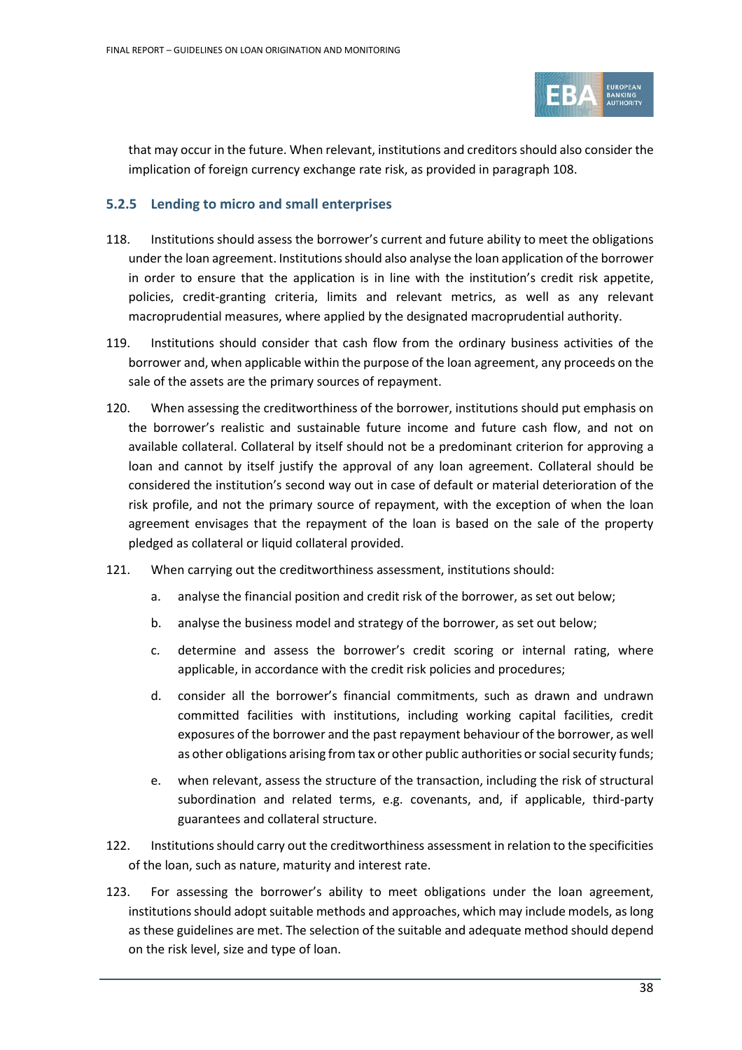that may occur in the future. When relevant, institutions and creditors should also consider the implication of foreign currency exchange rate risk, as provided in paragraph 108.

### 5.2.5 Lending to micro and small enterprises

118. Institutions should assess the borrower's current and future ability to meet the obligations under the loan agreement. Institutions should also analyse the loan application of the borrower in order to ensure that the application is in line with the institution's credit risk appetite, policies, credit-granting criteria, limits and relevant metrics, as well as any relevant macroprudential measures, where applied by the designated macroprudential authority.

119. Institutions should consider that cash flow from the ordinary business activities of the borrower and, when applicable within the purpose of the loan agreement, any proceeds on the sale of the assets are the primary sources of repayment.

120. When assessing the creditworthiness of the borrower, institutions should put emphasis on the borrower's realistic and sustainable future income and future cash flow, and not on available collateral. Collateral by itself should not be a predominant criterion for approving a loan and cannot by itself justify the approval of any loan agreement. Collateral should be considered the institution's second way out in case of default or material deterioration of the risk profile, and not the primary source of repayment, with the exception of when the loan agreement envisages that the repayment of the loan is based on the sale of the property pledged as collateral or liquid collateral provided.

121. When carrying out the creditworthiness assessment, institutions should:

   a. analyse the financial position and credit risk of the borrower, as set out below;

   b. analyse the business model and strategy of the borrower, as set out below;

   c. determine and assess the borrower's credit scoring or internal rating, where applicable, in accordance with the credit risk policies and procedures;

   d. consider all the borrower's financial commitments, such as drawn and undrawn committed facilities with institutions, including working capital facilities, credit exposures of the borrower and the past repayment behaviour of the borrower, as well as other obligations arising from tax or other public authorities or social security funds;

   e. when relevant, assess the structure of the transaction, including the risk of structural subordination and related terms, e.g. covenants, and, if applicable, third-party guarantees and collateral structure.

122. Institutions should carry out the creditworthiness assessment in relation to the specificities of the loan, such as nature, maturity and interest rate.

123. For assessing the borrower's ability to meet obligations under the loan agreement, institutions should adopt suitable methods and approaches, which may include models, as long as these guidelines are met. The selection of the suitable and adequate method should depend on the risk level, size and type of loan.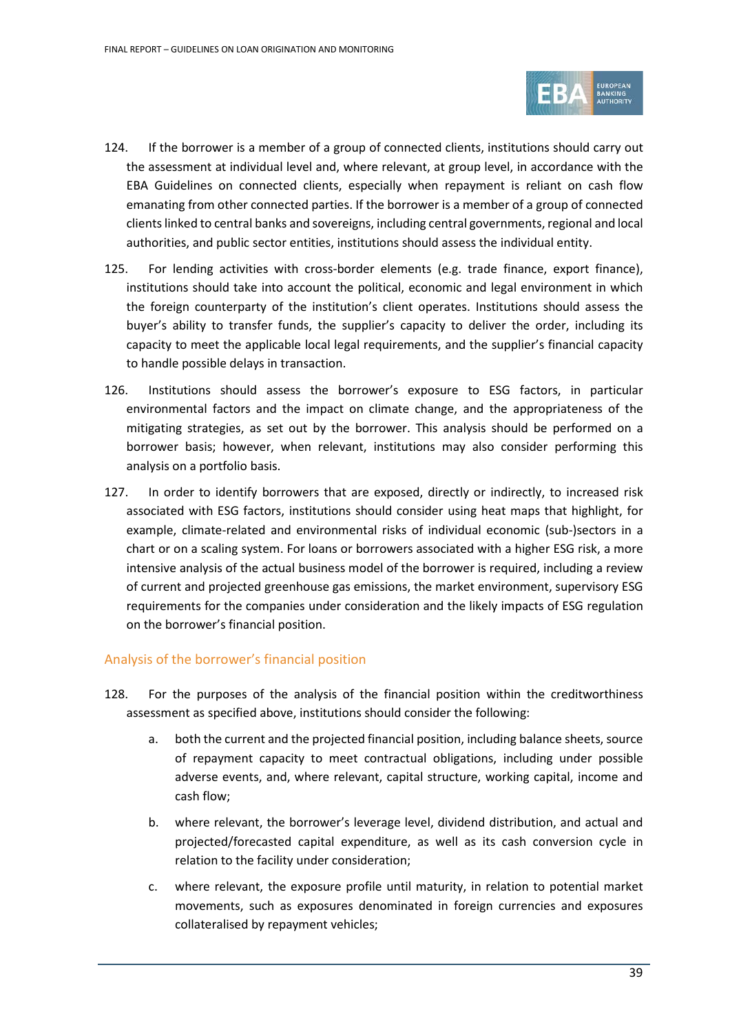124. If the borrower is a member of a group of connected clients, institutions should carry out the assessment at individual level and, where relevant, at group level, in accordance with the EBA Guidelines on connected clients, especially when repayment is reliant on cash flow emanating from other connected parties. If the borrower is a member of a group of connected clients linked to central banks and sovereigns, including central governments, regional and local authorities, and public sector entities, institutions should assess the individual entity.

125. For lending activities with cross-border elements (e.g. trade finance, export finance), institutions should take into account the political, economic and legal environment in which the foreign counterparty of the institution's client operates. Institutions should assess the buyer's ability to transfer funds, the supplier's capacity to deliver the order, including its capacity to meet the applicable local legal requirements, and the supplier's financial capacity to handle possible delays in transaction.

126. Institutions should assess the borrower's exposure to ESG factors, in particular environmental factors and the impact on climate change, and the appropriateness of the mitigating strategies, as set out by the borrower. This analysis should be performed on a borrower basis; however, when relevant, institutions may also consider performing this analysis on a portfolio basis.

127. In order to identify borrowers that are exposed, directly or indirectly, to increased risk associated with ESG factors, institutions should consider using heat maps that highlight, for example, climate-related and environmental risks of individual economic (sub-)sectors in a chart or on a scaling system. For loans or borrowers associated with a higher ESG risk, a more intensive analysis of the actual business model of the borrower is required, including a review of current and projected greenhouse gas emissions, the market environment, supervisory ESG requirements for the companies under consideration and the likely impacts of ESG regulation on the borrower's financial position.

### Analysis of the borrower's financial position

128. For the purposes of the analysis of the financial position within the creditworthiness assessment as specified above, institutions should consider the following:

    a. both the current and the projected financial position, including balance sheets, source of repayment capacity to meet contractual obligations, including under possible adverse events, and, where relevant, capital structure, working capital, income and cash flow;

    b. where relevant, the borrower's leverage level, dividend distribution, and actual and projected/forecasted capital expenditure, as well as its cash conversion cycle in relation to the facility under consideration;

    c. where relevant, the exposure profile until maturity, in relation to potential market movements, such as exposures denominated in foreign currencies and exposures collateralised by repayment vehicles;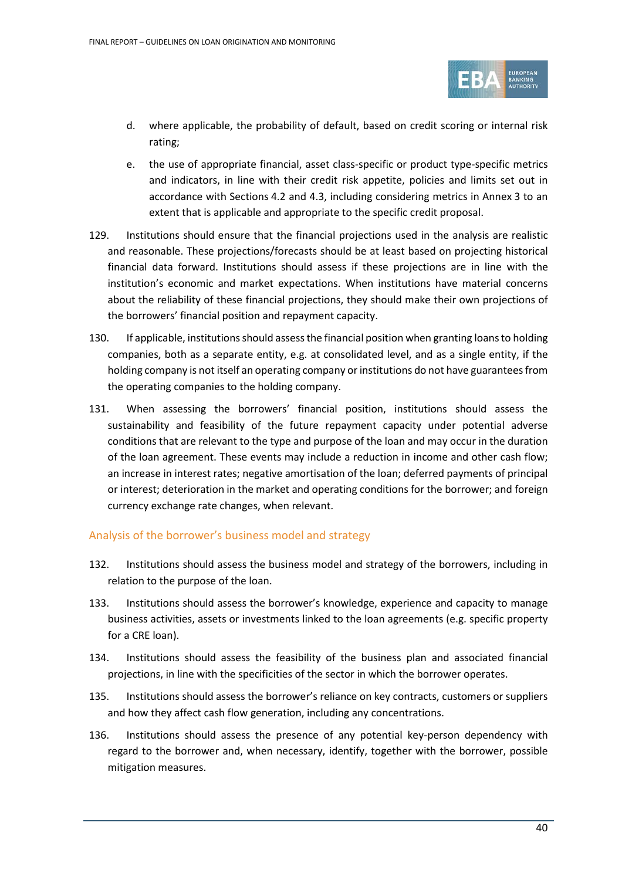d. where applicable, the probability of default, based on credit scoring or internal risk rating;

e. the use of appropriate financial, asset class-specific or product type-specific metrics and indicators, in line with their credit risk appetite, policies and limits set out in accordance with Sections 4.2 and 4.3, including considering metrics in Annex 3 to an extent that is applicable and appropriate to the specific credit proposal.

129. Institutions should ensure that the financial projections used in the analysis are realistic and reasonable. These projections/forecasts should be at least based on projecting historical financial data forward. Institutions should assess if these projections are in line with the institution's economic and market expectations. When institutions have material concerns about the reliability of these financial projections, they should make their own projections of the borrowers' financial position and repayment capacity.

130. If applicable, institutions should assess the financial position when granting loans to holding companies, both as a separate entity, e.g. at consolidated level, and as a single entity, if the holding company is not itself an operating company or institutions do not have guarantees from the operating companies to the holding company.

131. When assessing the borrowers' financial position, institutions should assess the sustainability and feasibility of the future repayment capacity under potential adverse conditions that are relevant to the type and purpose of the loan and may occur in the duration of the loan agreement. These events may include a reduction in income and other cash flow; an increase in interest rates; negative amortisation of the loan; deferred payments of principal or interest; deterioration in the market and operating conditions for the borrower; and foreign currency exchange rate changes, when relevant.

### Analysis of the borrower's business model and strategy

132. Institutions should assess the business model and strategy of the borrowers, including in relation to the purpose of the loan.

133. Institutions should assess the borrower's knowledge, experience and capacity to manage business activities, assets or investments linked to the loan agreements (e.g. specific property for a CRE loan).

134. Institutions should assess the feasibility of the business plan and associated financial projections, in line with the specificities of the sector in which the borrower operates.

135. Institutions should assess the borrower's reliance on key contracts, customers or suppliers and how they affect cash flow generation, including any concentrations.

136. Institutions should assess the presence of any potential key-person dependency with regard to the borrower and, when necessary, identify, together with the borrower, possible mitigation measures.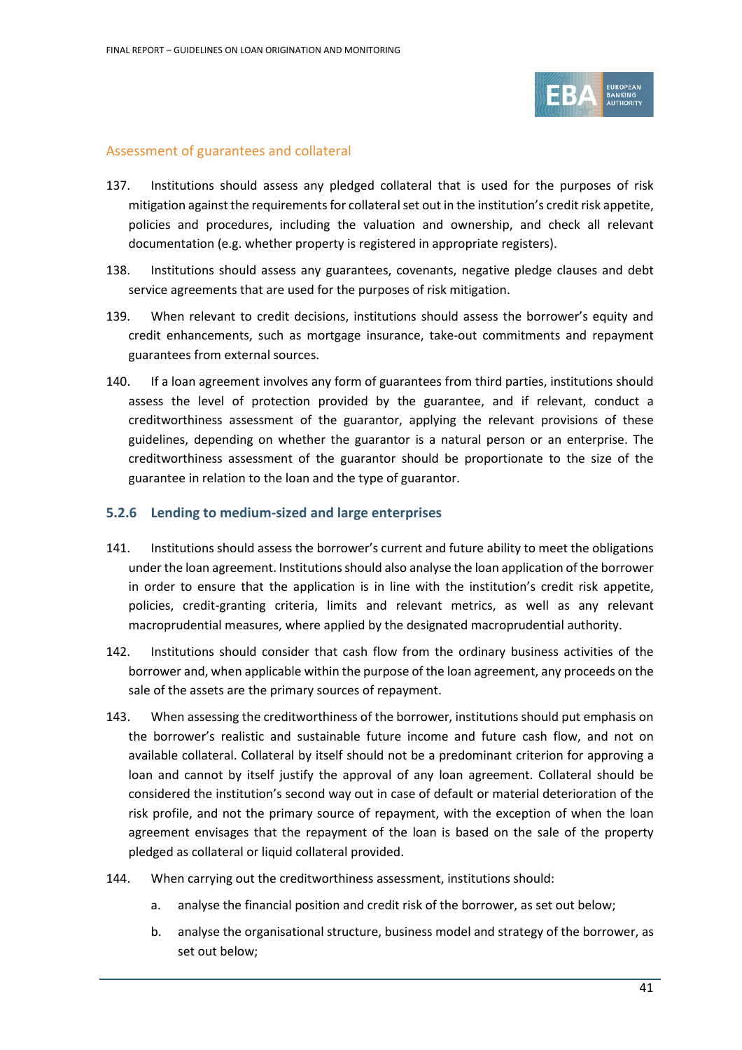### Assessment of guarantees and collateral

137. Institutions should assess any pledged collateral that is used for the purposes of risk mitigation against the requirements for collateral set out in the institution's credit risk appetite, policies and procedures, including the valuation and ownership, and check all relevant documentation (e.g. whether property is registered in appropriate registers).

138. Institutions should assess any guarantees, covenants, negative pledge clauses and debt service agreements that are used for the purposes of risk mitigation.

139. When relevant to credit decisions, institutions should assess the borrower's equity and credit enhancements, such as mortgage insurance, take-out commitments and repayment guarantees from external sources.

140. If a loan agreement involves any form of guarantees from third parties, institutions should assess the level of protection provided by the guarantee, and if relevant, conduct a creditworthiness assessment of the guarantor, applying the relevant provisions of these guidelines, depending on whether the guarantor is a natural person or an enterprise. The creditworthiness assessment of the guarantor should be proportionate to the size of the guarantee in relation to the loan and the type of guarantor.

## 5.2.6 Lending to medium-sized and large enterprises

141. Institutions should assess the borrower's current and future ability to meet the obligations under the loan agreement. Institutions should also analyse the loan application of the borrower in order to ensure that the application is in line with the institution's credit risk appetite, policies, credit-granting criteria, limits and relevant metrics, as well as any relevant macroprudential measures, where applied by the designated macroprudential authority.

142. Institutions should consider that cash flow from the ordinary business activities of the borrower and, when applicable within the purpose of the loan agreement, any proceeds on the sale of the assets are the primary sources of repayment.

143. When assessing the creditworthiness of the borrower, institutions should put emphasis on the borrower's realistic and sustainable future income and future cash flow, and not on available collateral. Collateral by itself should not be a predominant criterion for approving a loan and cannot by itself justify the approval of any loan agreement. Collateral should be considered the institution's second way out in case of default or material deterioration of the risk profile, and not the primary source of repayment, with the exception of when the loan agreement envisages that the repayment of the loan is based on the sale of the property pledged as collateral or liquid collateral provided.

144. When carrying out the creditworthiness assessment, institutions should:

    a. analyse the financial position and credit risk of the borrower, as set out below;

    b. analyse the organisational structure, business model and strategy of the borrower, as set out below;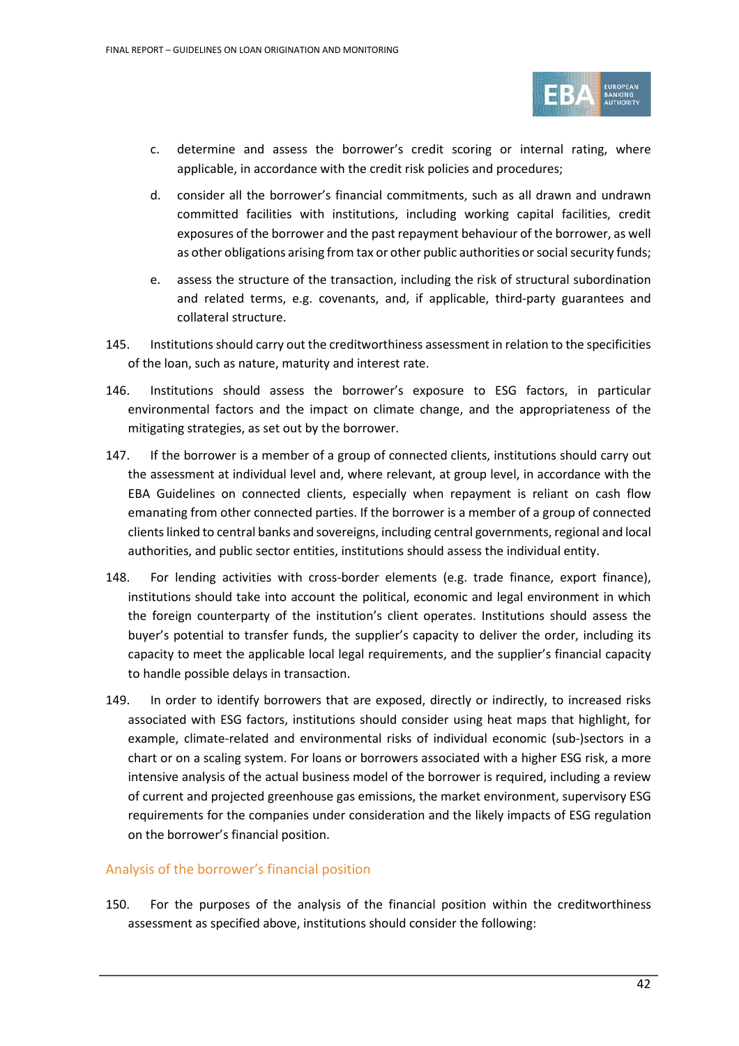c. determine and assess the borrower's credit scoring or internal rating, where applicable, in accordance with the credit risk policies and procedures;

d. consider all the borrower's financial commitments, such as all drawn and undrawn committed facilities with institutions, including working capital facilities, credit exposures of the borrower and the past repayment behaviour of the borrower, as well as other obligations arising from tax or other public authorities or social security funds;

e. assess the structure of the transaction, including the risk of structural subordination and related terms, e.g. covenants, and, if applicable, third-party guarantees and collateral structure.

145. Institutions should carry out the creditworthiness assessment in relation to the specificities of the loan, such as nature, maturity and interest rate.

146. Institutions should assess the borrower's exposure to ESG factors, in particular environmental factors and the impact on climate change, and the appropriateness of the mitigating strategies, as set out by the borrower.

147. If the borrower is a member of a group of connected clients, institutions should carry out the assessment at individual level and, where relevant, at group level, in accordance with the EBA Guidelines on connected clients, especially when repayment is reliant on cash flow emanating from other connected parties. If the borrower is a member of a group of connected clients linked to central banks and sovereigns, including central governments, regional and local authorities, and public sector entities, institutions should assess the individual entity.

148. For lending activities with cross-border elements (e.g. trade finance, export finance), institutions should take into account the political, economic and legal environment in which the foreign counterparty of the institution's client operates. Institutions should assess the buyer's potential to transfer funds, the supplier's capacity to deliver the order, including its capacity to meet the applicable local legal requirements, and the supplier's financial capacity to handle possible delays in transaction.

149. In order to identify borrowers that are exposed, directly or indirectly, to increased risks associated with ESG factors, institutions should consider using heat maps that highlight, for example, climate-related and environmental risks of individual economic (sub-)sectors in a chart or on a scaling system. For loans or borrowers associated with a higher ESG risk, a more intensive analysis of the actual business model of the borrower is required, including a review of current and projected greenhouse gas emissions, the market environment, supervisory ESG requirements for the companies under consideration and the likely impacts of ESG regulation on the borrower's financial position.

### Analysis of the borrower's financial position

150. For the purposes of the analysis of the financial position within the creditworthiness assessment as specified above, institutions should consider the following: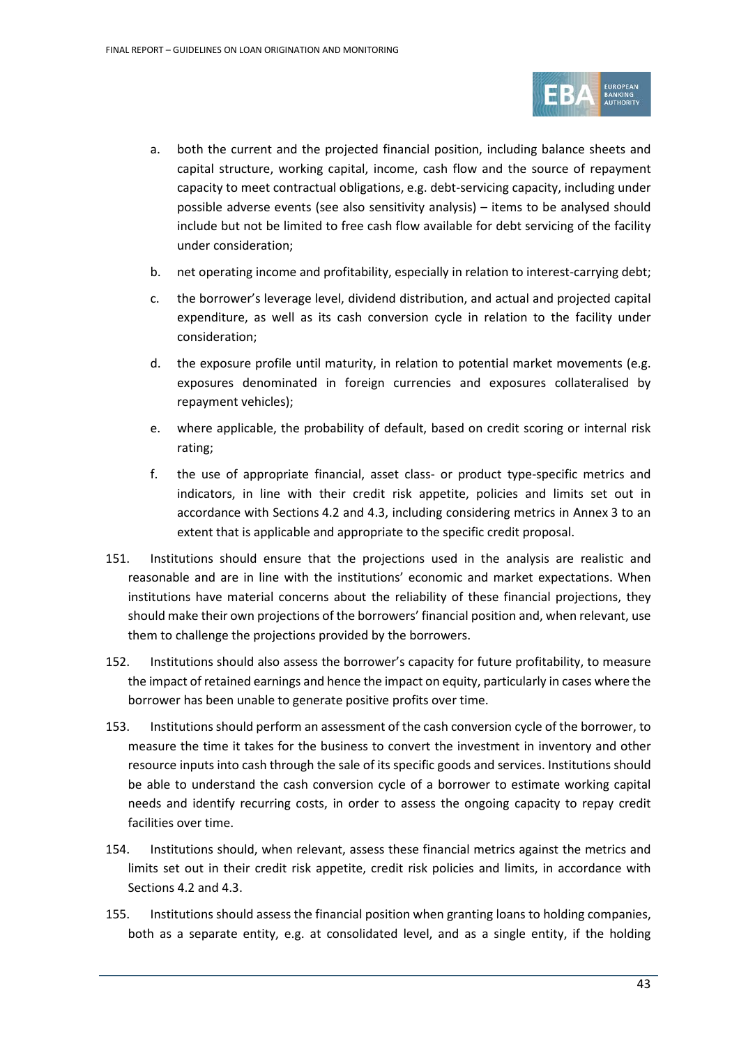a. both the current and the projected financial position, including balance sheets and capital structure, working capital, income, cash flow and the source of repayment capacity to meet contractual obligations, e.g. debt-servicing capacity, including under possible adverse events (see also sensitivity analysis) – items to be analysed should include but not be limited to free cash flow available for debt servicing of the facility under consideration;

b. net operating income and profitability, especially in relation to interest-carrying debt;

c. the borrower's leverage level, dividend distribution, and actual and projected capital expenditure, as well as its cash conversion cycle in relation to the facility under consideration;

d. the exposure profile until maturity, in relation to potential market movements (e.g. exposures denominated in foreign currencies and exposures collateralised by repayment vehicles);

e. where applicable, the probability of default, based on credit scoring or internal risk rating;

f. the use of appropriate financial, asset class- or product type-specific metrics and indicators, in line with their credit risk appetite, policies and limits set out in accordance with Sections 4.2 and 4.3, including considering metrics in Annex 3 to an extent that is applicable and appropriate to the specific credit proposal.

151. Institutions should ensure that the projections used in the analysis are realistic and reasonable and are in line with the institutions' economic and market expectations. When institutions have material concerns about the reliability of these financial projections, they should make their own projections of the borrowers' financial position and, when relevant, use them to challenge the projections provided by the borrowers.

152. Institutions should also assess the borrower's capacity for future profitability, to measure the impact of retained earnings and hence the impact on equity, particularly in cases where the borrower has been unable to generate positive profits over time.

153. Institutions should perform an assessment of the cash conversion cycle of the borrower, to measure the time it takes for the business to convert the investment in inventory and other resource inputs into cash through the sale of its specific goods and services. Institutions should be able to understand the cash conversion cycle of a borrower to estimate working capital needs and identify recurring costs, in order to assess the ongoing capacity to repay credit facilities over time.

154. Institutions should, when relevant, assess these financial metrics against the metrics and limits set out in their credit risk appetite, credit risk policies and limits, in accordance with Sections 4.2 and 4.3.

155. Institutions should assess the financial position when granting loans to holding companies, both as a separate entity, e.g. at consolidated level, and as a single entity, if the holding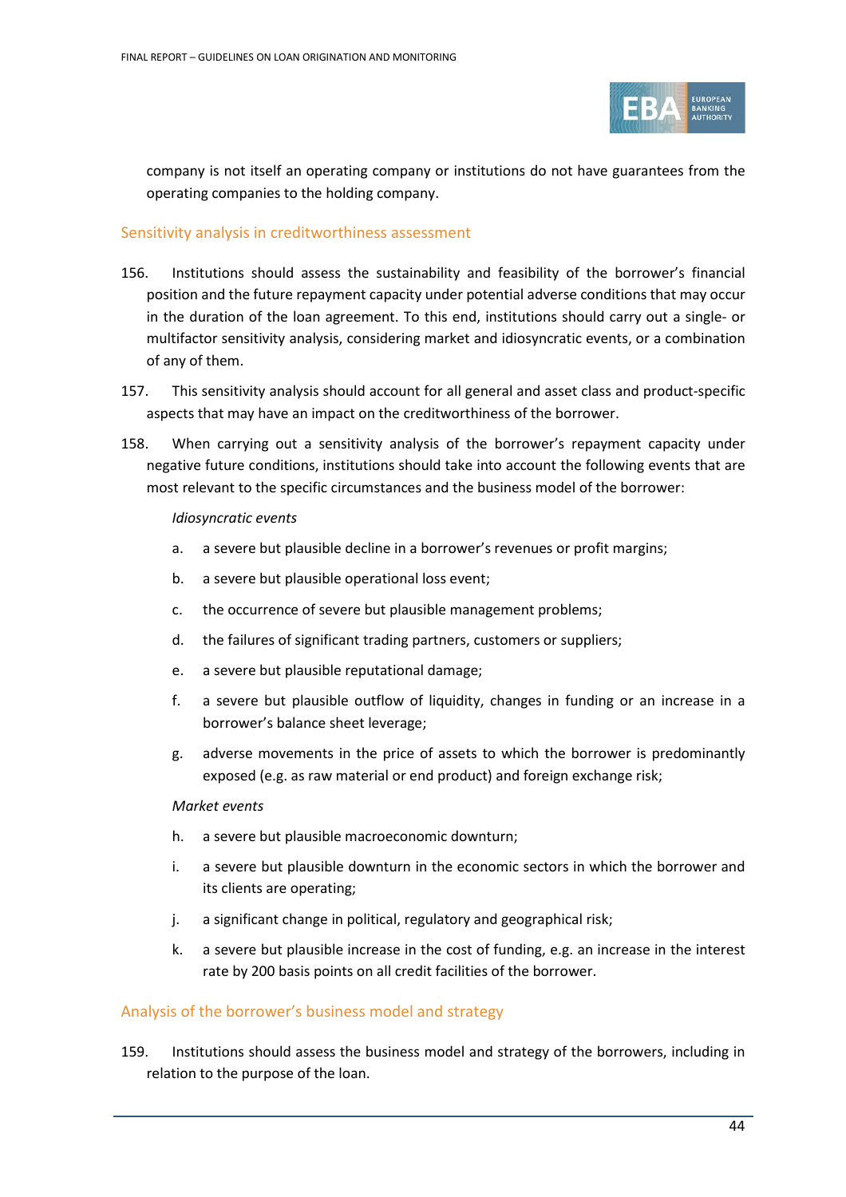company is not itself an operating company or institutions do not have guarantees from the operating companies to the holding company.

## Sensitivity analysis in creditworthiness assessment

156. Institutions should assess the sustainability and feasibility of the borrower's financial position and the future repayment capacity under potential adverse conditions that may occur in the duration of the loan agreement. To this end, institutions should carry out a single- or multifactor sensitivity analysis, considering market and idiosyncratic events, or a combination of any of them.

157. This sensitivity analysis should account for all general and asset class and product-specific aspects that may have an impact on the creditworthiness of the borrower.

158. When carrying out a sensitivity analysis of the borrower's repayment capacity under negative future conditions, institutions should take into account the following events that are most relevant to the specific circumstances and the business model of the borrower:

*Idiosyncratic events*

a. a severe but plausible decline in a borrower's revenues or profit margins;

b. a severe but plausible operational loss event;

c. the occurrence of severe but plausible management problems;

d. the failures of significant trading partners, customers or suppliers;

e. a severe but plausible reputational damage;

f. a severe but plausible outflow of liquidity, changes in funding or an increase in a borrower's balance sheet leverage;

g. adverse movements in the price of assets to which the borrower is predominantly exposed (e.g. as raw material or end product) and foreign exchange risk;

*Market events*

h. a severe but plausible macroeconomic downturn;

i. a severe but plausible downturn in the economic sectors in which the borrower and its clients are operating;

j. a significant change in political, regulatory and geographical risk;

k. a severe but plausible increase in the cost of funding, e.g. an increase in the interest rate by 200 basis points on all credit facilities of the borrower.

## Analysis of the borrower's business model and strategy

159. Institutions should assess the business model and strategy of the borrowers, including in relation to the purpose of the loan.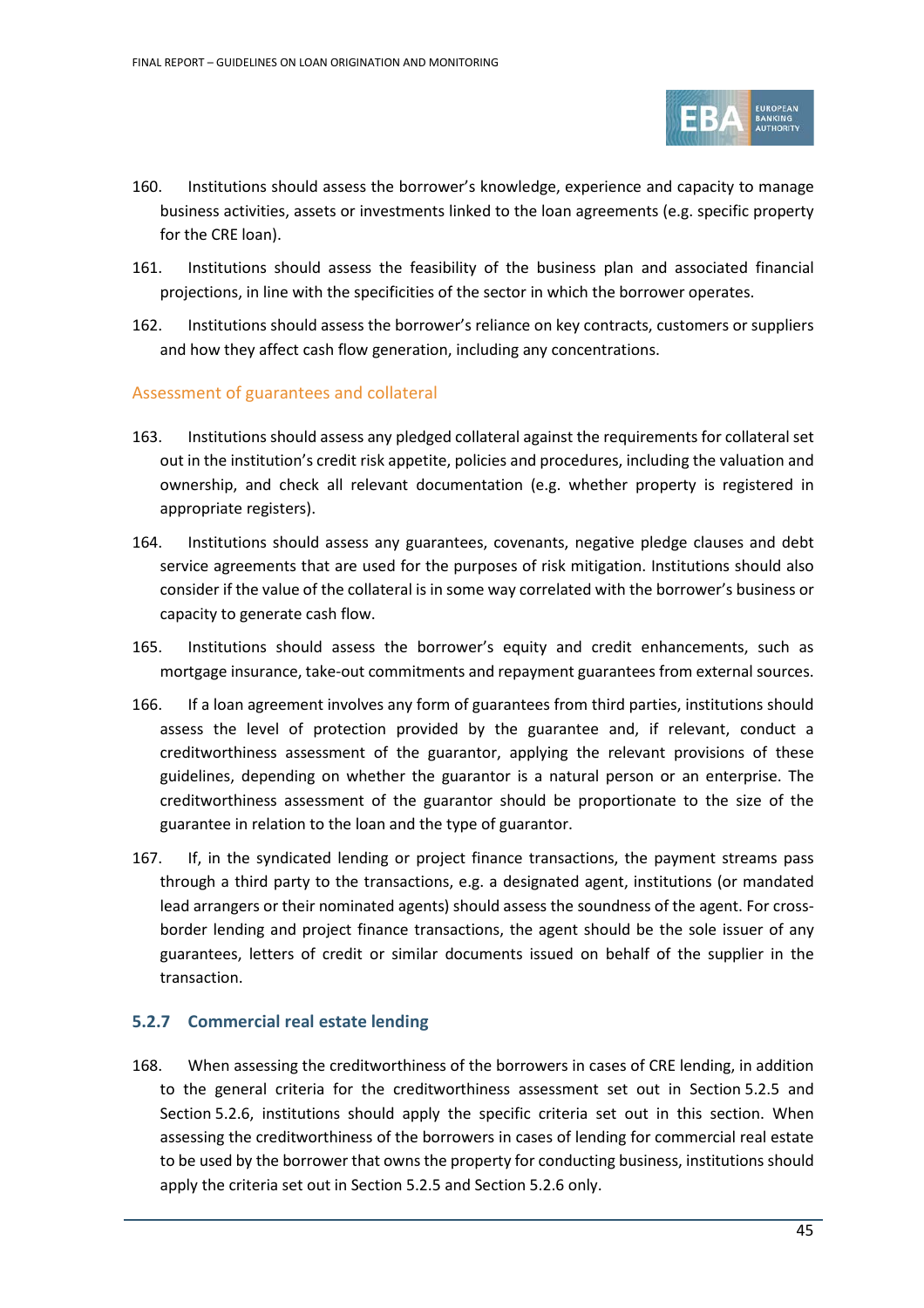160. Institutions should assess the borrower's knowledge, experience and capacity to manage business activities, assets or investments linked to the loan agreements (e.g. specific property for the CRE loan).

161. Institutions should assess the feasibility of the business plan and associated financial projections, in line with the specificities of the sector in which the borrower operates.

162. Institutions should assess the borrower's reliance on key contracts, customers or suppliers and how they affect cash flow generation, including any concentrations.

#### Assessment of guarantees and collateral

163. Institutions should assess any pledged collateral against the requirements for collateral set out in the institution's credit risk appetite, policies and procedures, including the valuation and ownership, and check all relevant documentation (e.g. whether property is registered in appropriate registers).

164. Institutions should assess any guarantees, covenants, negative pledge clauses and debt service agreements that are used for the purposes of risk mitigation. Institutions should also consider if the value of the collateral is in some way correlated with the borrower's business or capacity to generate cash flow.

165. Institutions should assess the borrower's equity and credit enhancements, such as mortgage insurance, take-out commitments and repayment guarantees from external sources.

166. If a loan agreement involves any form of guarantees from third parties, institutions should assess the level of protection provided by the guarantee and, if relevant, conduct a creditworthiness assessment of the guarantor, applying the relevant provisions of these guidelines, depending on whether the guarantor is a natural person or an enterprise. The creditworthiness assessment of the guarantor should be proportionate to the size of the guarantee in relation to the loan and the type of guarantor.

167. If, in the syndicated lending or project finance transactions, the payment streams pass through a third party to the transactions, e.g. a designated agent, institutions (or mandated lead arrangers or their nominated agents) should assess the soundness of the agent. For cross-border lending and project finance transactions, the agent should be the sole issuer of any guarantees, letters of credit or similar documents issued on behalf of the supplier in the transaction.

### 5.2.7 Commercial real estate lending

168. When assessing the creditworthiness of the borrowers in cases of CRE lending, in addition to the general criteria for the creditworthiness assessment set out in Section 5.2.5 and Section 5.2.6, institutions should apply the specific criteria set out in this section. When assessing the creditworthiness of the borrowers in cases of lending for commercial real estate to be used by the borrower that owns the property for conducting business, institutions should apply the criteria set out in Section 5.2.5 and Section 5.2.6 only.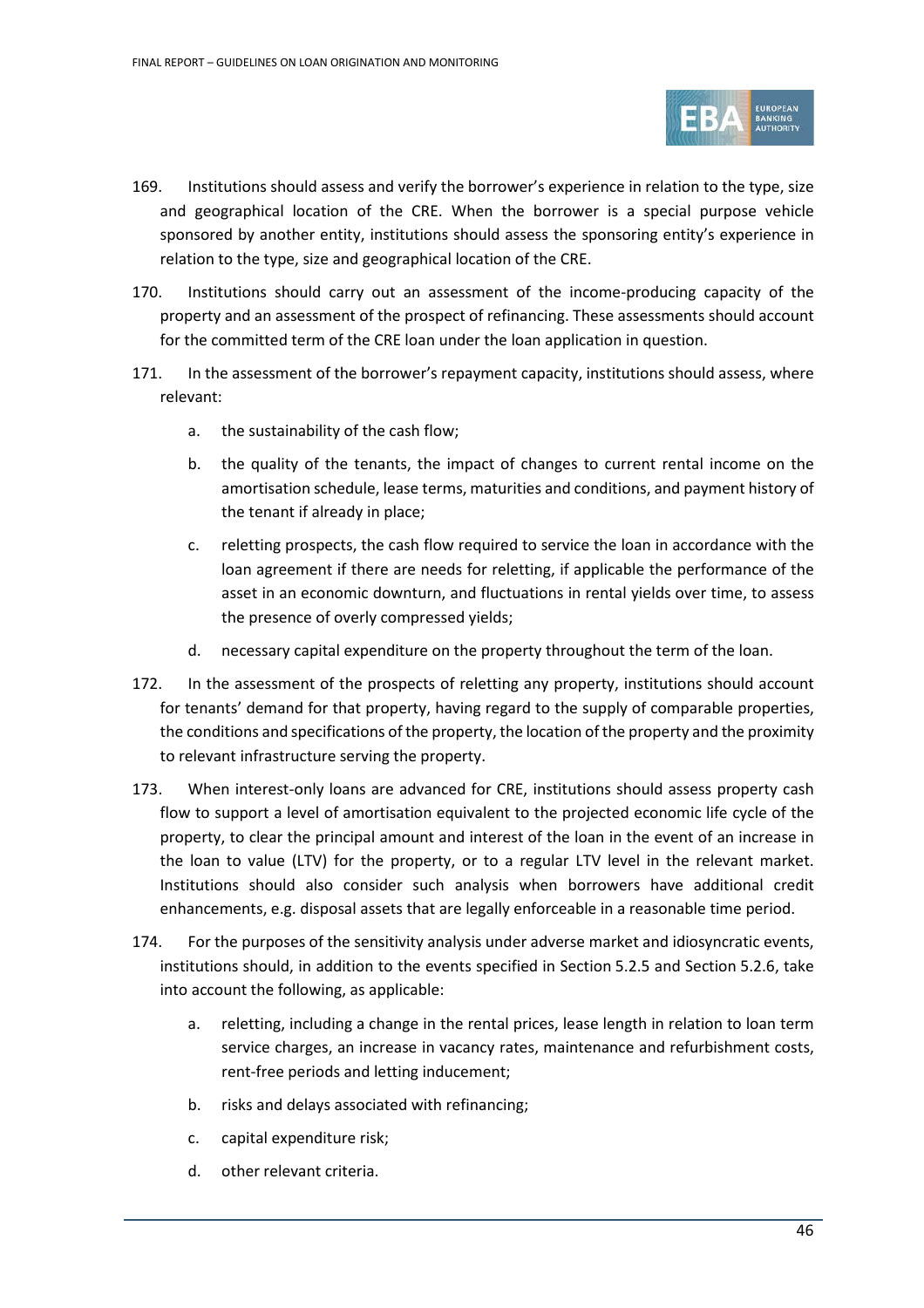169. Institutions should assess and verify the borrower's experience in relation to the type, size and geographical location of the CRE. When the borrower is a special purpose vehicle sponsored by another entity, institutions should assess the sponsoring entity's experience in relation to the type, size and geographical location of the CRE.

170. Institutions should carry out an assessment of the income-producing capacity of the property and an assessment of the prospect of refinancing. These assessments should account for the committed term of the CRE loan under the loan application in question.

171. In the assessment of the borrower's repayment capacity, institutions should assess, where relevant:

   a. the sustainability of the cash flow;

   b. the quality of the tenants, the impact of changes to current rental income on the amortisation schedule, lease terms, maturities and conditions, and payment history of the tenant if already in place;

   c. reletting prospects, the cash flow required to service the loan in accordance with the loan agreement if there are needs for reletting, if applicable the performance of the asset in an economic downturn, and fluctuations in rental yields over time, to assess the presence of overly compressed yields;

   d. necessary capital expenditure on the property throughout the term of the loan.

172. In the assessment of the prospects of reletting any property, institutions should account for tenants' demand for that property, having regard to the supply of comparable properties, the conditions and specifications of the property, the location of the property and the proximity to relevant infrastructure serving the property.

173. When interest-only loans are advanced for CRE, institutions should assess property cash flow to support a level of amortisation equivalent to the projected economic life cycle of the property, to clear the principal amount and interest of the loan in the event of an increase in the loan to value (LTV) for the property, or to a regular LTV level in the relevant market. Institutions should also consider such analysis when borrowers have additional credit enhancements, e.g. disposal assets that are legally enforceable in a reasonable time period.

174. For the purposes of the sensitivity analysis under adverse market and idiosyncratic events, institutions should, in addition to the events specified in Section 5.2.5 and Section 5.2.6, take into account the following, as applicable:

   a. reletting, including a change in the rental prices, lease length in relation to loan term service charges, an increase in vacancy rates, maintenance and refurbishment costs, rent-free periods and letting inducement;

   b. risks and delays associated with refinancing;

   c. capital expenditure risk;

   d. other relevant criteria.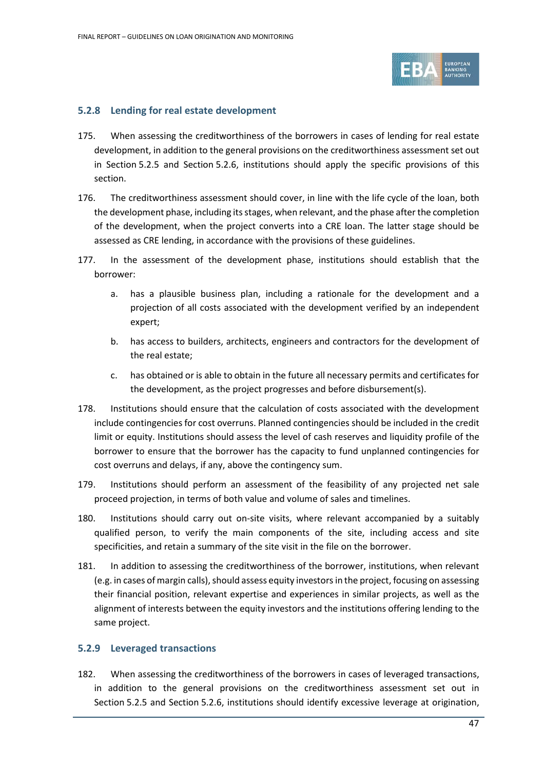### 5.2.8 Lending for real estate development

175. When assessing the creditworthiness of the borrowers in cases of lending for real estate development, in addition to the general provisions on the creditworthiness assessment set out in Section 5.2.5 and Section 5.2.6, institutions should apply the specific provisions of this section.

176. The creditworthiness assessment should cover, in line with the life cycle of the loan, both the development phase, including its stages, when relevant, and the phase after the completion of the development, when the project converts into a CRE loan. The latter stage should be assessed as CRE lending, in accordance with the provisions of these guidelines.

177. In the assessment of the development phase, institutions should establish that the borrower:

   a. has a plausible business plan, including a rationale for the development and a projection of all costs associated with the development verified by an independent expert;

   b. has access to builders, architects, engineers and contractors for the development of the real estate;

   c. has obtained or is able to obtain in the future all necessary permits and certificates for the development, as the project progresses and before disbursement(s).

178. Institutions should ensure that the calculation of costs associated with the development include contingencies for cost overruns. Planned contingencies should be included in the credit limit or equity. Institutions should assess the level of cash reserves and liquidity profile of the borrower to ensure that the borrower has the capacity to fund unplanned contingencies for cost overruns and delays, if any, above the contingency sum.

179. Institutions should perform an assessment of the feasibility of any projected net sale proceed projection, in terms of both value and volume of sales and timelines.

180. Institutions should carry out on-site visits, where relevant accompanied by a suitably qualified person, to verify the main components of the site, including access and site specificities, and retain a summary of the site visit in the file on the borrower.

181. In addition to assessing the creditworthiness of the borrower, institutions, when relevant (e.g. in cases of margin calls), should assess equity investors in the project, focusing on assessing their financial position, relevant expertise and experiences in similar projects, as well as the alignment of interests between the equity investors and the institutions offering lending to the same project.

### 5.2.9 Leveraged transactions

182. When assessing the creditworthiness of the borrowers in cases of leveraged transactions, in addition to the general provisions on the creditworthiness assessment set out in Section 5.2.5 and Section 5.2.6, institutions should identify excessive leverage at origination,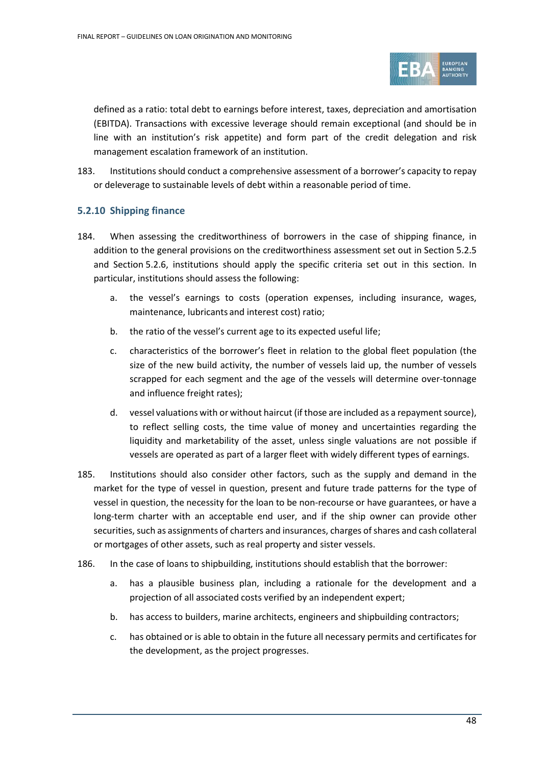defined as a ratio: total debt to earnings before interest, taxes, depreciation and amortisation (EBITDA). Transactions with excessive leverage should remain exceptional (and should be in line with an institution's risk appetite) and form part of the credit delegation and risk management escalation framework of an institution.

183. Institutions should conduct a comprehensive assessment of a borrower's capacity to repay or deleverage to sustainable levels of debt within a reasonable period of time.

### 5.2.10 Shipping finance

184. When assessing the creditworthiness of borrowers in the case of shipping finance, in addition to the general provisions on the creditworthiness assessment set out in Section 5.2.5 and Section 5.2.6, institutions should apply the specific criteria set out in this section. In particular, institutions should assess the following:

   a. the vessel's earnings to costs (operation expenses, including insurance, wages, maintenance, lubricants and interest cost) ratio;

   b. the ratio of the vessel's current age to its expected useful life;

   c. characteristics of the borrower's fleet in relation to the global fleet population (the size of the new build activity, the number of vessels laid up, the number of vessels scrapped for each segment and the age of the vessels will determine over-tonnage and influence freight rates);

   d. vessel valuations with or without haircut (if those are included as a repayment source), to reflect selling costs, the time value of money and uncertainties regarding the liquidity and marketability of the asset, unless single valuations are not possible if vessels are operated as part of a larger fleet with widely different types of earnings.

185. Institutions should also consider other factors, such as the supply and demand in the market for the type of vessel in question, present and future trade patterns for the type of vessel in question, the necessity for the loan to be non-recourse or have guarantees, or have a long-term charter with an acceptable end user, and if the ship owner can provide other securities, such as assignments of charters and insurances, charges of shares and cash collateral or mortgages of other assets, such as real property and sister vessels.

186. In the case of loans to shipbuilding, institutions should establish that the borrower:

   a. has a plausible business plan, including a rationale for the development and a projection of all associated costs verified by an independent expert;

   b. has access to builders, marine architects, engineers and shipbuilding contractors;

   c. has obtained or is able to obtain in the future all necessary permits and certificates for the development, as the project progresses.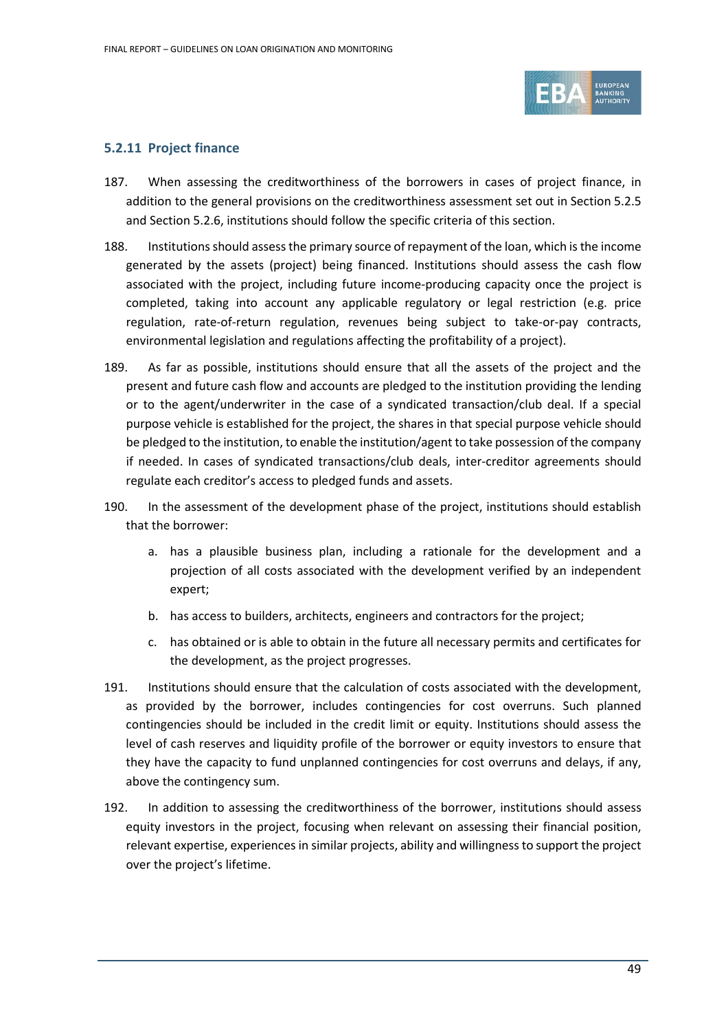### 5.2.11 Project finance

187. When assessing the creditworthiness of the borrowers in cases of project finance, in addition to the general provisions on the creditworthiness assessment set out in Section 5.2.5 and Section 5.2.6, institutions should follow the specific criteria of this section.

188. Institutions should assess the primary source of repayment of the loan, which is the income generated by the assets (project) being financed. Institutions should assess the cash flow associated with the project, including future income-producing capacity once the project is completed, taking into account any applicable regulatory or legal restriction (e.g. price regulation, rate-of-return regulation, revenues being subject to take-or-pay contracts, environmental legislation and regulations affecting the profitability of a project).

189. As far as possible, institutions should ensure that all the assets of the project and the present and future cash flow and accounts are pledged to the institution providing the lending or to the agent/underwriter in the case of a syndicated transaction/club deal. If a special purpose vehicle is established for the project, the shares in that special purpose vehicle should be pledged to the institution, to enable the institution/agent to take possession of the company if needed. In cases of syndicated transactions/club deals, inter-creditor agreements should regulate each creditor's access to pledged funds and assets.

190. In the assessment of the development phase of the project, institutions should establish that the borrower:

   a. has a plausible business plan, including a rationale for the development and a projection of all costs associated with the development verified by an independent expert;

   b. has access to builders, architects, engineers and contractors for the project;

   c. has obtained or is able to obtain in the future all necessary permits and certificates for the development, as the project progresses.

191. Institutions should ensure that the calculation of costs associated with the development, as provided by the borrower, includes contingencies for cost overruns. Such planned contingencies should be included in the credit limit or equity. Institutions should assess the level of cash reserves and liquidity profile of the borrower or equity investors to ensure that they have the capacity to fund unplanned contingencies for cost overruns and delays, if any, above the contingency sum.

192. In addition to assessing the creditworthiness of the borrower, institutions should assess equity investors in the project, focusing when relevant on assessing their financial position, relevant expertise, experiences in similar projects, ability and willingness to support the project over the project's lifetime.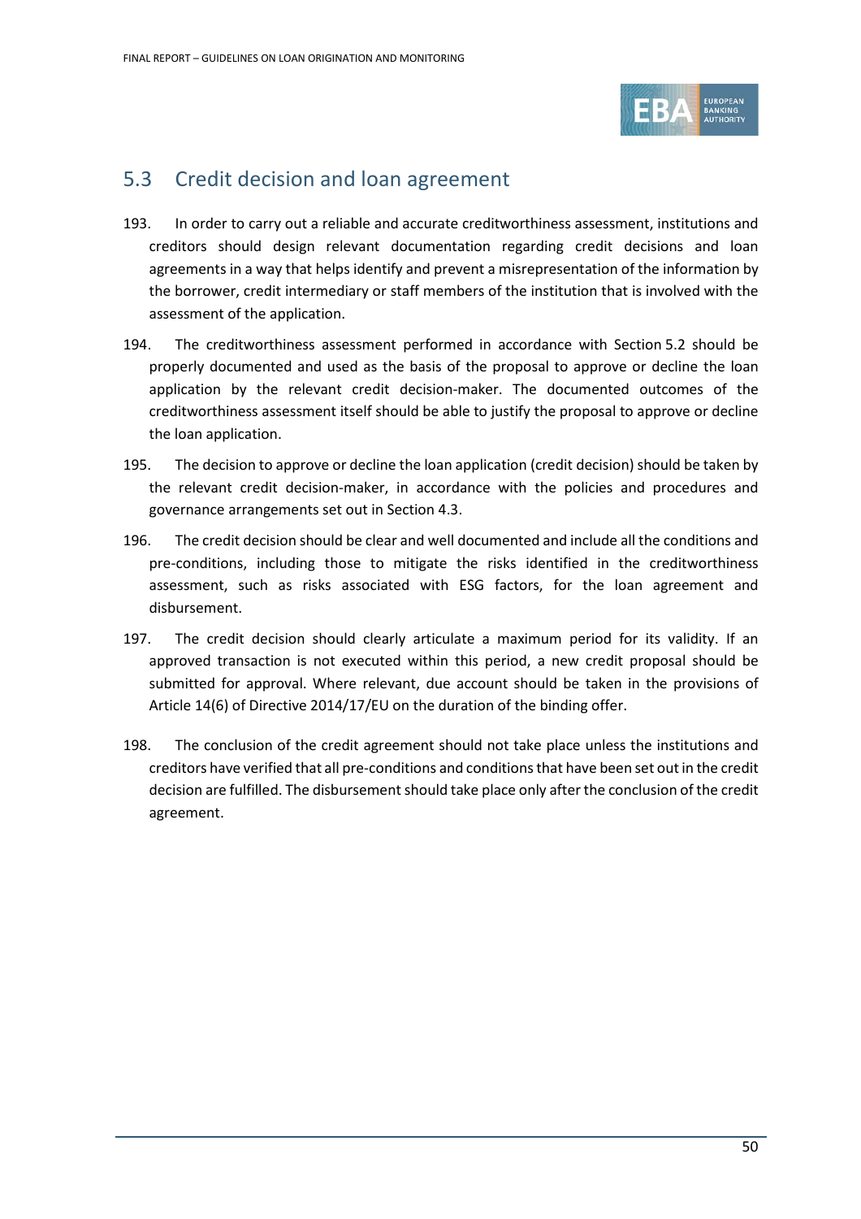## 5.3 Credit decision and loan agreement

193. In order to carry out a reliable and accurate creditworthiness assessment, institutions and creditors should design relevant documentation regarding credit decisions and loan agreements in a way that helps identify and prevent a misrepresentation of the information by the borrower, credit intermediary or staff members of the institution that is involved with the assessment of the application.

194. The creditworthiness assessment performed in accordance with Section 5.2 should be properly documented and used as the basis of the proposal to approve or decline the loan application by the relevant credit decision-maker. The documented outcomes of the creditworthiness assessment itself should be able to justify the proposal to approve or decline the loan application.

195. The decision to approve or decline the loan application (credit decision) should be taken by the relevant credit decision-maker, in accordance with the policies and procedures and governance arrangements set out in Section 4.3.

196. The credit decision should be clear and well documented and include all the conditions and pre-conditions, including those to mitigate the risks identified in the creditworthiness assessment, such as risks associated with ESG factors, for the loan agreement and disbursement.

197. The credit decision should clearly articulate a maximum period for its validity. If an approved transaction is not executed within this period, a new credit proposal should be submitted for approval. Where relevant, due account should be taken in the provisions of Article 14(6) of Directive 2014/17/EU on the duration of the binding offer.

198. The conclusion of the credit agreement should not take place unless the institutions and creditors have verified that all pre-conditions and conditions that have been set out in the credit decision are fulfilled. The disbursement should take place only after the conclusion of the credit agreement.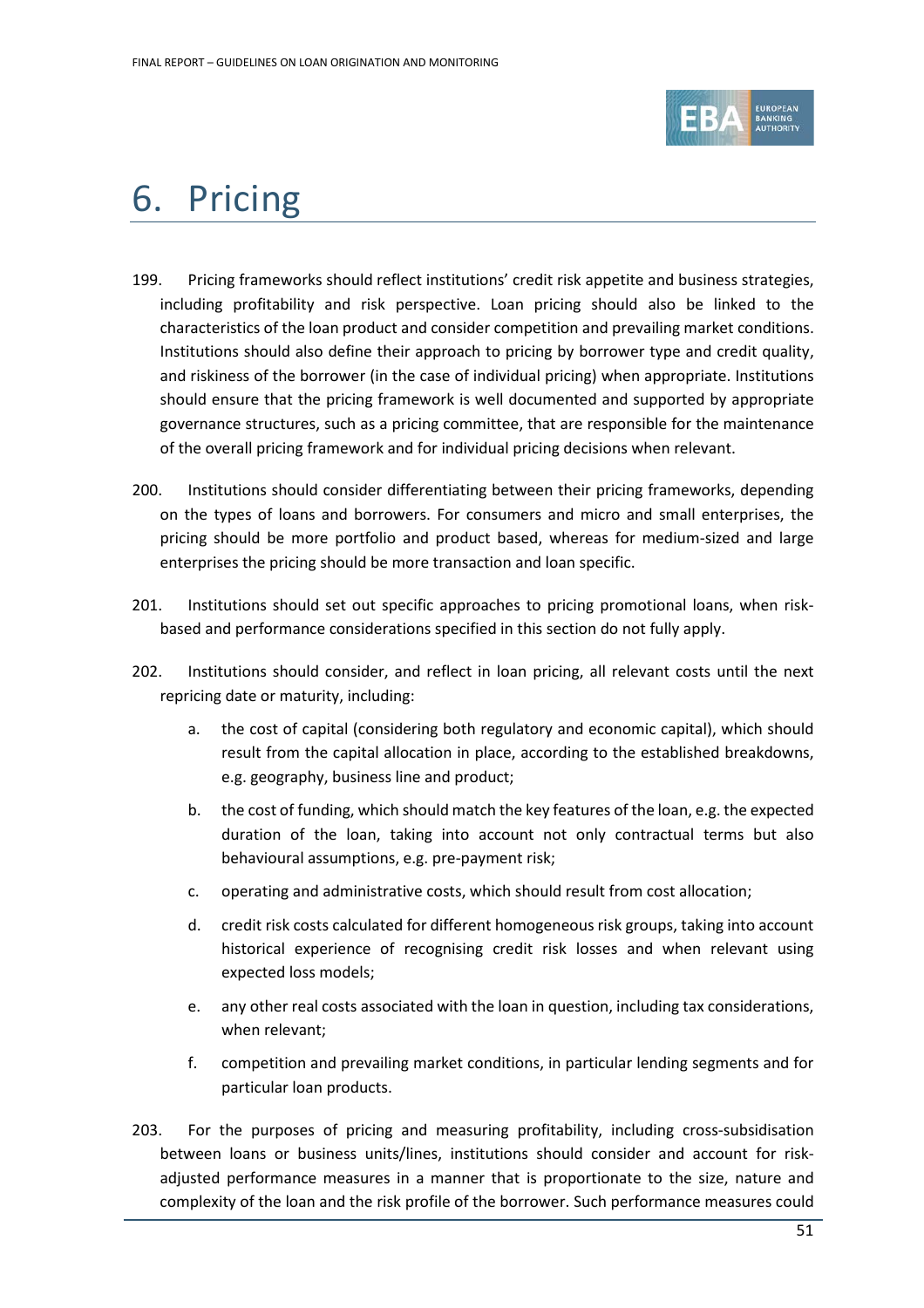# 6. Pricing

199. Pricing frameworks should reflect institutions' credit risk appetite and business strategies, including profitability and risk perspective. Loan pricing should also be linked to the characteristics of the loan product and consider competition and prevailing market conditions. Institutions should also define their approach to pricing by borrower type and credit quality, and riskiness of the borrower (in the case of individual pricing) when appropriate. Institutions should ensure that the pricing framework is well documented and supported by appropriate governance structures, such as a pricing committee, that are responsible for the maintenance of the overall pricing framework and for individual pricing decisions when relevant.

200. Institutions should consider differentiating between their pricing frameworks, depending on the types of loans and borrowers. For consumers and micro and small enterprises, the pricing should be more portfolio and product based, whereas for medium-sized and large enterprises the pricing should be more transaction and loan specific.

201. Institutions should set out specific approaches to pricing promotional loans, when risk-based and performance considerations specified in this section do not fully apply.

202. Institutions should consider, and reflect in loan pricing, all relevant costs until the next repricing date or maturity, including:

   a. the cost of capital (considering both regulatory and economic capital), which should result from the capital allocation in place, according to the established breakdowns, e.g. geography, business line and product;

   b. the cost of funding, which should match the key features of the loan, e.g. the expected duration of the loan, taking into account not only contractual terms but also behavioural assumptions, e.g. pre-payment risk;

   c. operating and administrative costs, which should result from cost allocation;

   d. credit risk costs calculated for different homogeneous risk groups, taking into account historical experience of recognising credit risk losses and when relevant using expected loss models;

   e. any other real costs associated with the loan in question, including tax considerations, when relevant;

   f. competition and prevailing market conditions, in particular lending segments and for particular loan products.

203. For the purposes of pricing and measuring profitability, including cross-subsidisation between loans or business units/lines, institutions should consider and account for risk-adjusted performance measures in a manner that is proportionate to the size, nature and complexity of the loan and the risk profile of the borrower. Such performance measures could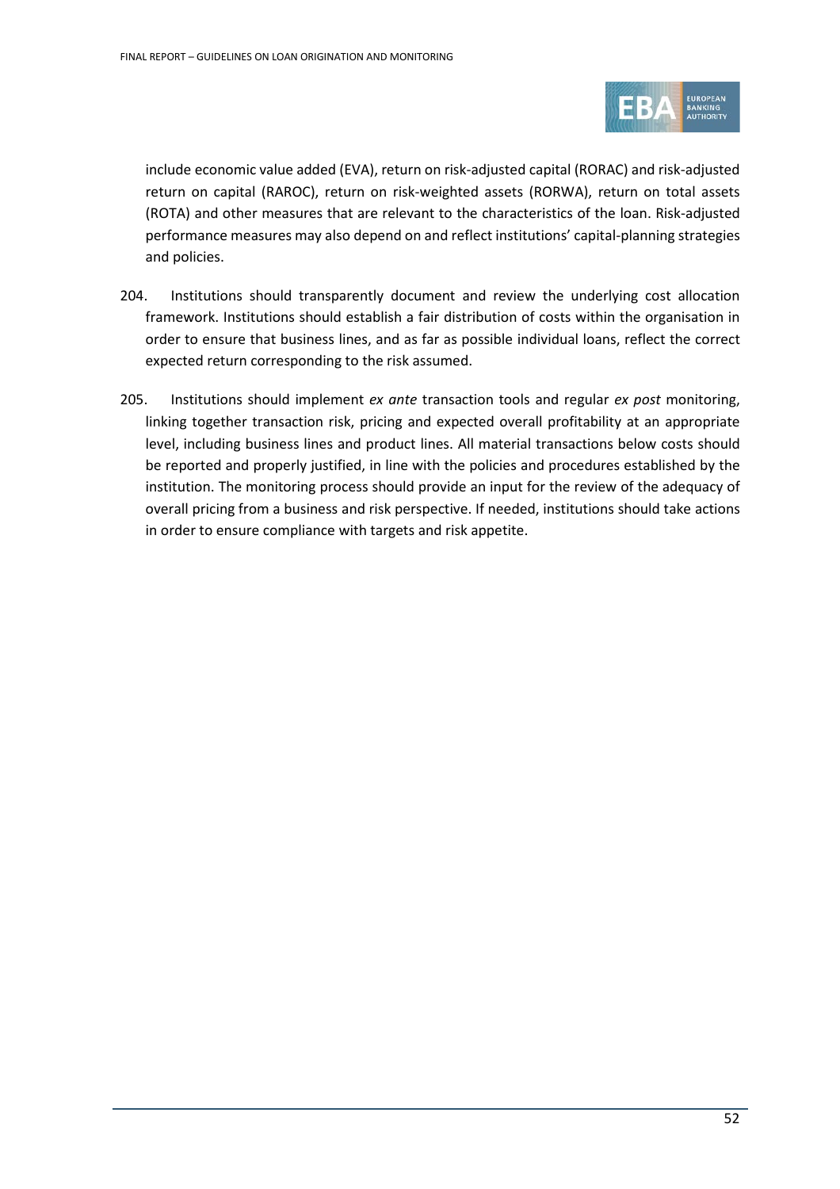include economic value added (EVA), return on risk-adjusted capital (RORAC) and risk-adjusted return on capital (RAROC), return on risk-weighted assets (RORWA), return on total assets (ROTA) and other measures that are relevant to the characteristics of the loan. Risk-adjusted performance measures may also depend on and reflect institutions' capital-planning strategies and policies.

204. Institutions should transparently document and review the underlying cost allocation framework. Institutions should establish a fair distribution of costs within the organisation in order to ensure that business lines, and as far as possible individual loans, reflect the correct expected return corresponding to the risk assumed.

205. Institutions should implement *ex ante* transaction tools and regular *ex post* monitoring, linking together transaction risk, pricing and expected overall profitability at an appropriate level, including business lines and product lines. All material transactions below costs should be reported and properly justified, in line with the policies and procedures established by the institution. The monitoring process should provide an input for the review of the adequacy of overall pricing from a business and risk perspective. If needed, institutions should take actions in order to ensure compliance with targets and risk appetite.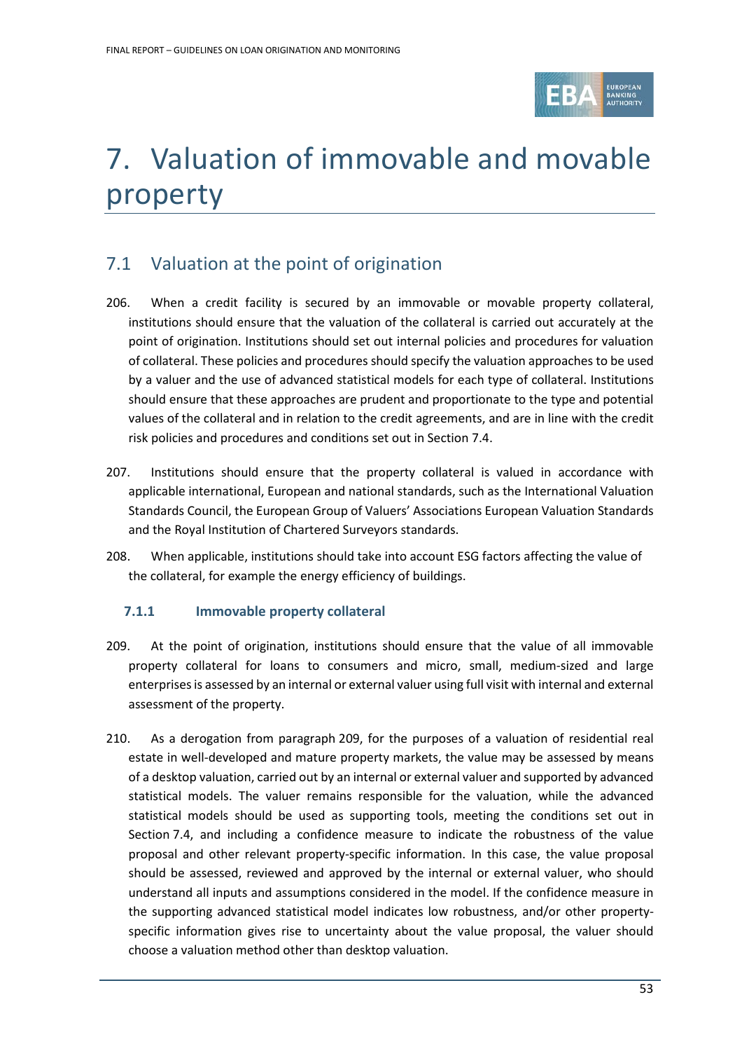# 7. Valuation of immovable and movable property

## 7.1 Valuation at the point of origination

206. When a credit facility is secured by an immovable or movable property collateral, institutions should ensure that the valuation of the collateral is carried out accurately at the point of origination. Institutions should set out internal policies and procedures for valuation of collateral. These policies and procedures should specify the valuation approaches to be used by a valuer and the use of advanced statistical models for each type of collateral. Institutions should ensure that these approaches are prudent and proportionate to the type and potential values of the collateral and in relation to the credit agreements, and are in line with the credit risk policies and procedures and conditions set out in Section 7.4.

207. Institutions should ensure that the property collateral is valued in accordance with applicable international, European and national standards, such as the International Valuation Standards Council, the European Group of Valuers' Associations European Valuation Standards and the Royal Institution of Chartered Surveyors standards.

208. When applicable, institutions should take into account ESG factors affecting the value of the collateral, for example the energy efficiency of buildings.

### 7.1.1 Immovable property collateral

209. At the point of origination, institutions should ensure that the value of all immovable property collateral for loans to consumers and micro, small, medium-sized and large enterprises is assessed by an internal or external valuer using full visit with internal and external assessment of the property.

210. As a derogation from paragraph 209, for the purposes of a valuation of residential real estate in well-developed and mature property markets, the value may be assessed by means of a desktop valuation, carried out by an internal or external valuer and supported by advanced statistical models. The valuer remains responsible for the valuation, while the advanced statistical models should be used as supporting tools, meeting the conditions set out in Section 7.4, and including a confidence measure to indicate the robustness of the value proposal and other relevant property-specific information. In this case, the value proposal should be assessed, reviewed and approved by the internal or external valuer, who should understand all inputs and assumptions considered in the model. If the confidence measure in the supporting advanced statistical model indicates low robustness, and/or other property-specific information gives rise to uncertainty about the value proposal, the valuer should choose a valuation method other than desktop valuation.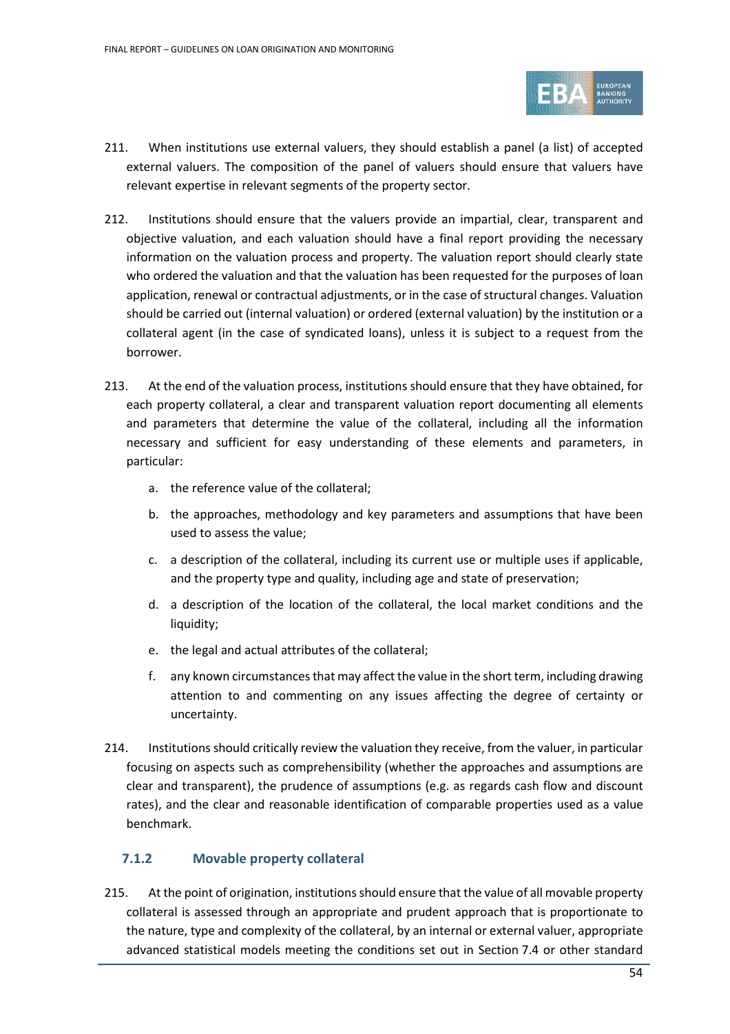211. When institutions use external valuers, they should establish a panel (a list) of accepted external valuers. The composition of the panel of valuers should ensure that valuers have relevant expertise in relevant segments of the property sector.

212. Institutions should ensure that the valuers provide an impartial, clear, transparent and objective valuation, and each valuation should have a final report providing the necessary information on the valuation process and property. The valuation report should clearly state who ordered the valuation and that the valuation has been requested for the purposes of loan application, renewal or contractual adjustments, or in the case of structural changes. Valuation should be carried out (internal valuation) or ordered (external valuation) by the institution or a collateral agent (in the case of syndicated loans), unless it is subject to a request from the borrower.

213. At the end of the valuation process, institutions should ensure that they have obtained, for each property collateral, a clear and transparent valuation report documenting all elements and parameters that determine the value of the collateral, including all the information necessary and sufficient for easy understanding of these elements and parameters, in particular:

   a. the reference value of the collateral;

   b. the approaches, methodology and key parameters and assumptions that have been used to assess the value;

   c. a description of the collateral, including its current use or multiple uses if applicable, and the property type and quality, including age and state of preservation;

   d. a description of the location of the collateral, the local market conditions and the liquidity;

   e. the legal and actual attributes of the collateral;

   f. any known circumstances that may affect the value in the short term, including drawing attention to and commenting on any issues affecting the degree of certainty or uncertainty.

214. Institutions should critically review the valuation they receive, from the valuer, in particular focusing on aspects such as comprehensibility (whether the approaches and assumptions are clear and transparent), the prudence of assumptions (e.g. as regards cash flow and discount rates), and the clear and reasonable identification of comparable properties used as a value benchmark.

### 7.1.2 Movable property collateral

215. At the point of origination, institutions should ensure that the value of all movable property collateral is assessed through an appropriate and prudent approach that is proportionate to the nature, type and complexity of the collateral, by an internal or external valuer, appropriate advanced statistical models meeting the conditions set out in Section 7.4 or other standard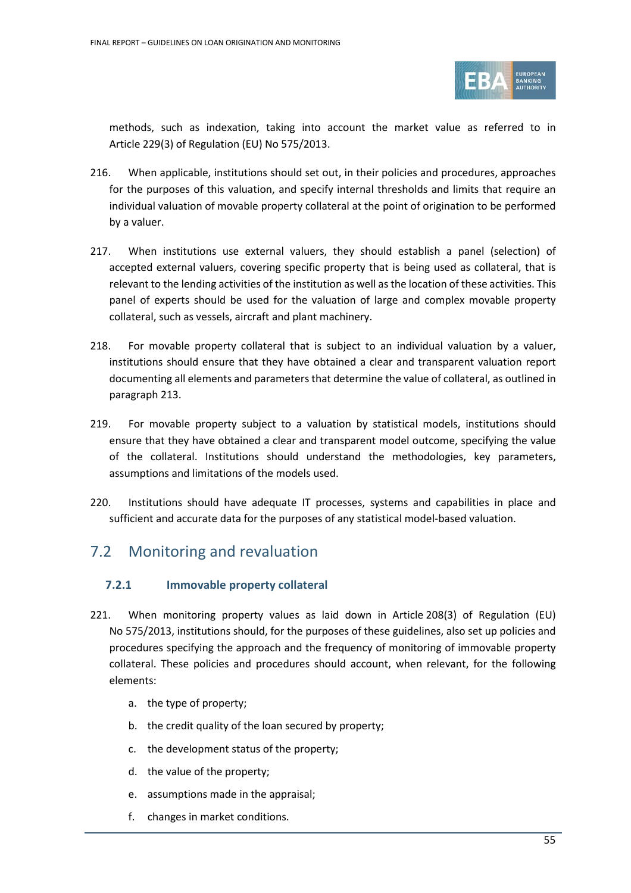methods, such as indexation, taking into account the market value as referred to in Article 229(3) of Regulation (EU) No 575/2013.

216. When applicable, institutions should set out, in their policies and procedures, approaches for the purposes of this valuation, and specify internal thresholds and limits that require an individual valuation of movable property collateral at the point of origination to be performed by a valuer.

217. When institutions use external valuers, they should establish a panel (selection) of accepted external valuers, covering specific property that is being used as collateral, that is relevant to the lending activities of the institution as well as the location of these activities. This panel of experts should be used for the valuation of large and complex movable property collateral, such as vessels, aircraft and plant machinery.

218. For movable property collateral that is subject to an individual valuation by a valuer, institutions should ensure that they have obtained a clear and transparent valuation report documenting all elements and parameters that determine the value of collateral, as outlined in paragraph 213.

219. For movable property subject to a valuation by statistical models, institutions should ensure that they have obtained a clear and transparent model outcome, specifying the value of the collateral. Institutions should understand the methodologies, key parameters, assumptions and limitations of the models used.

220. Institutions should have adequate IT processes, systems and capabilities in place and sufficient and accurate data for the purposes of any statistical model-based valuation.

## 7.2 Monitoring and revaluation

### 7.2.1 Immovable property collateral

221. When monitoring property values as laid down in Article 208(3) of Regulation (EU) No 575/2013, institutions should, for the purposes of these guidelines, also set up policies and procedures specifying the approach and the frequency of monitoring of immovable property collateral. These policies and procedures should account, when relevant, for the following elements:

a. the type of property;

b. the credit quality of the loan secured by property;

c. the development status of the property;

d. the value of the property;

e. assumptions made in the appraisal;

f. changes in market conditions.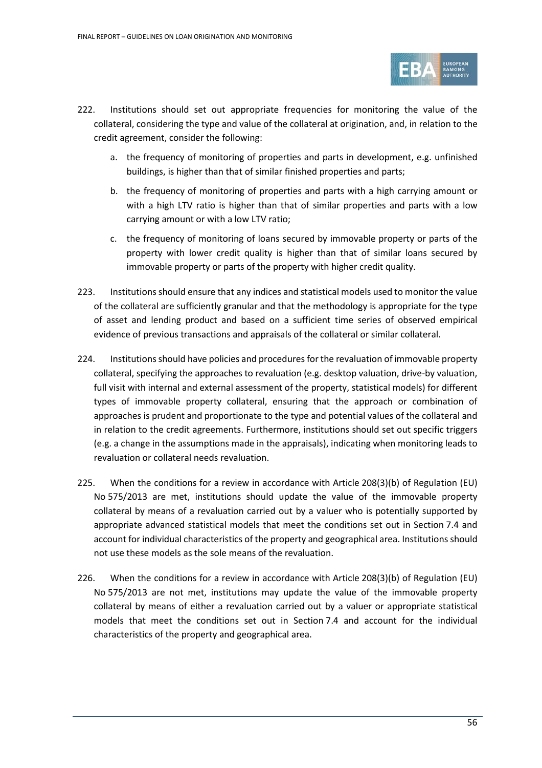222. Institutions should set out appropriate frequencies for monitoring the value of the collateral, considering the type and value of the collateral at origination, and, in relation to the credit agreement, consider the following:

    a. the frequency of monitoring of properties and parts in development, e.g. unfinished buildings, is higher than that of similar finished properties and parts;

    b. the frequency of monitoring of properties and parts with a high carrying amount or with a high LTV ratio is higher than that of similar properties and parts with a low carrying amount or with a low LTV ratio;

    c. the frequency of monitoring of loans secured by immovable property or parts of the property with lower credit quality is higher than that of similar loans secured by immovable property or parts of the property with higher credit quality.

223. Institutions should ensure that any indices and statistical models used to monitor the value of the collateral are sufficiently granular and that the methodology is appropriate for the type of asset and lending product and based on a sufficient time series of observed empirical evidence of previous transactions and appraisals of the collateral or similar collateral.

224. Institutions should have policies and procedures for the revaluation of immovable property collateral, specifying the approaches to revaluation (e.g. desktop valuation, drive-by valuation, full visit with internal and external assessment of the property, statistical models) for different types of immovable property collateral, ensuring that the approach or combination of approaches is prudent and proportionate to the type and potential values of the collateral and in relation to the credit agreements. Furthermore, institutions should set out specific triggers (e.g. a change in the assumptions made in the appraisals), indicating when monitoring leads to revaluation or collateral needs revaluation.

225. When the conditions for a review in accordance with Article 208(3)(b) of Regulation (EU) No 575/2013 are met, institutions should update the value of the immovable property collateral by means of a revaluation carried out by a valuer who is potentially supported by appropriate advanced statistical models that meet the conditions set out in Section 7.4 and account for individual characteristics of the property and geographical area. Institutions should not use these models as the sole means of the revaluation.

226. When the conditions for a review in accordance with Article 208(3)(b) of Regulation (EU) No 575/2013 are not met, institutions may update the value of the immovable property collateral by means of either a revaluation carried out by a valuer or appropriate statistical models that meet the conditions set out in Section 7.4 and account for the individual characteristics of the property and geographical area.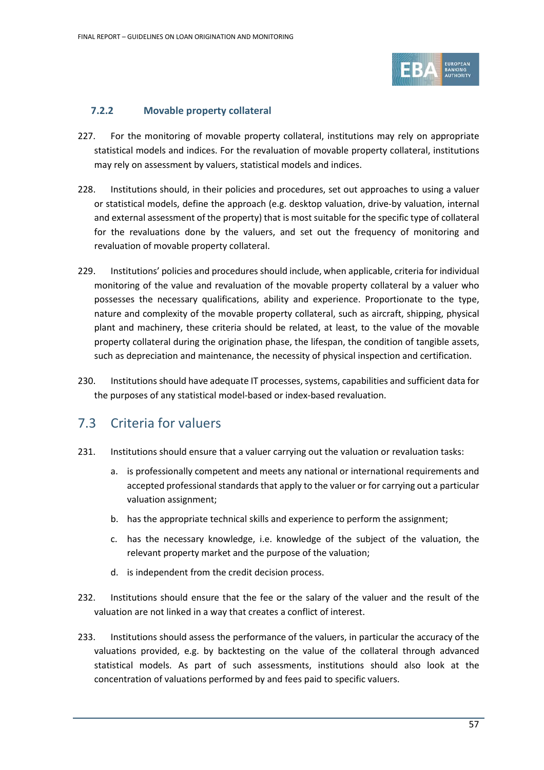### 7.2.2 Movable property collateral

227. For the monitoring of movable property collateral, institutions may rely on appropriate statistical models and indices. For the revaluation of movable property collateral, institutions may rely on assessment by valuers, statistical models and indices.

228. Institutions should, in their policies and procedures, set out approaches to using a valuer or statistical models, define the approach (e.g. desktop valuation, drive-by valuation, internal and external assessment of the property) that is most suitable for the specific type of collateral for the revaluations done by the valuers, and set out the frequency of monitoring and revaluation of movable property collateral.

229. Institutions' policies and procedures should include, when applicable, criteria for individual monitoring of the value and revaluation of the movable property collateral by a valuer who possesses the necessary qualifications, ability and experience. Proportionate to the type, nature and complexity of the movable property collateral, such as aircraft, shipping, physical plant and machinery, these criteria should be related, at least, to the value of the movable property collateral during the origination phase, the lifespan, the condition of tangible assets, such as depreciation and maintenance, the necessity of physical inspection and certification.

230. Institutions should have adequate IT processes, systems, capabilities and sufficient data for the purposes of any statistical model-based or index-based revaluation.

## 7.3 Criteria for valuers

231. Institutions should ensure that a valuer carrying out the valuation or revaluation tasks:

   a. is professionally competent and meets any national or international requirements and accepted professional standards that apply to the valuer or for carrying out a particular valuation assignment;

   b. has the appropriate technical skills and experience to perform the assignment;

   c. has the necessary knowledge, i.e. knowledge of the subject of the valuation, the relevant property market and the purpose of the valuation;

   d. is independent from the credit decision process.

232. Institutions should ensure that the fee or the salary of the valuer and the result of the valuation are not linked in a way that creates a conflict of interest.

233. Institutions should assess the performance of the valuers, in particular the accuracy of the valuations provided, e.g. by backtesting on the value of the collateral through advanced statistical models. As part of such assessments, institutions should also look at the concentration of valuations performed by and fees paid to specific valuers.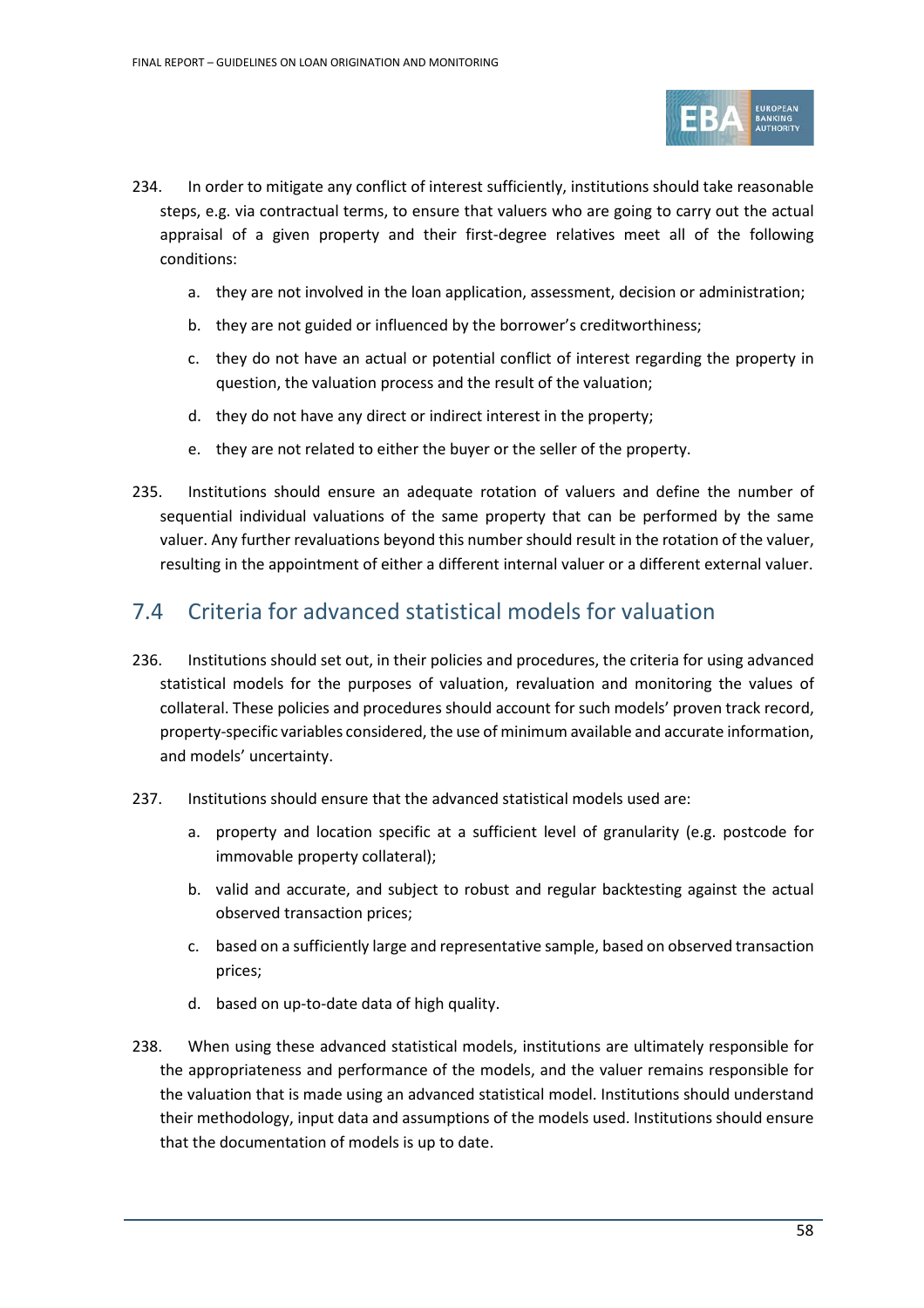234. In order to mitigate any conflict of interest sufficiently, institutions should take reasonable steps, e.g. via contractual terms, to ensure that valuers who are going to carry out the actual appraisal of a given property and their first-degree relatives meet all of the following conditions:

   a. they are not involved in the loan application, assessment, decision or administration;

   b. they are not guided or influenced by the borrower's creditworthiness;

   c. they do not have an actual or potential conflict of interest regarding the property in question, the valuation process and the result of the valuation;

   d. they do not have any direct or indirect interest in the property;

   e. they are not related to either the buyer or the seller of the property.

235. Institutions should ensure an adequate rotation of valuers and define the number of sequential individual valuations of the same property that can be performed by the same valuer. Any further revaluations beyond this number should result in the rotation of the valuer, resulting in the appointment of either a different internal valuer or a different external valuer.

## 7.4 Criteria for advanced statistical models for valuation

236. Institutions should set out, in their policies and procedures, the criteria for using advanced statistical models for the purposes of valuation, revaluation and monitoring the values of collateral. These policies and procedures should account for such models' proven track record, property-specific variables considered, the use of minimum available and accurate information, and models' uncertainty.

237. Institutions should ensure that the advanced statistical models used are:

   a. property and location specific at a sufficient level of granularity (e.g. postcode for immovable property collateral);

   b. valid and accurate, and subject to robust and regular backtesting against the actual observed transaction prices;

   c. based on a sufficiently large and representative sample, based on observed transaction prices;

   d. based on up-to-date data of high quality.

238. When using these advanced statistical models, institutions are ultimately responsible for the appropriateness and performance of the models, and the valuer remains responsible for the valuation that is made using an advanced statistical model. Institutions should understand their methodology, input data and assumptions of the models used. Institutions should ensure that the documentation of models is up to date.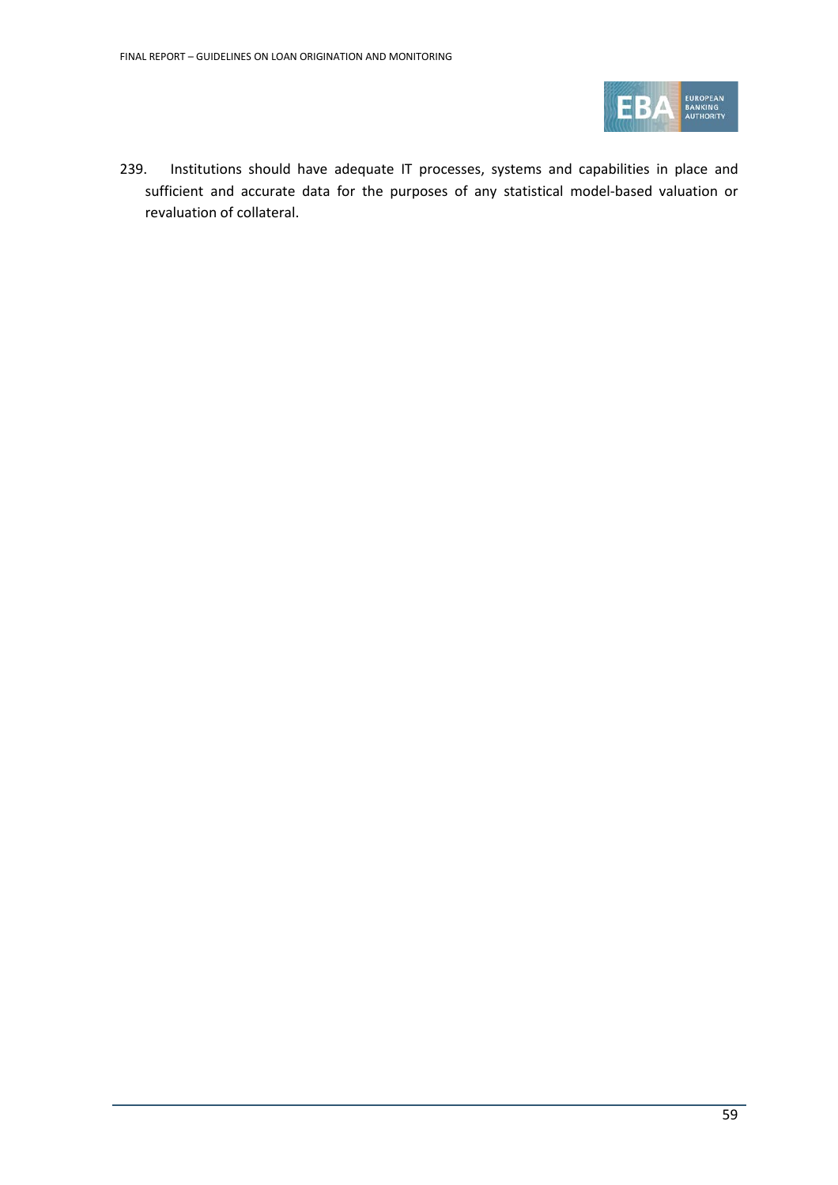239. Institutions should have adequate IT processes, systems and capabilities in place and sufficient and accurate data for the purposes of any statistical model-based valuation or revaluation of collateral.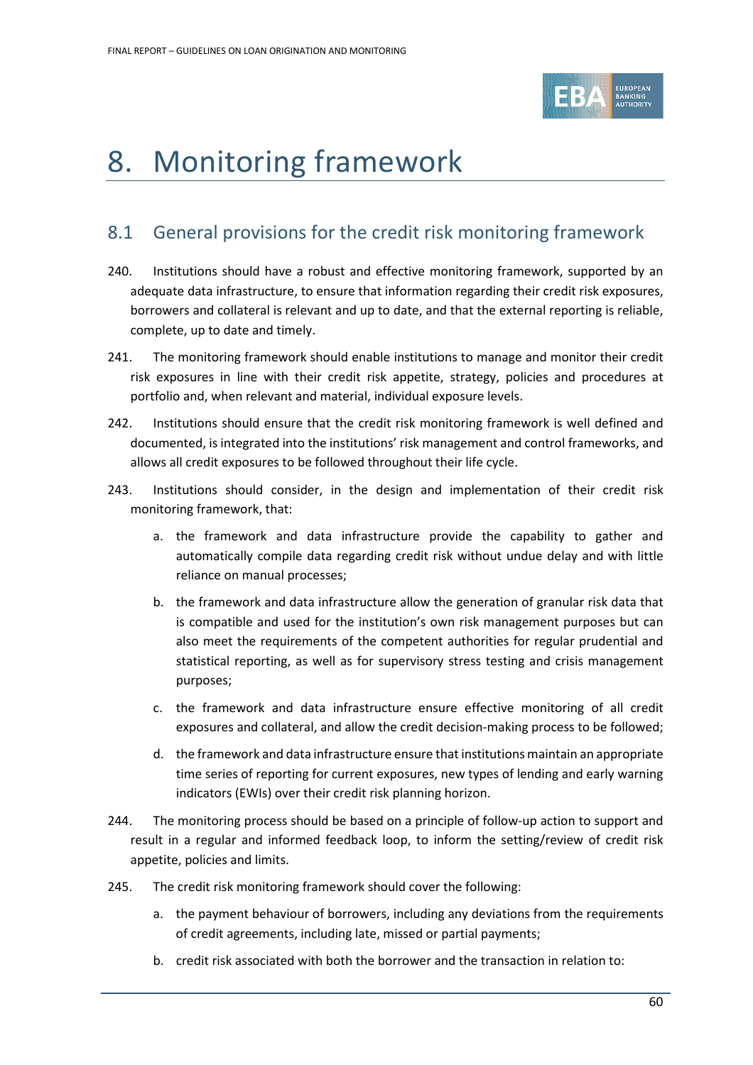# 8. Monitoring framework

## 8.1 General provisions for the credit risk monitoring framework

240. Institutions should have a robust and effective monitoring framework, supported by an adequate data infrastructure, to ensure that information regarding their credit risk exposures, borrowers and collateral is relevant and up to date, and that the external reporting is reliable, complete, up to date and timely.

241. The monitoring framework should enable institutions to manage and monitor their credit risk exposures in line with their credit risk appetite, strategy, policies and procedures at portfolio and, when relevant and material, individual exposure levels.

242. Institutions should ensure that the credit risk monitoring framework is well defined and documented, is integrated into the institutions' risk management and control frameworks, and allows all credit exposures to be followed throughout their life cycle.

243. Institutions should consider, in the design and implementation of their credit risk monitoring framework, that:

    a. the framework and data infrastructure provide the capability to gather and automatically compile data regarding credit risk without undue delay and with little reliance on manual processes;

    b. the framework and data infrastructure allow the generation of granular risk data that is compatible and used for the institution's own risk management purposes but can also meet the requirements of the competent authorities for regular prudential and statistical reporting, as well as for supervisory stress testing and crisis management purposes;

    c. the framework and data infrastructure ensure effective monitoring of all credit exposures and collateral, and allow the credit decision-making process to be followed;

    d. the framework and data infrastructure ensure that institutions maintain an appropriate time series of reporting for current exposures, new types of lending and early warning indicators (EWIs) over their credit risk planning horizon.

244. The monitoring process should be based on a principle of follow-up action to support and result in a regular and informed feedback loop, to inform the setting/review of credit risk appetite, policies and limits.

245. The credit risk monitoring framework should cover the following:

    a. the payment behaviour of borrowers, including any deviations from the requirements of credit agreements, including late, missed or partial payments;

    b. credit risk associated with both the borrower and the transaction in relation to: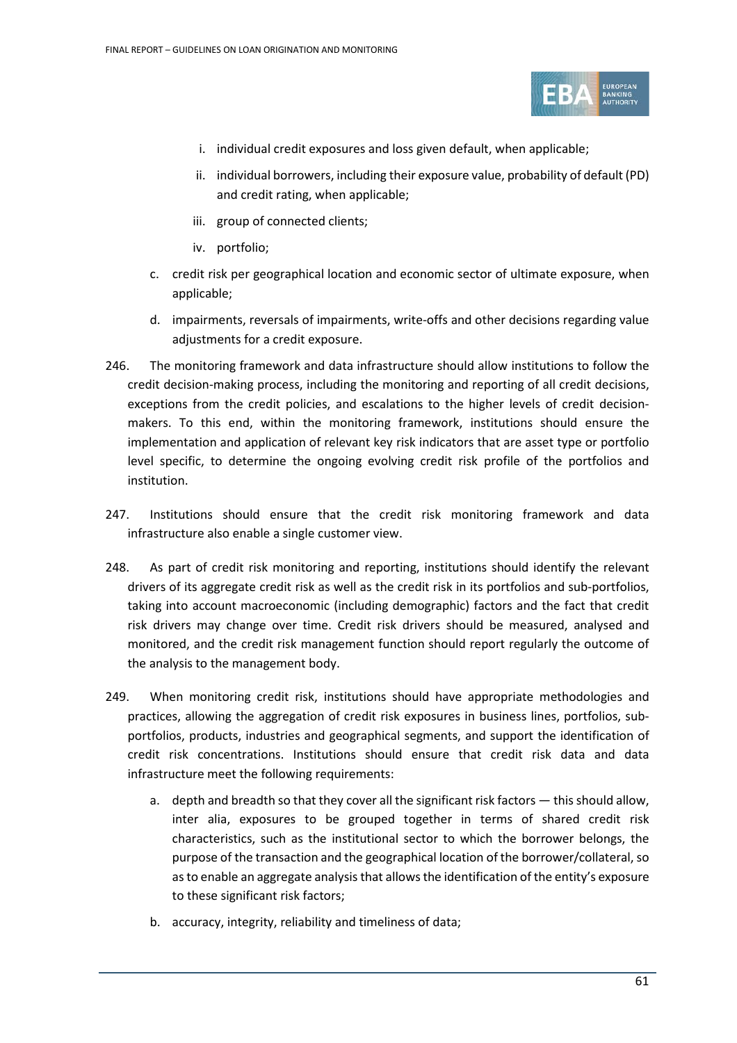i. individual credit exposures and loss given default, when applicable;

    ii. individual borrowers, including their exposure value, probability of default (PD) and credit rating, when applicable;

    iii. group of connected clients;

    iv. portfolio;

c. credit risk per geographical location and economic sector of ultimate exposure, when applicable;

d. impairments, reversals of impairments, write-offs and other decisions regarding value adjustments for a credit exposure.

246. The monitoring framework and data infrastructure should allow institutions to follow the credit decision-making process, including the monitoring and reporting of all credit decisions, exceptions from the credit policies, and escalations to the higher levels of credit decision-makers. To this end, within the monitoring framework, institutions should ensure the implementation and application of relevant key risk indicators that are asset type or portfolio level specific, to determine the ongoing evolving credit risk profile of the portfolios and institution.

247. Institutions should ensure that the credit risk monitoring framework and data infrastructure also enable a single customer view.

248. As part of credit risk monitoring and reporting, institutions should identify the relevant drivers of its aggregate credit risk as well as the credit risk in its portfolios and sub-portfolios, taking into account macroeconomic (including demographic) factors and the fact that credit risk drivers may change over time. Credit risk drivers should be measured, analysed and monitored, and the credit risk management function should report regularly the outcome of the analysis to the management body.

249. When monitoring credit risk, institutions should have appropriate methodologies and practices, allowing the aggregation of credit risk exposures in business lines, portfolios, sub-portfolios, products, industries and geographical segments, and support the identification of credit risk concentrations. Institutions should ensure that credit risk data and data infrastructure meet the following requirements:

a. depth and breadth so that they cover all the significant risk factors — this should allow, inter alia, exposures to be grouped together in terms of shared credit risk characteristics, such as the institutional sector to which the borrower belongs, the purpose of the transaction and the geographical location of the borrower/collateral, so as to enable an aggregate analysis that allows the identification of the entity's exposure to these significant risk factors;

b. accuracy, integrity, reliability and timeliness of data;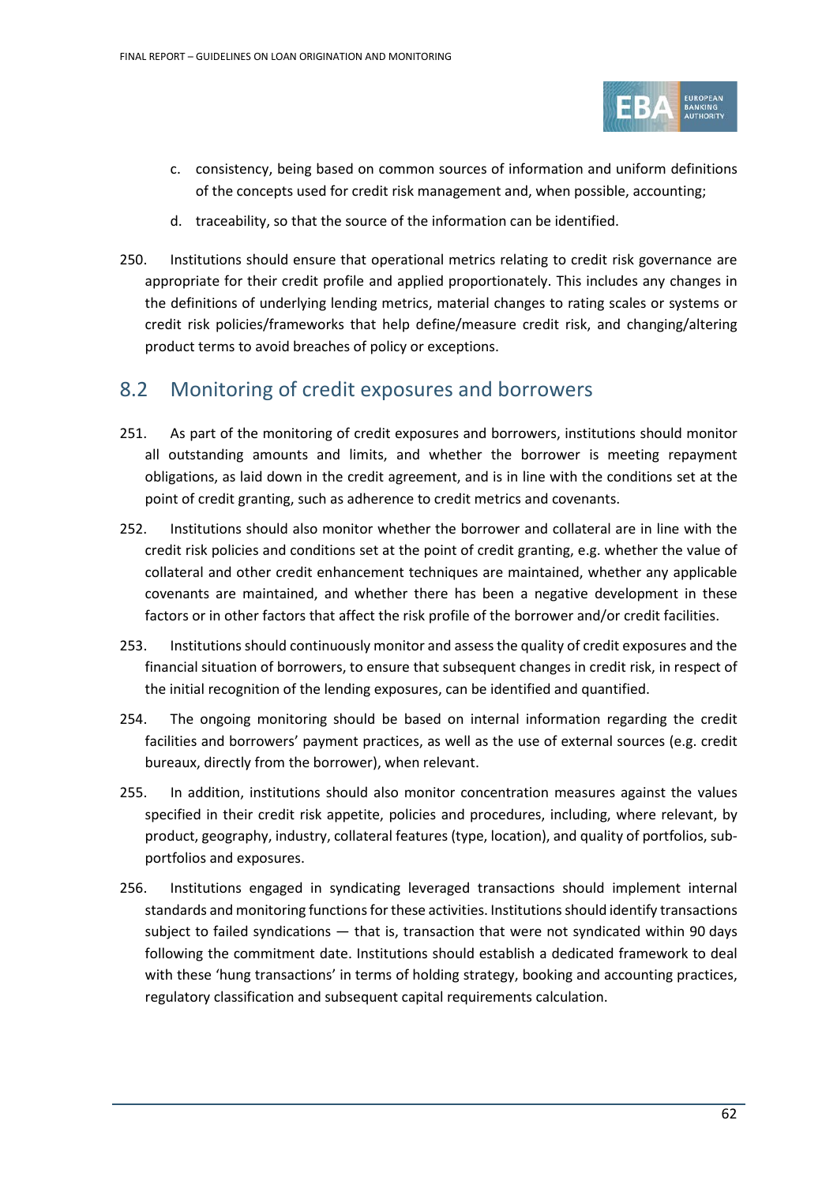c. consistency, being based on common sources of information and uniform definitions of the concepts used for credit risk management and, when possible, accounting;

d. traceability, so that the source of the information can be identified.

250. Institutions should ensure that operational metrics relating to credit risk governance are appropriate for their credit profile and applied proportionately. This includes any changes in the definitions of underlying lending metrics, material changes to rating scales or systems or credit risk policies/frameworks that help define/measure credit risk, and changing/altering product terms to avoid breaches of policy or exceptions.

## 8.2 Monitoring of credit exposures and borrowers

251. As part of the monitoring of credit exposures and borrowers, institutions should monitor all outstanding amounts and limits, and whether the borrower is meeting repayment obligations, as laid down in the credit agreement, and is in line with the conditions set at the point of credit granting, such as adherence to credit metrics and covenants.

252. Institutions should also monitor whether the borrower and collateral are in line with the credit risk policies and conditions set at the point of credit granting, e.g. whether the value of collateral and other credit enhancement techniques are maintained, whether any applicable covenants are maintained, and whether there has been a negative development in these factors or in other factors that affect the risk profile of the borrower and/or credit facilities.

253. Institutions should continuously monitor and assess the quality of credit exposures and the financial situation of borrowers, to ensure that subsequent changes in credit risk, in respect of the initial recognition of the lending exposures, can be identified and quantified.

254. The ongoing monitoring should be based on internal information regarding the credit facilities and borrowers' payment practices, as well as the use of external sources (e.g. credit bureaux, directly from the borrower), when relevant.

255. In addition, institutions should also monitor concentration measures against the values specified in their credit risk appetite, policies and procedures, including, where relevant, by product, geography, industry, collateral features (type, location), and quality of portfolios, sub-portfolios and exposures.

256. Institutions engaged in syndicating leveraged transactions should implement internal standards and monitoring functions for these activities. Institutions should identify transactions subject to failed syndications — that is, transaction that were not syndicated within 90 days following the commitment date. Institutions should establish a dedicated framework to deal with these 'hung transactions' in terms of holding strategy, booking and accounting practices, regulatory classification and subsequent capital requirements calculation.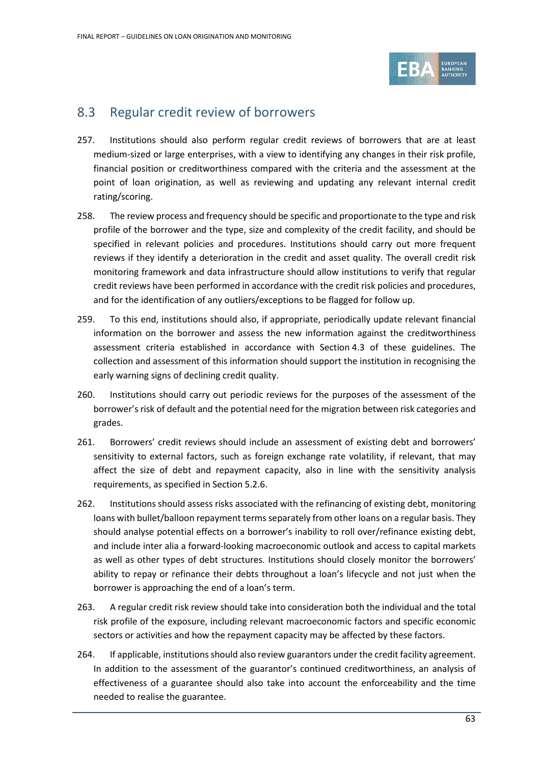## 8.3 Regular credit review of borrowers

257. Institutions should also perform regular credit reviews of borrowers that are at least medium-sized or large enterprises, with a view to identifying any changes in their risk profile, financial position or creditworthiness compared with the criteria and the assessment at the point of loan origination, as well as reviewing and updating any relevant internal credit rating/scoring.

258. The review process and frequency should be specific and proportionate to the type and risk profile of the borrower and the type, size and complexity of the credit facility, and should be specified in relevant policies and procedures. Institutions should carry out more frequent reviews if they identify a deterioration in the credit and asset quality. The overall credit risk monitoring framework and data infrastructure should allow institutions to verify that regular credit reviews have been performed in accordance with the credit risk policies and procedures, and for the identification of any outliers/exceptions to be flagged for follow up.

259. To this end, institutions should also, if appropriate, periodically update relevant financial information on the borrower and assess the new information against the creditworthiness assessment criteria established in accordance with Section 4.3 of these guidelines. The collection and assessment of this information should support the institution in recognising the early warning signs of declining credit quality.

260. Institutions should carry out periodic reviews for the purposes of the assessment of the borrower's risk of default and the potential need for the migration between risk categories and grades.

261. Borrowers' credit reviews should include an assessment of existing debt and borrowers' sensitivity to external factors, such as foreign exchange rate volatility, if relevant, that may affect the size of debt and repayment capacity, also in line with the sensitivity analysis requirements, as specified in Section 5.2.6.

262. Institutions should assess risks associated with the refinancing of existing debt, monitoring loans with bullet/balloon repayment terms separately from other loans on a regular basis. They should analyse potential effects on a borrower's inability to roll over/refinance existing debt, and include inter alia a forward-looking macroeconomic outlook and access to capital markets as well as other types of debt structures. Institutions should closely monitor the borrowers' ability to repay or refinance their debts throughout a loan's lifecycle and not just when the borrower is approaching the end of a loan's term.

263. A regular credit risk review should take into consideration both the individual and the total risk profile of the exposure, including relevant macroeconomic factors and specific economic sectors or activities and how the repayment capacity may be affected by these factors.

264. If applicable, institutions should also review guarantors under the credit facility agreement. In addition to the assessment of the guarantor's continued creditworthiness, an analysis of effectiveness of a guarantee should also take into account the enforceability and the time needed to realise the guarantee.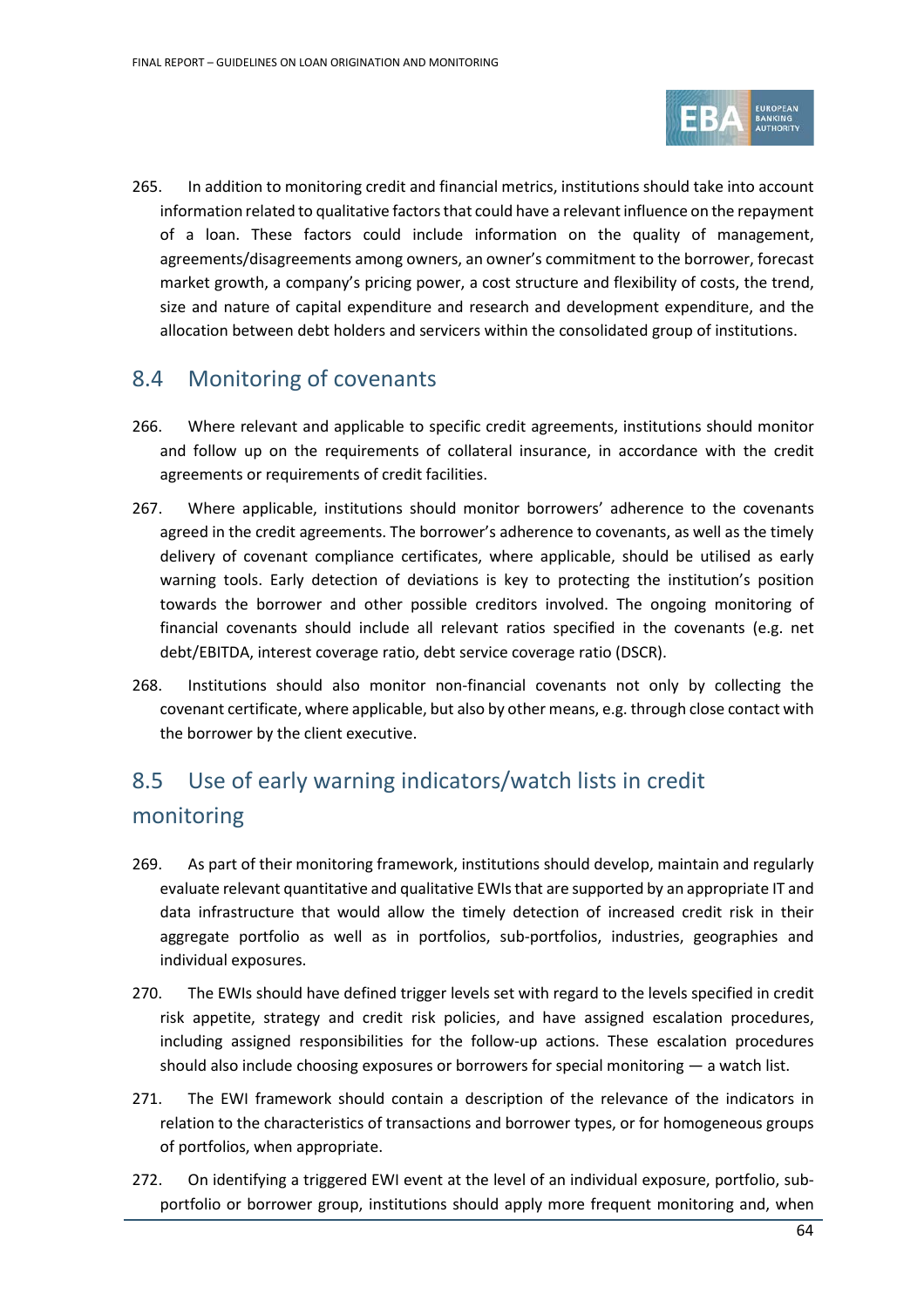265. In addition to monitoring credit and financial metrics, institutions should take into account information related to qualitative factors that could have a relevant influence on the repayment of a loan. These factors could include information on the quality of management, agreements/disagreements among owners, an owner's commitment to the borrower, forecast market growth, a company's pricing power, a cost structure and flexibility of costs, the trend, size and nature of capital expenditure and research and development expenditure, and the allocation between debt holders and servicers within the consolidated group of institutions.

## 8.4 Monitoring of covenants

266. Where relevant and applicable to specific credit agreements, institutions should monitor and follow up on the requirements of collateral insurance, in accordance with the credit agreements or requirements of credit facilities.

267. Where applicable, institutions should monitor borrowers' adherence to the covenants agreed in the credit agreements. The borrower's adherence to covenants, as well as the timely delivery of covenant compliance certificates, where applicable, should be utilised as early warning tools. Early detection of deviations is key to protecting the institution's position towards the borrower and other possible creditors involved. The ongoing monitoring of financial covenants should include all relevant ratios specified in the covenants (e.g. net debt/EBITDA, interest coverage ratio, debt service coverage ratio (DSCR).

268. Institutions should also monitor non-financial covenants not only by collecting the covenant certificate, where applicable, but also by other means, e.g. through close contact with the borrower by the client executive.

## 8.5 Use of early warning indicators/watch lists in credit monitoring

269. As part of their monitoring framework, institutions should develop, maintain and regularly evaluate relevant quantitative and qualitative EWIs that are supported by an appropriate IT and data infrastructure that would allow the timely detection of increased credit risk in their aggregate portfolio as well as in portfolios, sub-portfolios, industries, geographies and individual exposures.

270. The EWIs should have defined trigger levels set with regard to the levels specified in credit risk appetite, strategy and credit risk policies, and have assigned escalation procedures, including assigned responsibilities for the follow-up actions. These escalation procedures should also include choosing exposures or borrowers for special monitoring — a watch list.

271. The EWI framework should contain a description of the relevance of the indicators in relation to the characteristics of transactions and borrower types, or for homogeneous groups of portfolios, when appropriate.

272. On identifying a triggered EWI event at the level of an individual exposure, portfolio, sub-portfolio or borrower group, institutions should apply more frequent monitoring and, when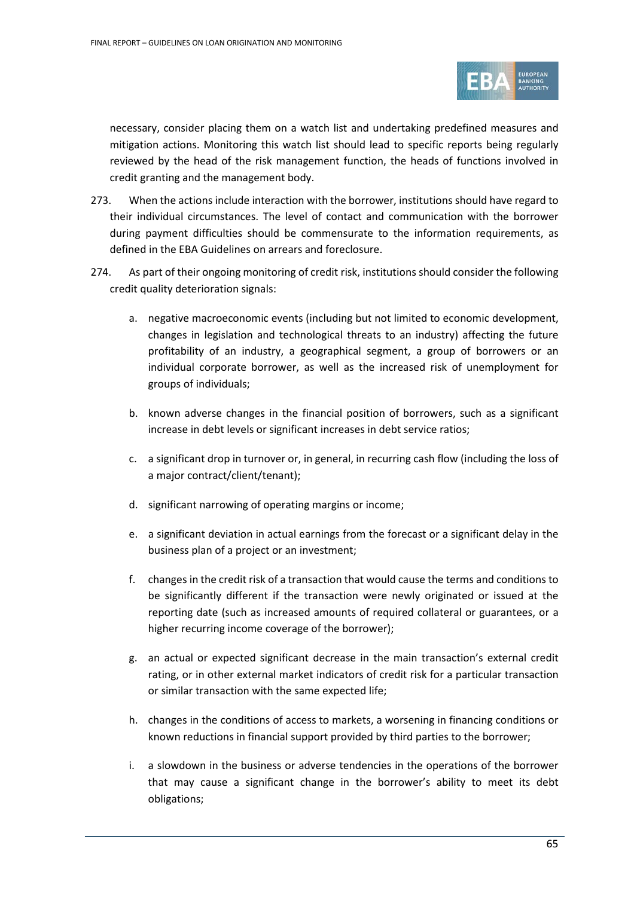necessary, consider placing them on a watch list and undertaking predefined measures and mitigation actions. Monitoring this watch list should lead to specific reports being regularly reviewed by the head of the risk management function, the heads of functions involved in credit granting and the management body.

273. When the actions include interaction with the borrower, institutions should have regard to their individual circumstances. The level of contact and communication with the borrower during payment difficulties should be commensurate to the information requirements, as defined in the EBA Guidelines on arrears and foreclosure.

274. As part of their ongoing monitoring of credit risk, institutions should consider the following credit quality deterioration signals:

   a. negative macroeconomic events (including but not limited to economic development, changes in legislation and technological threats to an industry) affecting the future profitability of an industry, a geographical segment, a group of borrowers or an individual corporate borrower, as well as the increased risk of unemployment for groups of individuals;

   b. known adverse changes in the financial position of borrowers, such as a significant increase in debt levels or significant increases in debt service ratios;

   c. a significant drop in turnover or, in general, in recurring cash flow (including the loss of a major contract/client/tenant);

   d. significant narrowing of operating margins or income;

   e. a significant deviation in actual earnings from the forecast or a significant delay in the business plan of a project or an investment;

   f. changes in the credit risk of a transaction that would cause the terms and conditions to be significantly different if the transaction were newly originated or issued at the reporting date (such as increased amounts of required collateral or guarantees, or a higher recurring income coverage of the borrower);

   g. an actual or expected significant decrease in the main transaction's external credit rating, or in other external market indicators of credit risk for a particular transaction or similar transaction with the same expected life;

   h. changes in the conditions of access to markets, a worsening in financing conditions or known reductions in financial support provided by third parties to the borrower;

   i. a slowdown in the business or adverse tendencies in the operations of the borrower that may cause a significant change in the borrower's ability to meet its debt obligations;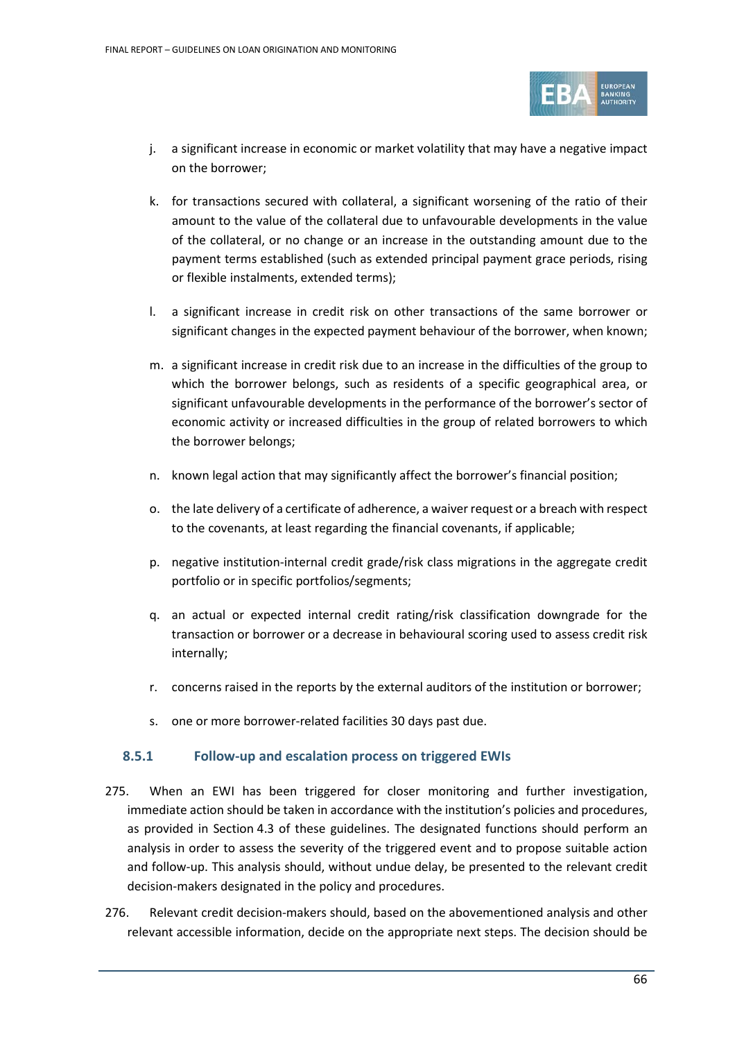j. a significant increase in economic or market volatility that may have a negative impact on the borrower;

k. for transactions secured with collateral, a significant worsening of the ratio of their amount to the value of the collateral due to unfavourable developments in the value of the collateral, or no change or an increase in the outstanding amount due to the payment terms established (such as extended principal payment grace periods, rising or flexible instalments, extended terms);

l. a significant increase in credit risk on other transactions of the same borrower or significant changes in the expected payment behaviour of the borrower, when known;

m. a significant increase in credit risk due to an increase in the difficulties of the group to which the borrower belongs, such as residents of a specific geographical area, or significant unfavourable developments in the performance of the borrower's sector of economic activity or increased difficulties in the group of related borrowers to which the borrower belongs;

n. known legal action that may significantly affect the borrower's financial position;

o. the late delivery of a certificate of adherence, a waiver request or a breach with respect to the covenants, at least regarding the financial covenants, if applicable;

p. negative institution-internal credit grade/risk class migrations in the aggregate credit portfolio or in specific portfolios/segments;

q. an actual or expected internal credit rating/risk classification downgrade for the transaction or borrower or a decrease in behavioural scoring used to assess credit risk internally;

r. concerns raised in the reports by the external auditors of the institution or borrower;

s. one or more borrower-related facilities 30 days past due.

### 8.5.1 Follow-up and escalation process on triggered EWIs

275. When an EWI has been triggered for closer monitoring and further investigation, immediate action should be taken in accordance with the institution's policies and procedures, as provided in Section 4.3 of these guidelines. The designated functions should perform an analysis in order to assess the severity of the triggered event and to propose suitable action and follow-up. This analysis should, without undue delay, be presented to the relevant credit decision-makers designated in the policy and procedures.

276. Relevant credit decision-makers should, based on the abovementioned analysis and other relevant accessible information, decide on the appropriate next steps. The decision should be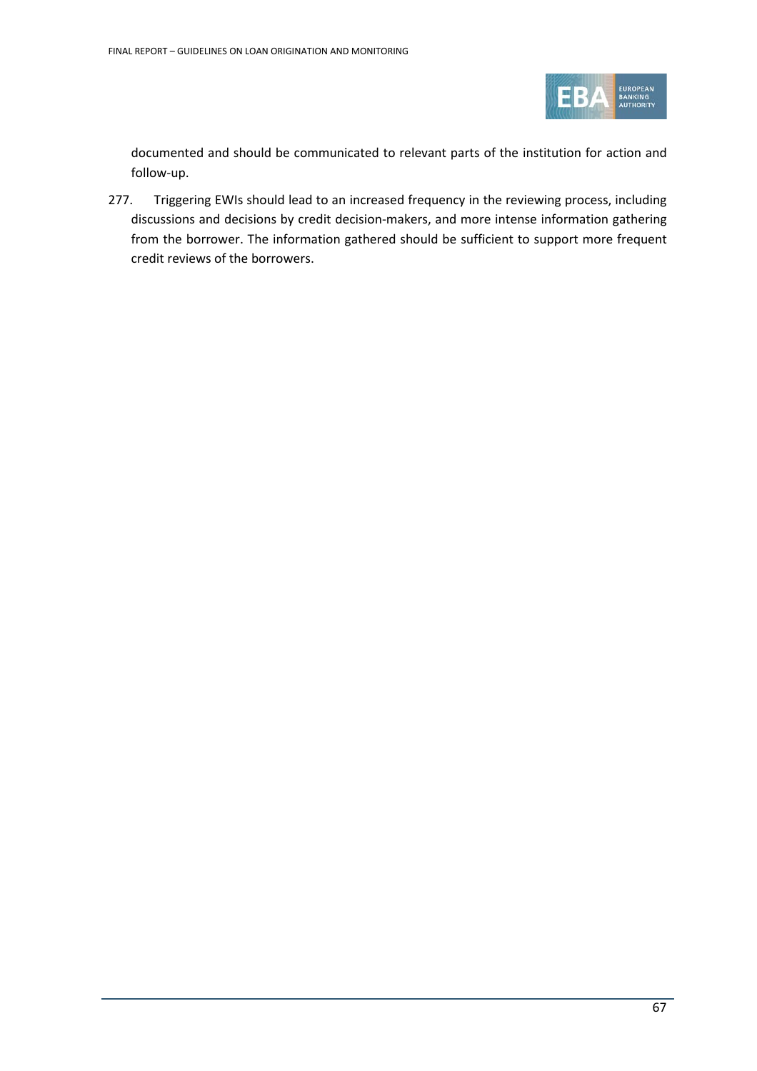documented and should be communicated to relevant parts of the institution for action and follow-up.

277. Triggering EWIs should lead to an increased frequency in the reviewing process, including discussions and decisions by credit decision-makers, and more intense information gathering from the borrower. The information gathered should be sufficient to support more frequent credit reviews of the borrowers.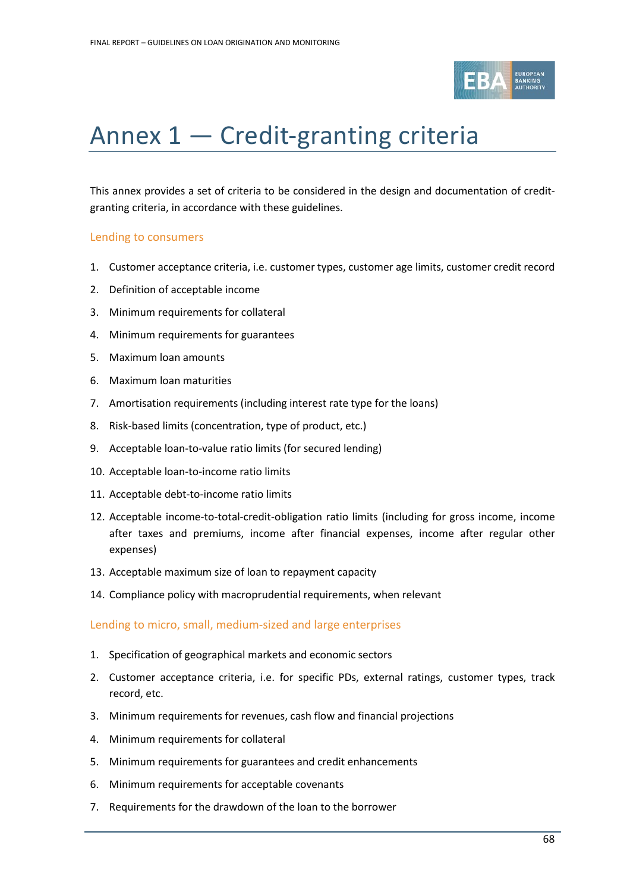# Annex 1 — Credit-granting criteria

This annex provides a set of criteria to be considered in the design and documentation of credit-granting criteria, in accordance with these guidelines.

## Lending to consumers

1. Customer acceptance criteria, i.e. customer types, customer age limits, customer credit record
2. Definition of acceptable income
3. Minimum requirements for collateral
4. Minimum requirements for guarantees
5. Maximum loan amounts
6. Maximum loan maturities
7. Amortisation requirements (including interest rate type for the loans)
8. Risk-based limits (concentration, type of product, etc.)
9. Acceptable loan-to-value ratio limits (for secured lending)
10. Acceptable loan-to-income ratio limits
11. Acceptable debt-to-income ratio limits
12. Acceptable income-to-total-credit-obligation ratio limits (including for gross income, income after taxes and premiums, income after financial expenses, income after regular other expenses)
13. Acceptable maximum size of loan to repayment capacity
14. Compliance policy with macroprudential requirements, when relevant

## Lending to micro, small, medium-sized and large enterprises

1. Specification of geographical markets and economic sectors
2. Customer acceptance criteria, i.e. for specific PDs, external ratings, customer types, track record, etc.
3. Minimum requirements for revenues, cash flow and financial projections
4. Minimum requirements for collateral
5. Minimum requirements for guarantees and credit enhancements
6. Minimum requirements for acceptable covenants
7. Requirements for the drawdown of the loan to the borrower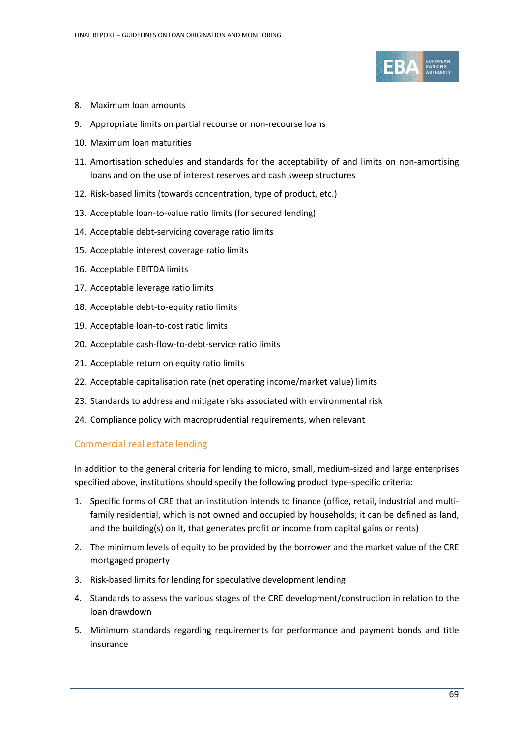8. Maximum loan amounts
9. Appropriate limits on partial recourse or non-recourse loans
10. Maximum loan maturities
11. Amortisation schedules and standards for the acceptability of and limits on non-amortising loans and on the use of interest reserves and cash sweep structures
12. Risk-based limits (towards concentration, type of product, etc.)
13. Acceptable loan-to-value ratio limits (for secured lending)
14. Acceptable debt-servicing coverage ratio limits
15. Acceptable interest coverage ratio limits
16. Acceptable EBITDA limits
17. Acceptable leverage ratio limits
18. Acceptable debt-to-equity ratio limits
19. Acceptable loan-to-cost ratio limits
20. Acceptable cash-flow-to-debt-service ratio limits
21. Acceptable return on equity ratio limits
22. Acceptable capitalisation rate (net operating income/market value) limits
23. Standards to address and mitigate risks associated with environmental risk
24. Compliance policy with macroprudential requirements, when relevant

### Commercial real estate lending

In addition to the general criteria for lending to micro, small, medium-sized and large enterprises specified above, institutions should specify the following product type-specific criteria:

1. Specific forms of CRE that an institution intends to finance (office, retail, industrial and multi-family residential, which is not owned and occupied by households; it can be defined as land, and the building(s) on it, that generates profit or income from capital gains or rents)
2. The minimum levels of equity to be provided by the borrower and the market value of the CRE mortgaged property
3. Risk-based limits for lending for speculative development lending
4. Standards to assess the various stages of the CRE development/construction in relation to the loan drawdown
5. Minimum standards regarding requirements for performance and payment bonds and title insurance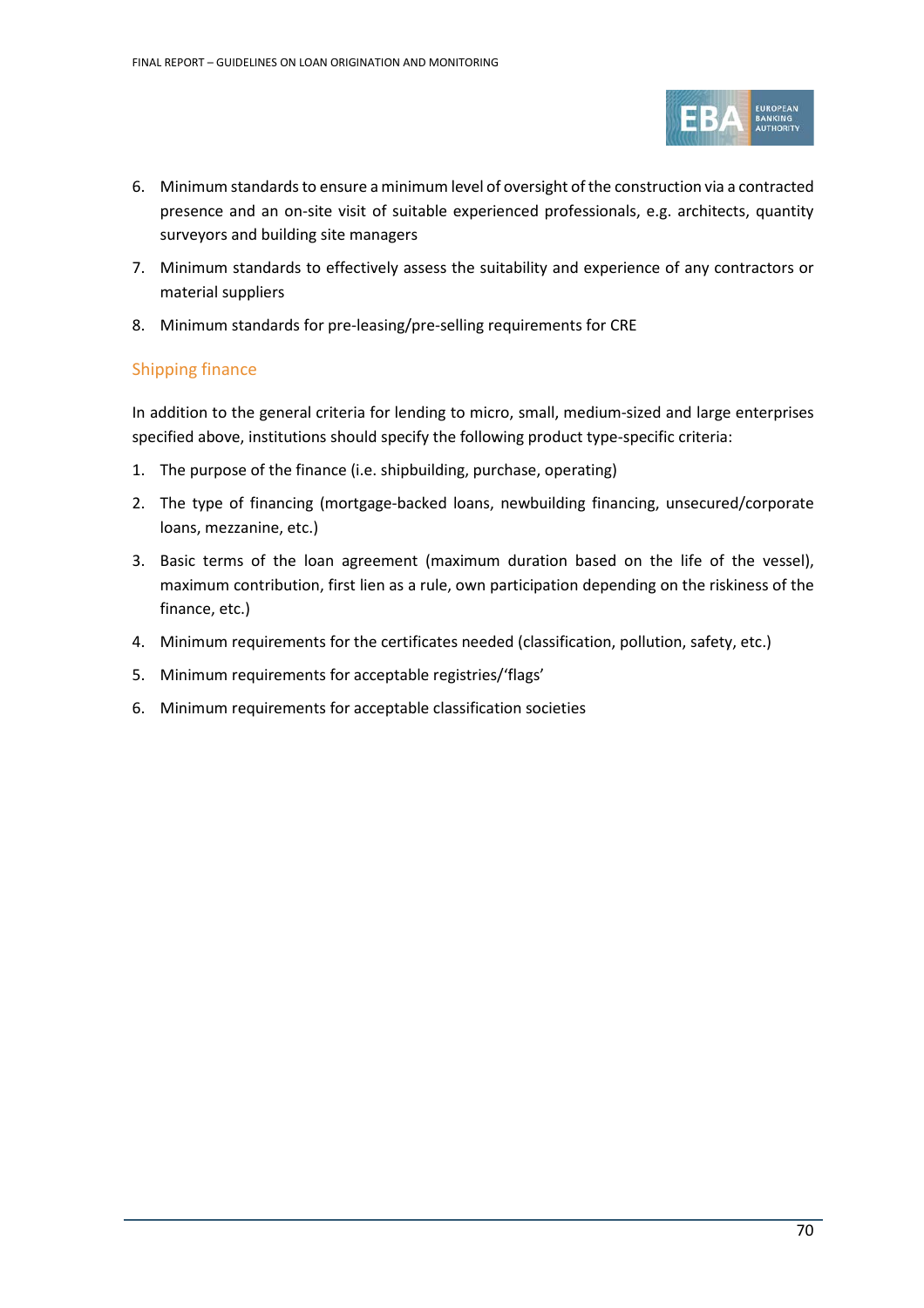6. Minimum standards to ensure a minimum level of oversight of the construction via a contracted presence and an on-site visit of suitable experienced professionals, e.g. architects, quantity surveyors and building site managers
7. Minimum standards to effectively assess the suitability and experience of any contractors or material suppliers
8. Minimum standards for pre-leasing/pre-selling requirements for CRE

### Shipping finance

In addition to the general criteria for lending to micro, small, medium-sized and large enterprises specified above, institutions should specify the following product type-specific criteria:

1. The purpose of the finance (i.e. shipbuilding, purchase, operating)
2. The type of financing (mortgage-backed loans, newbuilding financing, unsecured/corporate loans, mezzanine, etc.)
3. Basic terms of the loan agreement (maximum duration based on the life of the vessel), maximum contribution, first lien as a rule, own participation depending on the riskiness of the finance, etc.)
4. Minimum requirements for the certificates needed (classification, pollution, safety, etc.)
5. Minimum requirements for acceptable registries/'flags'
6. Minimum requirements for acceptable classification societies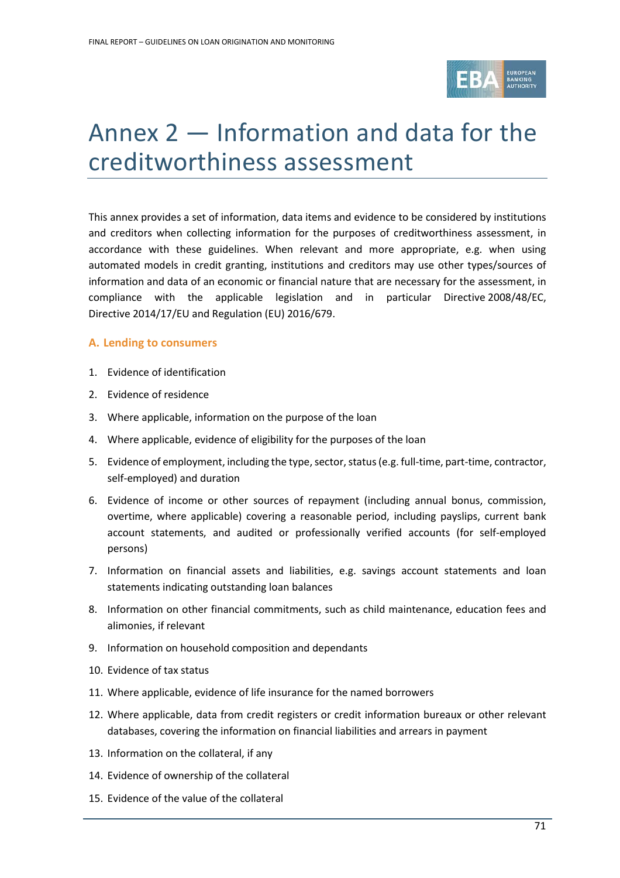# Annex 2 — Information and data for the creditworthiness assessment

This annex provides a set of information, data items and evidence to be considered by institutions and creditors when collecting information for the purposes of creditworthiness assessment, in accordance with these guidelines. When relevant and more appropriate, e.g. when using automated models in credit granting, institutions and creditors may use other types/sources of information and data of an economic or financial nature that are necessary for the assessment, in compliance with the applicable legislation and in particular Directive 2008/48/EC, Directive 2014/17/EU and Regulation (EU) 2016/679.

## A. Lending to consumers

1. Evidence of identification
2. Evidence of residence
3. Where applicable, information on the purpose of the loan
4. Where applicable, evidence of eligibility for the purposes of the loan
5. Evidence of employment, including the type, sector, status (e.g. full-time, part-time, contractor, self-employed) and duration
6. Evidence of income or other sources of repayment (including annual bonus, commission, overtime, where applicable) covering a reasonable period, including payslips, current bank account statements, and audited or professionally verified accounts (for self-employed persons)
7. Information on financial assets and liabilities, e.g. savings account statements and loan statements indicating outstanding loan balances
8. Information on other financial commitments, such as child maintenance, education fees and alimonies, if relevant
9. Information on household composition and dependants
10. Evidence of tax status
11. Where applicable, evidence of life insurance for the named borrowers
12. Where applicable, data from credit registers or credit information bureaux or other relevant databases, covering the information on financial liabilities and arrears in payment
13. Information on the collateral, if any
14. Evidence of ownership of the collateral
15. Evidence of the value of the collateral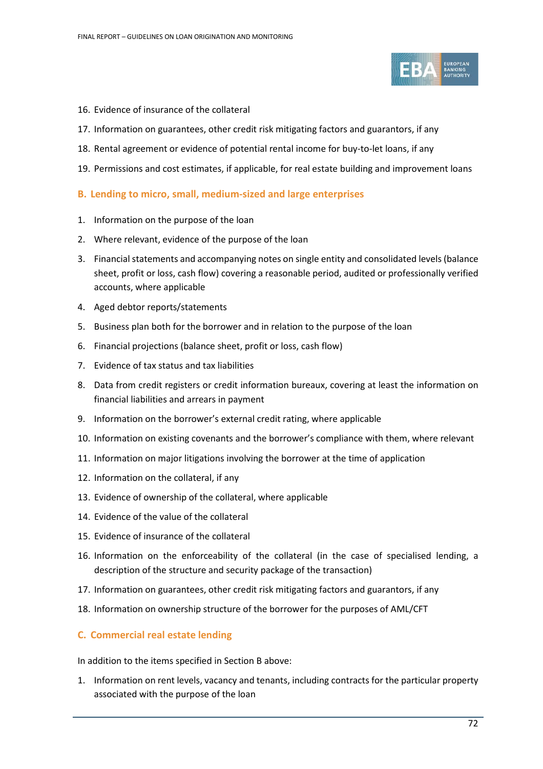16. Evidence of insurance of the collateral
17. Information on guarantees, other credit risk mitigating factors and guarantors, if any
18. Rental agreement or evidence of potential rental income for buy-to-let loans, if any
19. Permissions and cost estimates, if applicable, for real estate building and improvement loans

### B. Lending to micro, small, medium-sized and large enterprises

1. Information on the purpose of the loan
2. Where relevant, evidence of the purpose of the loan
3. Financial statements and accompanying notes on single entity and consolidated levels (balance sheet, profit or loss, cash flow) covering a reasonable period, audited or professionally verified accounts, where applicable
4. Aged debtor reports/statements
5. Business plan both for the borrower and in relation to the purpose of the loan
6. Financial projections (balance sheet, profit or loss, cash flow)
7. Evidence of tax status and tax liabilities
8. Data from credit registers or credit information bureaux, covering at least the information on financial liabilities and arrears in payment
9. Information on the borrower's external credit rating, where applicable
10. Information on existing covenants and the borrower's compliance with them, where relevant
11. Information on major litigations involving the borrower at the time of application
12. Information on the collateral, if any
13. Evidence of ownership of the collateral, where applicable
14. Evidence of the value of the collateral
15. Evidence of insurance of the collateral
16. Information on the enforceability of the collateral (in the case of specialised lending, a description of the structure and security package of the transaction)
17. Information on guarantees, other credit risk mitigating factors and guarantors, if any
18. Information on ownership structure of the borrower for the purposes of AML/CFT

### C. Commercial real estate lending

In addition to the items specified in Section B above:

1. Information on rent levels, vacancy and tenants, including contracts for the particular property associated with the purpose of the loan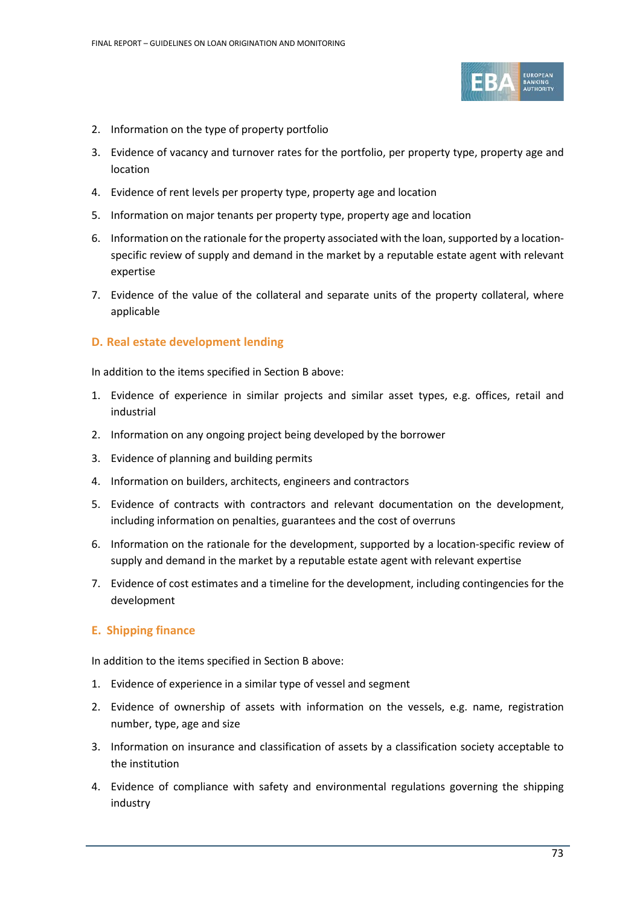2. Information on the type of property portfolio
3. Evidence of vacancy and turnover rates for the portfolio, per property type, property age and location
4. Evidence of rent levels per property type, property age and location
5. Information on major tenants per property type, property age and location
6. Information on the rationale for the property associated with the loan, supported by a location-specific review of supply and demand in the market by a reputable estate agent with relevant expertise
7. Evidence of the value of the collateral and separate units of the property collateral, where applicable

## D. Real estate development lending

In addition to the items specified in Section B above:

1. Evidence of experience in similar projects and similar asset types, e.g. offices, retail and industrial
2. Information on any ongoing project being developed by the borrower
3. Evidence of planning and building permits
4. Information on builders, architects, engineers and contractors
5. Evidence of contracts with contractors and relevant documentation on the development, including information on penalties, guarantees and the cost of overruns
6. Information on the rationale for the development, supported by a location-specific review of supply and demand in the market by a reputable estate agent with relevant expertise
7. Evidence of cost estimates and a timeline for the development, including contingencies for the development

## E. Shipping finance

In addition to the items specified in Section B above:

1. Evidence of experience in a similar type of vessel and segment
2. Evidence of ownership of assets with information on the vessels, e.g. name, registration number, type, age and size
3. Information on insurance and classification of assets by a classification society acceptable to the institution
4. Evidence of compliance with safety and environmental regulations governing the shipping industry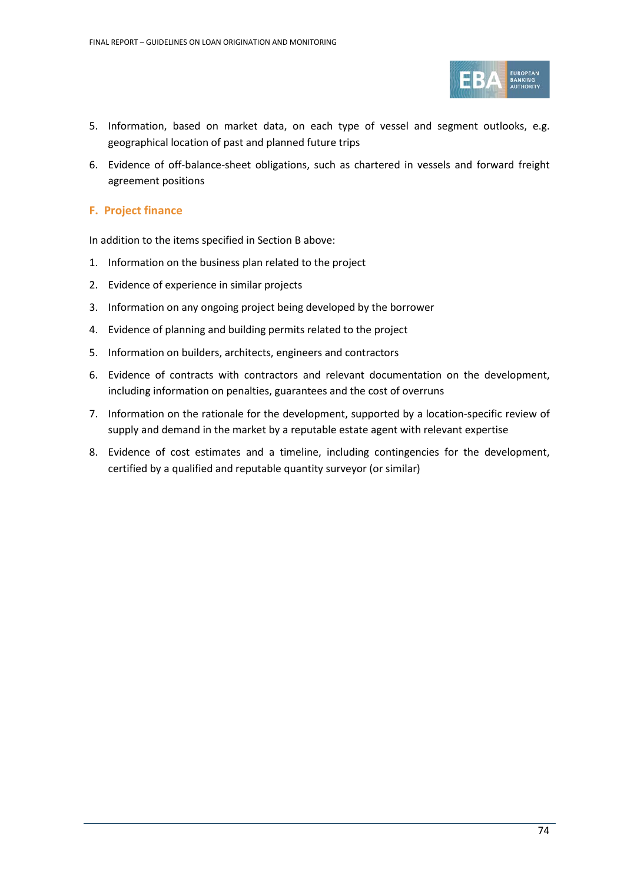5. Information, based on market data, on each type of vessel and segment outlooks, e.g. geographical location of past and planned future trips
6. Evidence of off-balance-sheet obligations, such as chartered in vessels and forward freight agreement positions

### F. Project finance

In addition to the items specified in Section B above:

1. Information on the business plan related to the project
2. Evidence of experience in similar projects
3. Information on any ongoing project being developed by the borrower
4. Evidence of planning and building permits related to the project
5. Information on builders, architects, engineers and contractors
6. Evidence of contracts with contractors and relevant documentation on the development, including information on penalties, guarantees and the cost of overruns
7. Information on the rationale for the development, supported by a location-specific review of supply and demand in the market by a reputable estate agent with relevant expertise
8. Evidence of cost estimates and a timeline, including contingencies for the development, certified by a qualified and reputable quantity surveyor (or similar)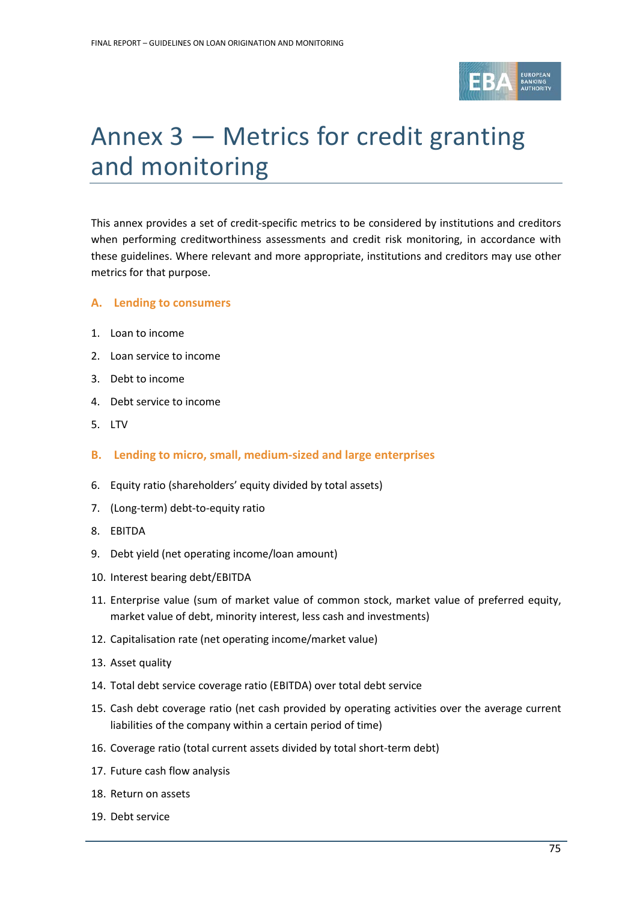# Annex 3 — Metrics for credit granting and monitoring

This annex provides a set of credit-specific metrics to be considered by institutions and creditors when performing creditworthiness assessments and credit risk monitoring, in accordance with these guidelines. Where relevant and more appropriate, institutions and creditors may use other metrics for that purpose.

### A. Lending to consumers

1. Loan to income
2. Loan service to income
3. Debt to income
4. Debt service to income
5. LTV

### B. Lending to micro, small, medium-sized and large enterprises

6. Equity ratio (shareholders' equity divided by total assets)
7. (Long-term) debt-to-equity ratio
8. EBITDA
9. Debt yield (net operating income/loan amount)
10. Interest bearing debt/EBITDA
11. Enterprise value (sum of market value of common stock, market value of preferred equity, market value of debt, minority interest, less cash and investments)
12. Capitalisation rate (net operating income/market value)
13. Asset quality
14. Total debt service coverage ratio (EBITDA) over total debt service
15. Cash debt coverage ratio (net cash provided by operating activities over the average current liabilities of the company within a certain period of time)
16. Coverage ratio (total current assets divided by total short-term debt)
17. Future cash flow analysis
18. Return on assets
19. Debt service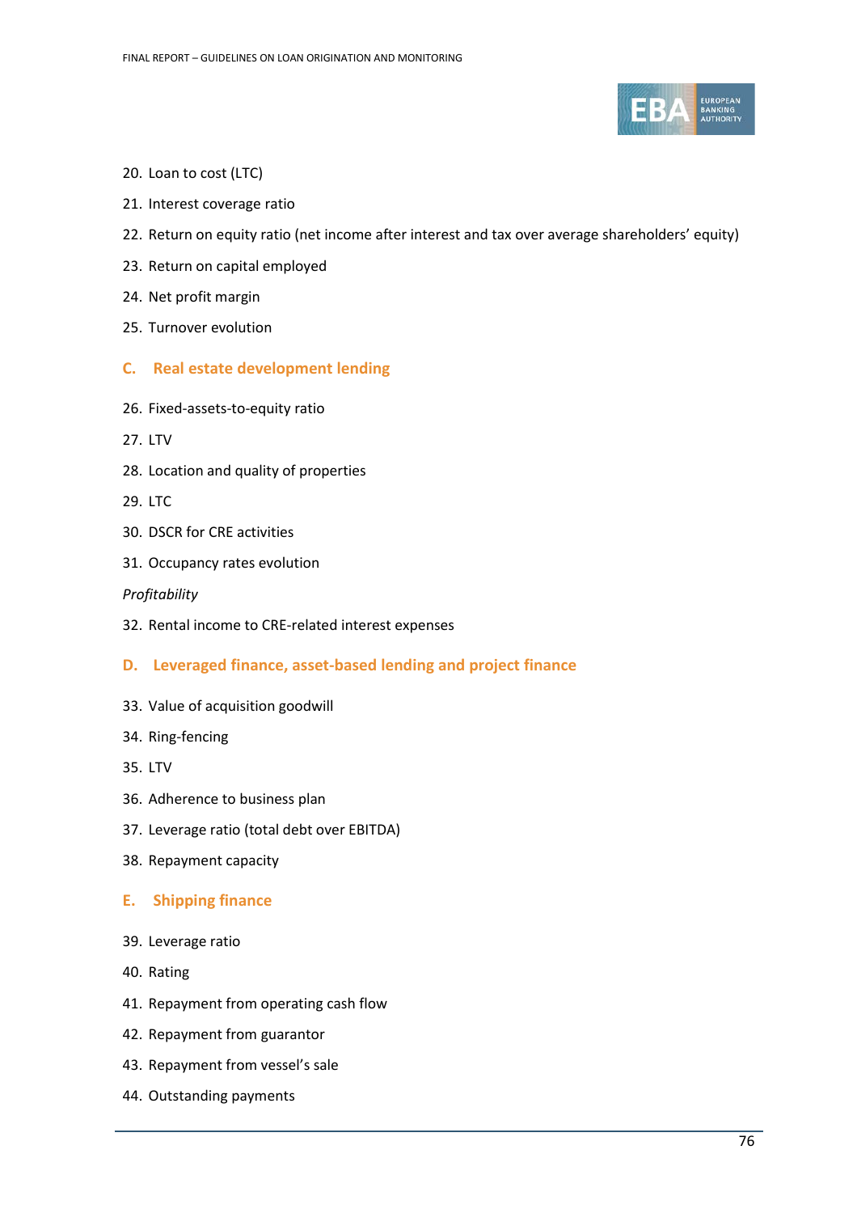20. Loan to cost (LTC)
21. Interest coverage ratio
22. Return on equity ratio (net income after interest and tax over average shareholders' equity)
23. Return on capital employed
24. Net profit margin
25. Turnover evolution

## C. Real estate development lending

26. Fixed-assets-to-equity ratio
27. LTV
28. Location and quality of properties
29. LTC
30. DSCR for CRE activities
31. Occupancy rates evolution

*Profitability*

32. Rental income to CRE-related interest expenses

## D. Leveraged finance, asset-based lending and project finance

33. Value of acquisition goodwill
34. Ring-fencing
35. LTV
36. Adherence to business plan
37. Leverage ratio (total debt over EBITDA)
38. Repayment capacity

## E. Shipping finance

39. Leverage ratio
40. Rating
41. Repayment from operating cash flow
42. Repayment from guarantor
43. Repayment from vessel's sale
44. Outstanding payments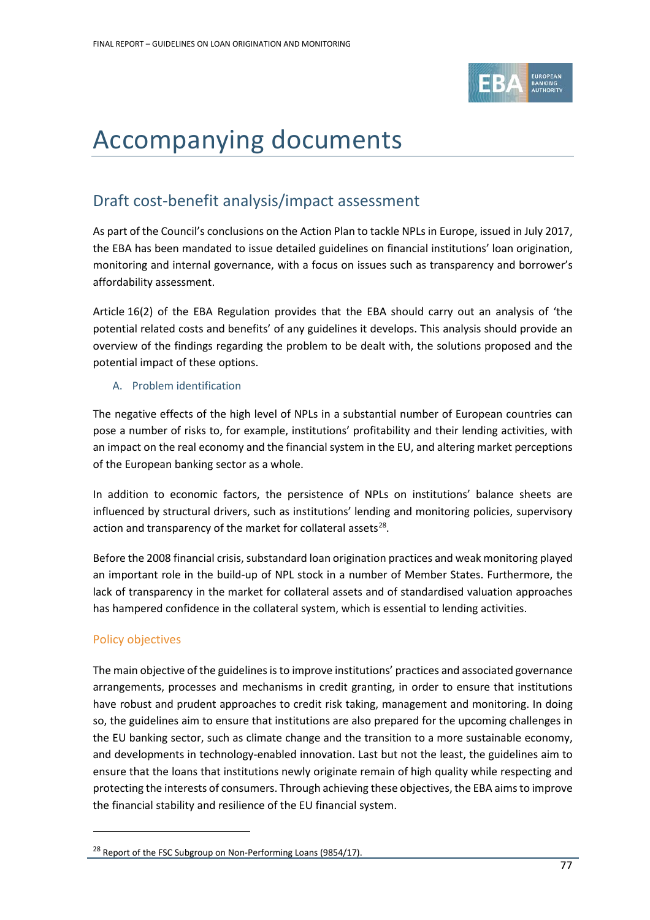# Accompanying documents

## Draft cost-benefit analysis/impact assessment

As part of the Council's conclusions on the Action Plan to tackle NPLs in Europe, issued in July 2017, the EBA has been mandated to issue detailed guidelines on financial institutions' loan origination, monitoring and internal governance, with a focus on issues such as transparency and borrower's affordability assessment.

Article 16(2) of the EBA Regulation provides that the EBA should carry out an analysis of 'the potential related costs and benefits' of any guidelines it develops. This analysis should provide an overview of the findings regarding the problem to be dealt with, the solutions proposed and the potential impact of these options.

### A. Problem identification

The negative effects of the high level of NPLs in a substantial number of European countries can pose a number of risks to, for example, institutions' profitability and their lending activities, with an impact on the real economy and the financial system in the EU, and altering market perceptions of the European banking sector as a whole.

In addition to economic factors, the persistence of NPLs on institutions' balance sheets are influenced by structural drivers, such as institutions' lending and monitoring policies, supervisory action and transparency of the market for collateral assets[28].

Before the 2008 financial crisis, substandard loan origination practices and weak monitoring played an important role in the build-up of NPL stock in a number of Member States. Furthermore, the lack of transparency in the market for collateral assets and of standardised valuation approaches has hampered confidence in the collateral system, which is essential to lending activities.

### Policy objectives

The main objective of the guidelines is to improve institutions' practices and associated governance arrangements, processes and mechanisms in credit granting, in order to ensure that institutions have robust and prudent approaches to credit risk taking, management and monitoring. In doing so, the guidelines aim to ensure that institutions are also prepared for the upcoming challenges in the EU banking sector, such as climate change and the transition to a more sustainable economy, and developments in technology-enabled innovation. Last but not the least, the guidelines aim to ensure that the loans that institutions newly originate remain of high quality while respecting and protecting the interests of consumers. Through achieving these objectives, the EBA aims to improve the financial stability and resilience of the EU financial system.

---

[28] Report of the FSC Subgroup on Non-Performing Loans (9854/17).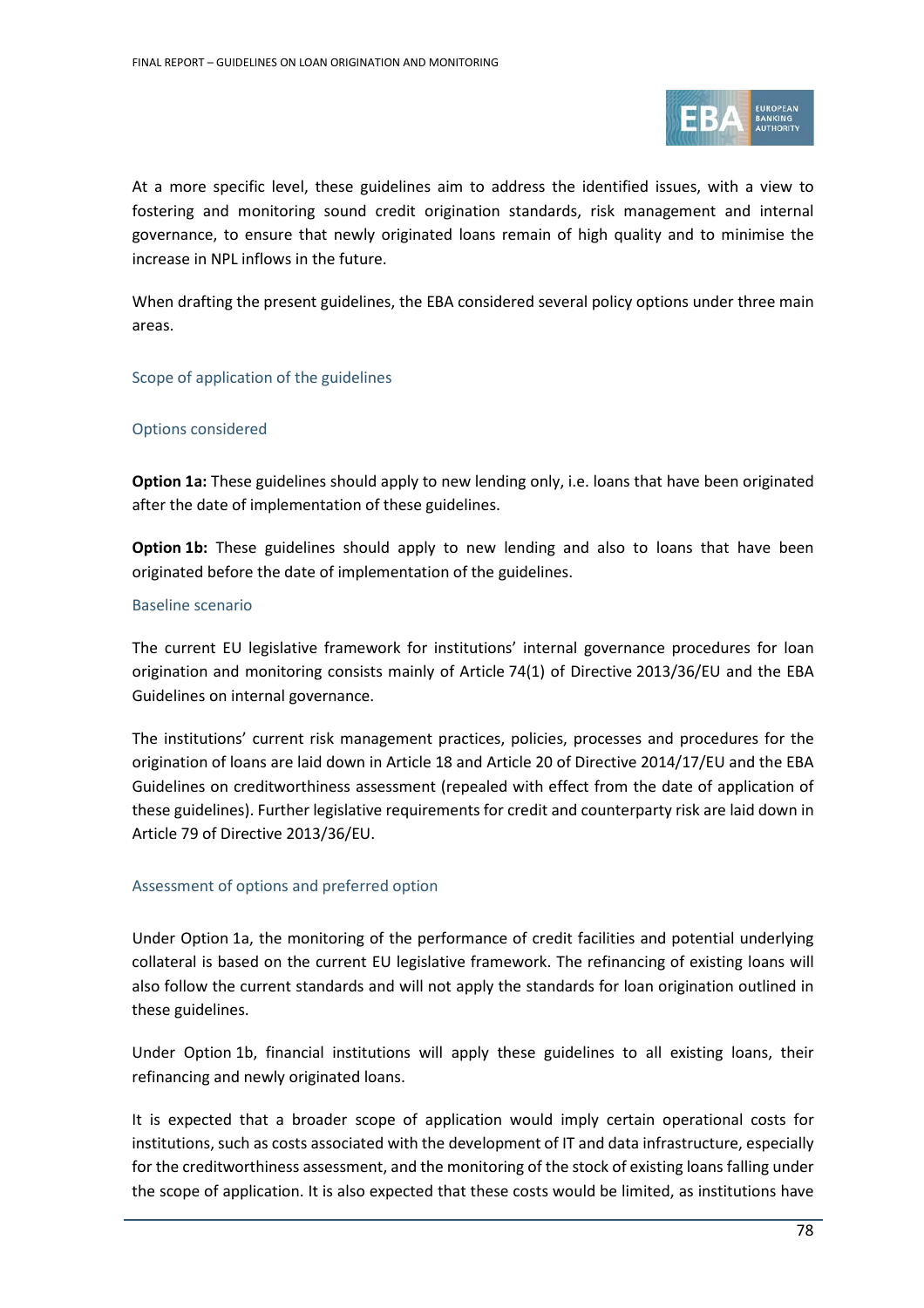At a more specific level, these guidelines aim to address the identified issues, with a view to fostering and monitoring sound credit origination standards, risk management and internal governance, to ensure that newly originated loans remain of high quality and to minimise the increase in NPL inflows in the future.

When drafting the present guidelines, the EBA considered several policy options under three main areas.

### Scope of application of the guidelines

#### Options considered

**Option 1a:** These guidelines should apply to new lending only, i.e. loans that have been originated after the date of implementation of these guidelines.

**Option 1b:** These guidelines should apply to new lending and also to loans that have been originated before the date of implementation of the guidelines.

#### Baseline scenario

The current EU legislative framework for institutions' internal governance procedures for loan origination and monitoring consists mainly of Article 74(1) of Directive 2013/36/EU and the EBA Guidelines on internal governance.

The institutions' current risk management practices, policies, processes and procedures for the origination of loans are laid down in Article 18 and Article 20 of Directive 2014/17/EU and the EBA Guidelines on creditworthiness assessment (repealed with effect from the date of application of these guidelines). Further legislative requirements for credit and counterparty risk are laid down in Article 79 of Directive 2013/36/EU.

#### Assessment of options and preferred option

Under Option 1a, the monitoring of the performance of credit facilities and potential underlying collateral is based on the current EU legislative framework. The refinancing of existing loans will also follow the current standards and will not apply the standards for loan origination outlined in these guidelines.

Under Option 1b, financial institutions will apply these guidelines to all existing loans, their refinancing and newly originated loans.

It is expected that a broader scope of application would imply certain operational costs for institutions, such as costs associated with the development of IT and data infrastructure, especially for the creditworthiness assessment, and the monitoring of the stock of existing loans falling under the scope of application. It is also expected that these costs would be limited, as institutions have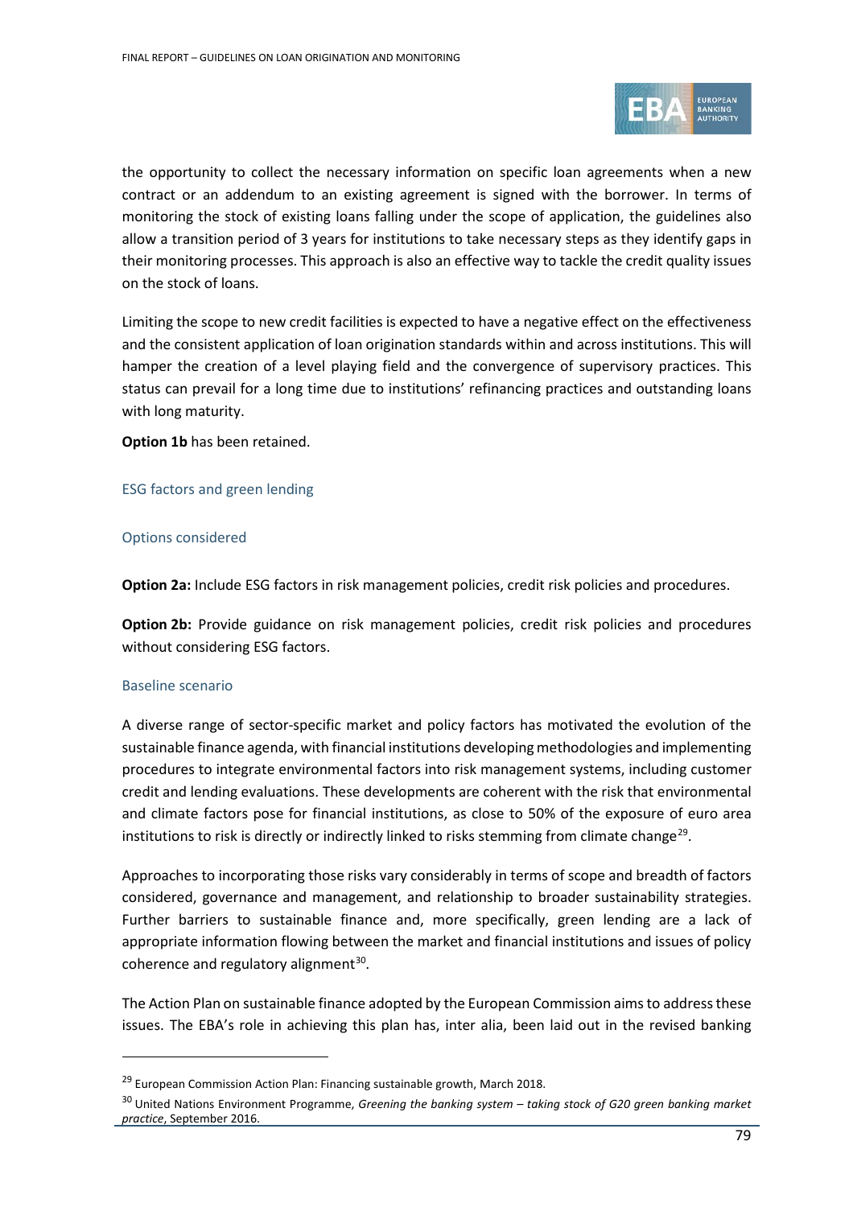the opportunity to collect the necessary information on specific loan agreements when a new contract or an addendum to an existing agreement is signed with the borrower. In terms of monitoring the stock of existing loans falling under the scope of application, the guidelines also allow a transition period of 3 years for institutions to take necessary steps as they identify gaps in their monitoring processes. This approach is also an effective way to tackle the credit quality issues on the stock of loans.

Limiting the scope to new credit facilities is expected to have a negative effect on the effectiveness and the consistent application of loan origination standards within and across institutions. This will hamper the creation of a level playing field and the convergence of supervisory practices. This status can prevail for a long time due to institutions' refinancing practices and outstanding loans with long maturity.

**Option 1b** has been retained.

### ESG factors and green lending

#### Options considered

**Option 2a:** Include ESG factors in risk management policies, credit risk policies and procedures.

**Option 2b:** Provide guidance on risk management policies, credit risk policies and procedures without considering ESG factors.

#### Baseline scenario

A diverse range of sector-specific market and policy factors has motivated the evolution of the sustainable finance agenda, with financial institutions developing methodologies and implementing procedures to integrate environmental factors into risk management systems, including customer credit and lending evaluations. These developments are coherent with the risk that environmental and climate factors pose for financial institutions, as close to 50% of the exposure of euro area institutions to risk is directly or indirectly linked to risks stemming from climate change[29].

Approaches to incorporating those risks vary considerably in terms of scope and breadth of factors considered, governance and management, and relationship to broader sustainability strategies. Further barriers to sustainable finance and, more specifically, green lending are a lack of appropriate information flowing between the market and financial institutions and issues of policy coherence and regulatory alignment[30].

The Action Plan on sustainable finance adopted by the European Commission aims to address these issues. The EBA's role in achieving this plan has, inter alia, been laid out in the revised banking

---

[29] European Commission Action Plan: Financing sustainable growth, March 2018.

[30] United Nations Environment Programme, *Greening the banking system – taking stock of G20 green banking market practice*, September 2016.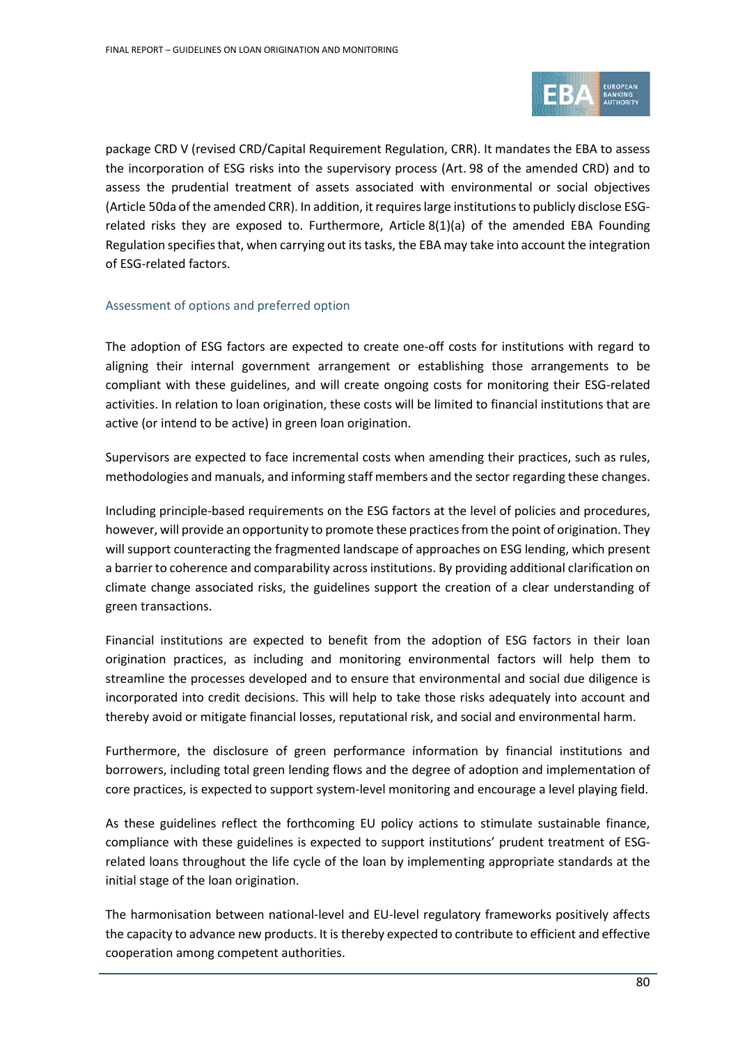package CRD V (revised CRD/Capital Requirement Regulation, CRR). It mandates the EBA to assess the incorporation of ESG risks into the supervisory process (Art. 98 of the amended CRD) and to assess the prudential treatment of assets associated with environmental or social objectives (Article 50da of the amended CRR). In addition, it requires large institutions to publicly disclose ESG-related risks they are exposed to. Furthermore, Article 8(1)(a) of the amended EBA Founding Regulation specifies that, when carrying out its tasks, the EBA may take into account the integration of ESG-related factors.

### Assessment of options and preferred option

The adoption of ESG factors are expected to create one-off costs for institutions with regard to aligning their internal government arrangement or establishing those arrangements to be compliant with these guidelines, and will create ongoing costs for monitoring their ESG-related activities. In relation to loan origination, these costs will be limited to financial institutions that are active (or intend to be active) in green loan origination.

Supervisors are expected to face incremental costs when amending their practices, such as rules, methodologies and manuals, and informing staff members and the sector regarding these changes.

Including principle-based requirements on the ESG factors at the level of policies and procedures, however, will provide an opportunity to promote these practices from the point of origination. They will support counteracting the fragmented landscape of approaches on ESG lending, which present a barrier to coherence and comparability across institutions. By providing additional clarification on climate change associated risks, the guidelines support the creation of a clear understanding of green transactions.

Financial institutions are expected to benefit from the adoption of ESG factors in their loan origination practices, as including and monitoring environmental factors will help them to streamline the processes developed and to ensure that environmental and social due diligence is incorporated into credit decisions. This will help to take those risks adequately into account and thereby avoid or mitigate financial losses, reputational risk, and social and environmental harm.

Furthermore, the disclosure of green performance information by financial institutions and borrowers, including total green lending flows and the degree of adoption and implementation of core practices, is expected to support system-level monitoring and encourage a level playing field.

As these guidelines reflect the forthcoming EU policy actions to stimulate sustainable finance, compliance with these guidelines is expected to support institutions' prudent treatment of ESG-related loans throughout the life cycle of the loan by implementing appropriate standards at the initial stage of the loan origination.

The harmonisation between national-level and EU-level regulatory frameworks positively affects the capacity to advance new products. It is thereby expected to contribute to efficient and effective cooperation among competent authorities.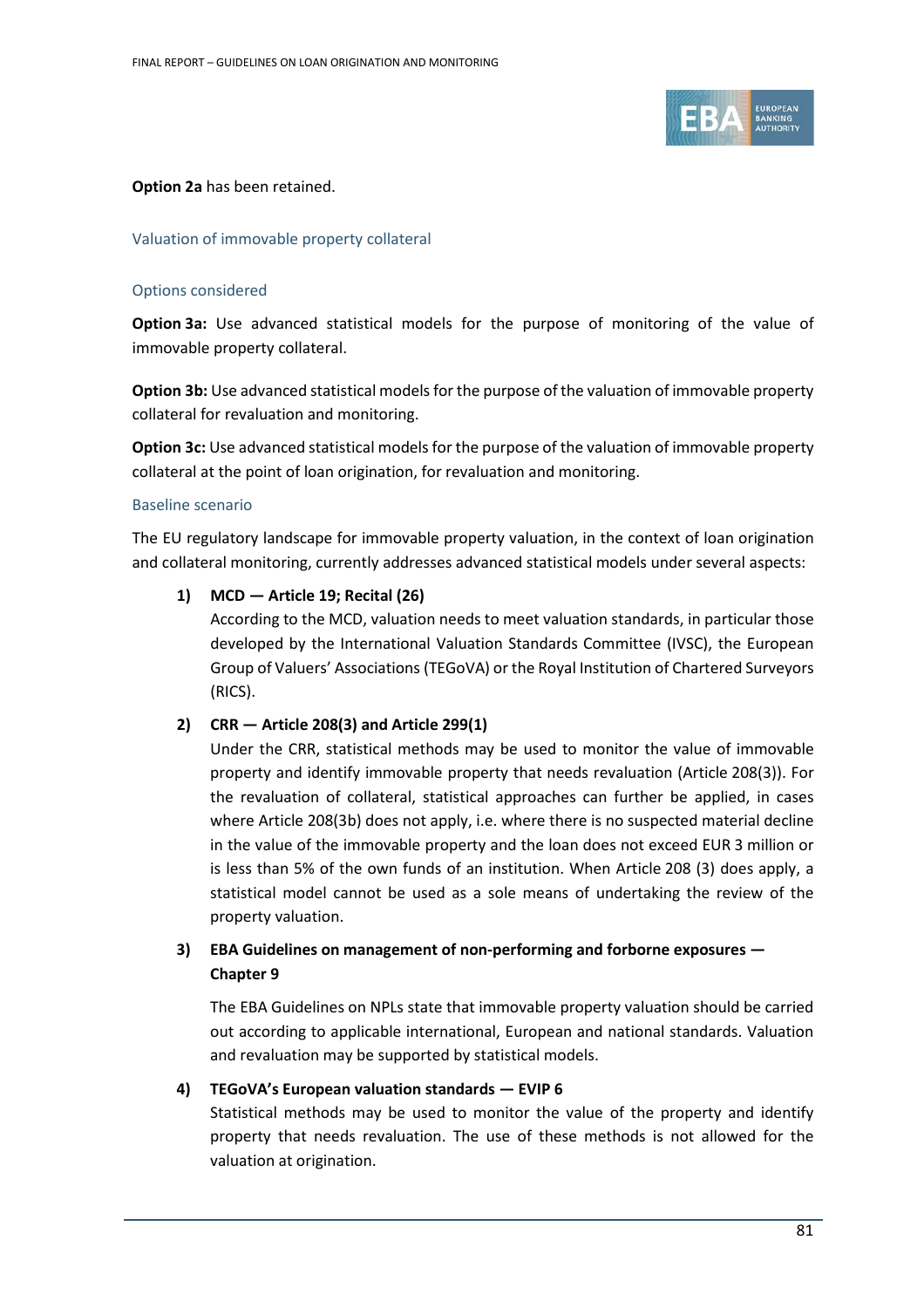**Option 2a** has been retained.

### Valuation of immovable property collateral

#### Options considered

**Option 3a:** Use advanced statistical models for the purpose of monitoring of the value of immovable property collateral.

**Option 3b:** Use advanced statistical models for the purpose of the valuation of immovable property collateral for revaluation and monitoring.

**Option 3c:** Use advanced statistical models for the purpose of the valuation of immovable property collateral at the point of loan origination, for revaluation and monitoring.

#### Baseline scenario

The EU regulatory landscape for immovable property valuation, in the context of loan origination and collateral monitoring, currently addresses advanced statistical models under several aspects:

1) **MCD — Article 19; Recital (26)**

   According to the MCD, valuation needs to meet valuation standards, in particular those developed by the International Valuation Standards Committee (IVSC), the European Group of Valuers' Associations (TEGoVA) or the Royal Institution of Chartered Surveyors (RICS).

2) **CRR — Article 208(3) and Article 299(1)**

   Under the CRR, statistical methods may be used to monitor the value of immovable property and identify immovable property that needs revaluation (Article 208(3)). For the revaluation of collateral, statistical approaches can further be applied, in cases where Article 208(3b) does not apply, i.e. where there is no suspected material decline in the value of the immovable property and the loan does not exceed EUR 3 million or is less than 5% of the own funds of an institution. When Article 208 (3) does apply, a statistical model cannot be used as a sole means of undertaking the review of the property valuation.

3) **EBA Guidelines on management of non-performing and forborne exposures — Chapter 9**

   The EBA Guidelines on NPLs state that immovable property valuation should be carried out according to applicable international, European and national standards. Valuation and revaluation may be supported by statistical models.

4) **TEGoVA's European valuation standards — EVIP 6**

   Statistical methods may be used to monitor the value of the property and identify property that needs revaluation. The use of these methods is not allowed for the valuation at origination.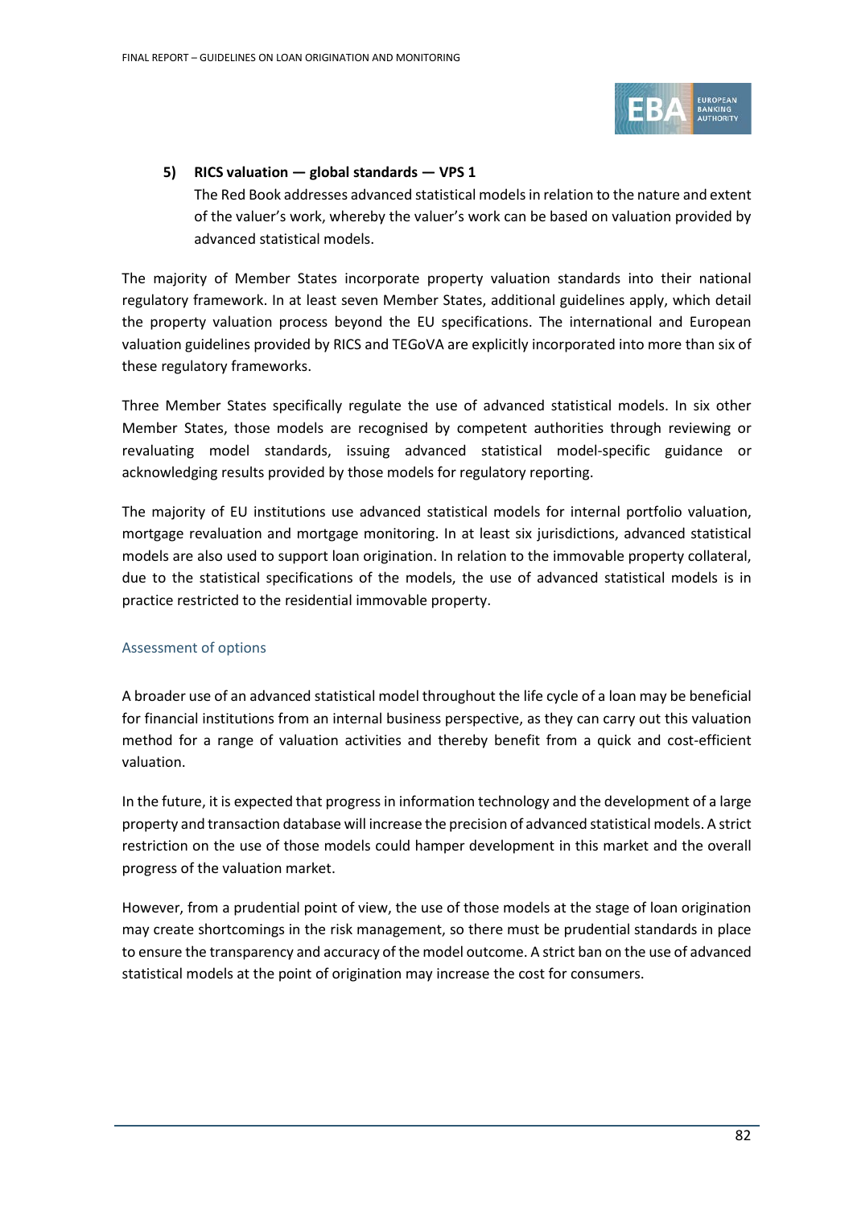5) **RICS valuation — global standards — VPS 1**
   The Red Book addresses advanced statistical models in relation to the nature and extent of the valuer's work, whereby the valuer's work can be based on valuation provided by advanced statistical models.

The majority of Member States incorporate property valuation standards into their national regulatory framework. In at least seven Member States, additional guidelines apply, which detail the property valuation process beyond the EU specifications. The international and European valuation guidelines provided by RICS and TEGoVA are explicitly incorporated into more than six of these regulatory frameworks.

Three Member States specifically regulate the use of advanced statistical models. In six other Member States, those models are recognised by competent authorities through reviewing or revaluating model standards, issuing advanced statistical model-specific guidance or acknowledging results provided by those models for regulatory reporting.

The majority of EU institutions use advanced statistical models for internal portfolio valuation, mortgage revaluation and mortgage monitoring. In at least six jurisdictions, advanced statistical models are also used to support loan origination. In relation to the immovable property collateral, due to the statistical specifications of the models, the use of advanced statistical models is in practice restricted to the residential immovable property.

### Assessment of options

A broader use of an advanced statistical model throughout the life cycle of a loan may be beneficial for financial institutions from an internal business perspective, as they can carry out this valuation method for a range of valuation activities and thereby benefit from a quick and cost-efficient valuation.

In the future, it is expected that progress in information technology and the development of a large property and transaction database will increase the precision of advanced statistical models. A strict restriction on the use of those models could hamper development in this market and the overall progress of the valuation market.

However, from a prudential point of view, the use of those models at the stage of loan origination may create shortcomings in the risk management, so there must be prudential standards in place to ensure the transparency and accuracy of the model outcome. A strict ban on the use of advanced statistical models at the point of origination may increase the cost for consumers.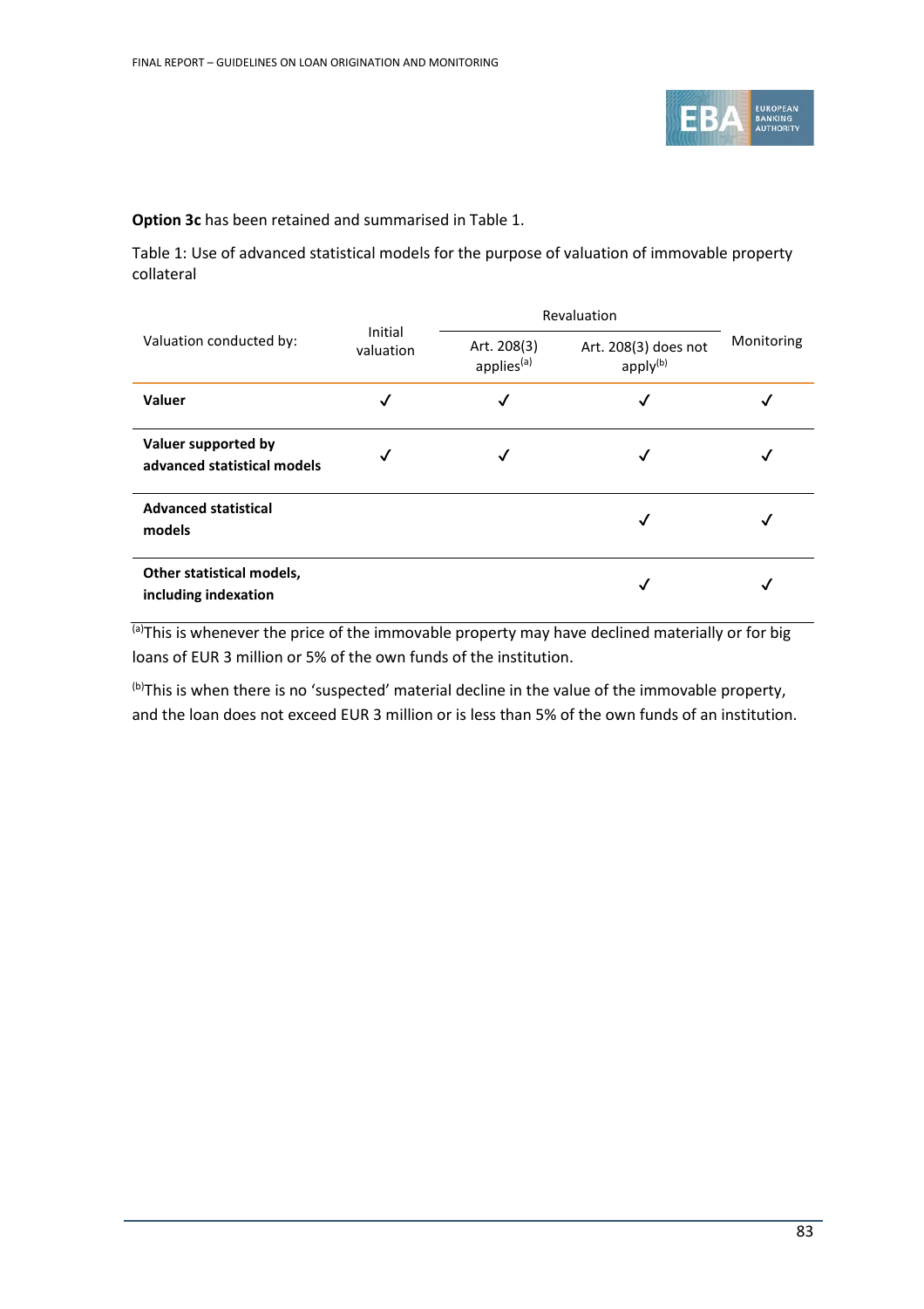**Option 3c** has been retained and summarised in Table 1.

Table 1: Use of advanced statistical models for the purpose of valuation of immovable property collateral

| Valuation conducted by: | Initial valuation | Revaluation | | Monitoring |
|---|---|---|---|---|
| | | Art. 208(3) applies[a] | Art. 208(3) does not apply[b] | |
| **Valuer** | ✓ | ✓ | ✓ | ✓ |
| **Valuer supported by advanced statistical models** | ✓ | ✓ | ✓ | ✓ |
| **Advanced statistical models** | | | ✓ | ✓ |
| **Other statistical models, including indexation** | | | ✓ | ✓ |

[a]This is whenever the price of the immovable property may have declined materially or for big loans of EUR 3 million or 5% of the own funds of the institution.

[b]This is when there is no 'suspected' material decline in the value of the immovable property, and the loan does not exceed EUR 3 million or is less than 5% of the own funds of an institution.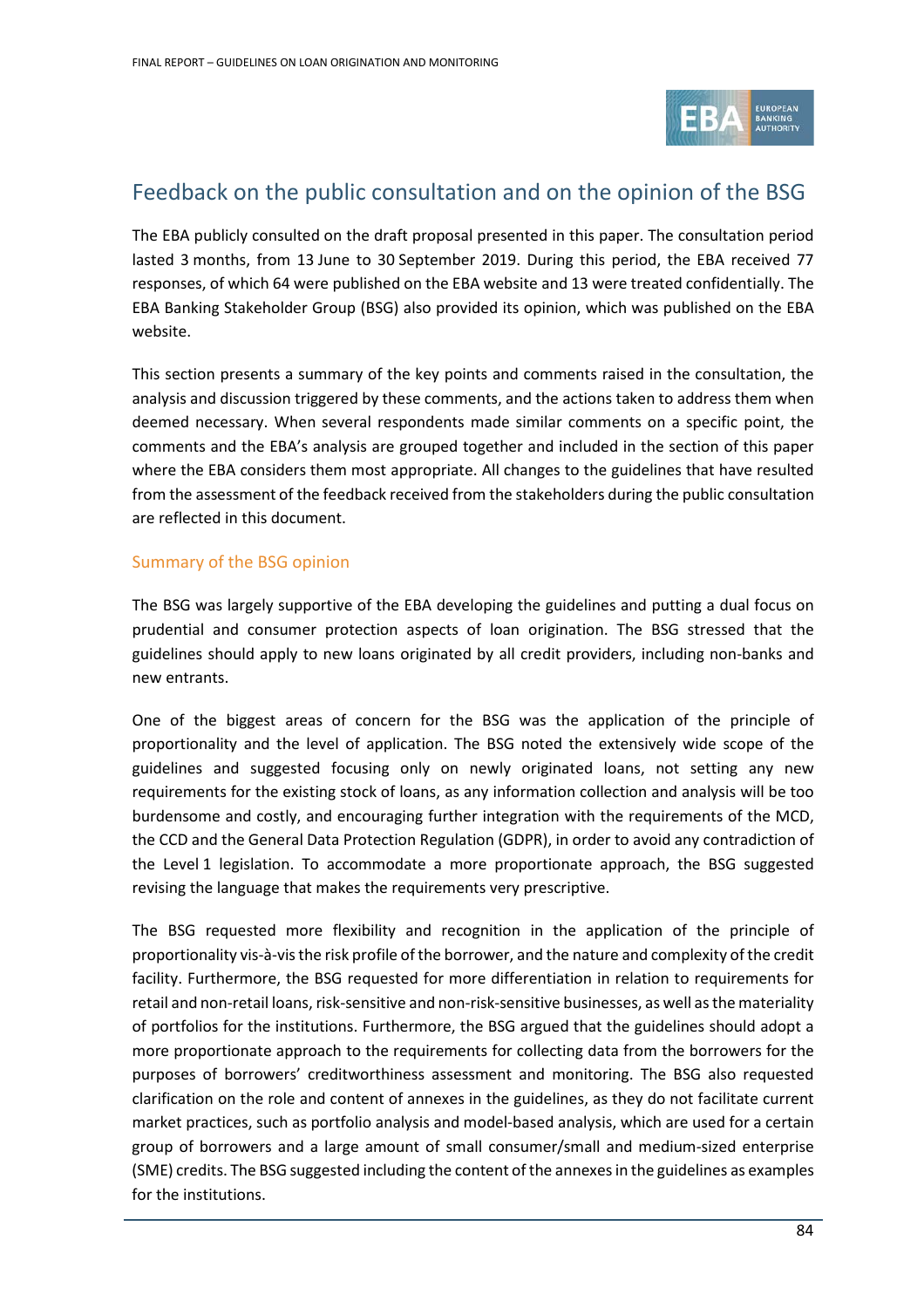## Feedback on the public consultation and on the opinion of the BSG

The EBA publicly consulted on the draft proposal presented in this paper. The consultation period lasted 3 months, from 13 June to 30 September 2019. During this period, the EBA received 77 responses, of which 64 were published on the EBA website and 13 were treated confidentially. The EBA Banking Stakeholder Group (BSG) also provided its opinion, which was published on the EBA website.

This section presents a summary of the key points and comments raised in the consultation, the analysis and discussion triggered by these comments, and the actions taken to address them when deemed necessary. When several respondents made similar comments on a specific point, the comments and the EBA's analysis are grouped together and included in the section of this paper where the EBA considers them most appropriate. All changes to the guidelines that have resulted from the assessment of the feedback received from the stakeholders during the public consultation are reflected in this document.

### Summary of the BSG opinion

The BSG was largely supportive of the EBA developing the guidelines and putting a dual focus on prudential and consumer protection aspects of loan origination. The BSG stressed that the guidelines should apply to new loans originated by all credit providers, including non-banks and new entrants.

One of the biggest areas of concern for the BSG was the application of the principle of proportionality and the level of application. The BSG noted the extensively wide scope of the guidelines and suggested focusing only on newly originated loans, not setting any new requirements for the existing stock of loans, as any information collection and analysis will be too burdensome and costly, and encouraging further integration with the requirements of the MCD, the CCD and the General Data Protection Regulation (GDPR), in order to avoid any contradiction of the Level 1 legislation. To accommodate a more proportionate approach, the BSG suggested revising the language that makes the requirements very prescriptive.

The BSG requested more flexibility and recognition in the application of the principle of proportionality vis-à-vis the risk profile of the borrower, and the nature and complexity of the credit facility. Furthermore, the BSG requested for more differentiation in relation to requirements for retail and non-retail loans, risk-sensitive and non-risk-sensitive businesses, as well as the materiality of portfolios for the institutions. Furthermore, the BSG argued that the guidelines should adopt a more proportionate approach to the requirements for collecting data from the borrowers for the purposes of borrowers' creditworthiness assessment and monitoring. The BSG also requested clarification on the role and content of annexes in the guidelines, as they do not facilitate current market practices, such as portfolio analysis and model-based analysis, which are used for a certain group of borrowers and a large amount of small consumer/small and medium-sized enterprise (SME) credits. The BSG suggested including the content of the annexes in the guidelines as examples for the institutions.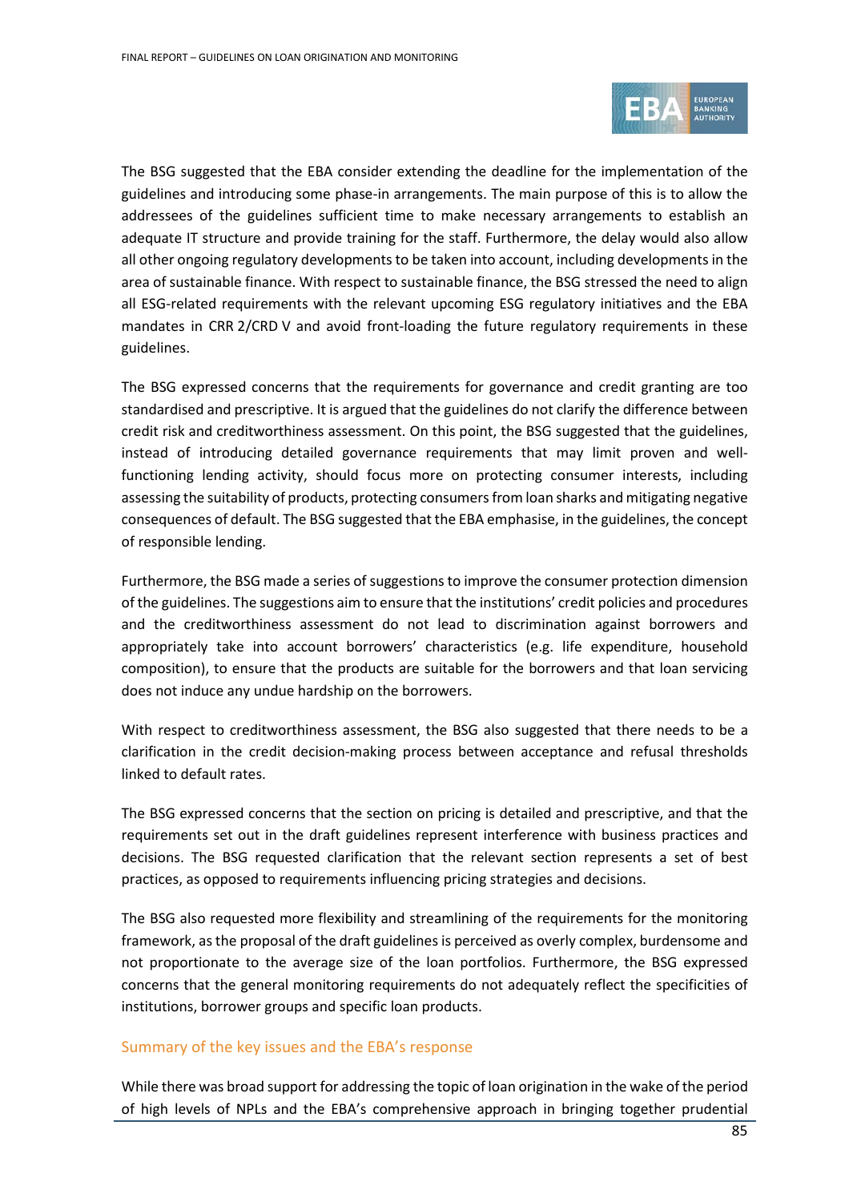The BSG suggested that the EBA consider extending the deadline for the implementation of the guidelines and introducing some phase-in arrangements. The main purpose of this is to allow the addressees of the guidelines sufficient time to make necessary arrangements to establish an adequate IT structure and provide training for the staff. Furthermore, the delay would also allow all other ongoing regulatory developments to be taken into account, including developments in the area of sustainable finance. With respect to sustainable finance, the BSG stressed the need to align all ESG-related requirements with the relevant upcoming ESG regulatory initiatives and the EBA mandates in CRR 2/CRD V and avoid front-loading the future regulatory requirements in these guidelines.

The BSG expressed concerns that the requirements for governance and credit granting are too standardised and prescriptive. It is argued that the guidelines do not clarify the difference between credit risk and creditworthiness assessment. On this point, the BSG suggested that the guidelines, instead of introducing detailed governance requirements that may limit proven and well-functioning lending activity, should focus more on protecting consumer interests, including assessing the suitability of products, protecting consumers from loan sharks and mitigating negative consequences of default. The BSG suggested that the EBA emphasise, in the guidelines, the concept of responsible lending.

Furthermore, the BSG made a series of suggestions to improve the consumer protection dimension of the guidelines. The suggestions aim to ensure that the institutions' credit policies and procedures and the creditworthiness assessment do not lead to discrimination against borrowers and appropriately take into account borrowers' characteristics (e.g. life expenditure, household composition), to ensure that the products are suitable for the borrowers and that loan servicing does not induce any undue hardship on the borrowers.

With respect to creditworthiness assessment, the BSG also suggested that there needs to be a clarification in the credit decision-making process between acceptance and refusal thresholds linked to default rates.

The BSG expressed concerns that the section on pricing is detailed and prescriptive, and that the requirements set out in the draft guidelines represent interference with business practices and decisions. The BSG requested clarification that the relevant section represents a set of best practices, as opposed to requirements influencing pricing strategies and decisions.

The BSG also requested more flexibility and streamlining of the requirements for the monitoring framework, as the proposal of the draft guidelines is perceived as overly complex, burdensome and not proportionate to the average size of the loan portfolios. Furthermore, the BSG expressed concerns that the general monitoring requirements do not adequately reflect the specificities of institutions, borrower groups and specific loan products.

## Summary of the key issues and the EBA's response

While there was broad support for addressing the topic of loan origination in the wake of the period of high levels of NPLs and the EBA's comprehensive approach in bringing together prudential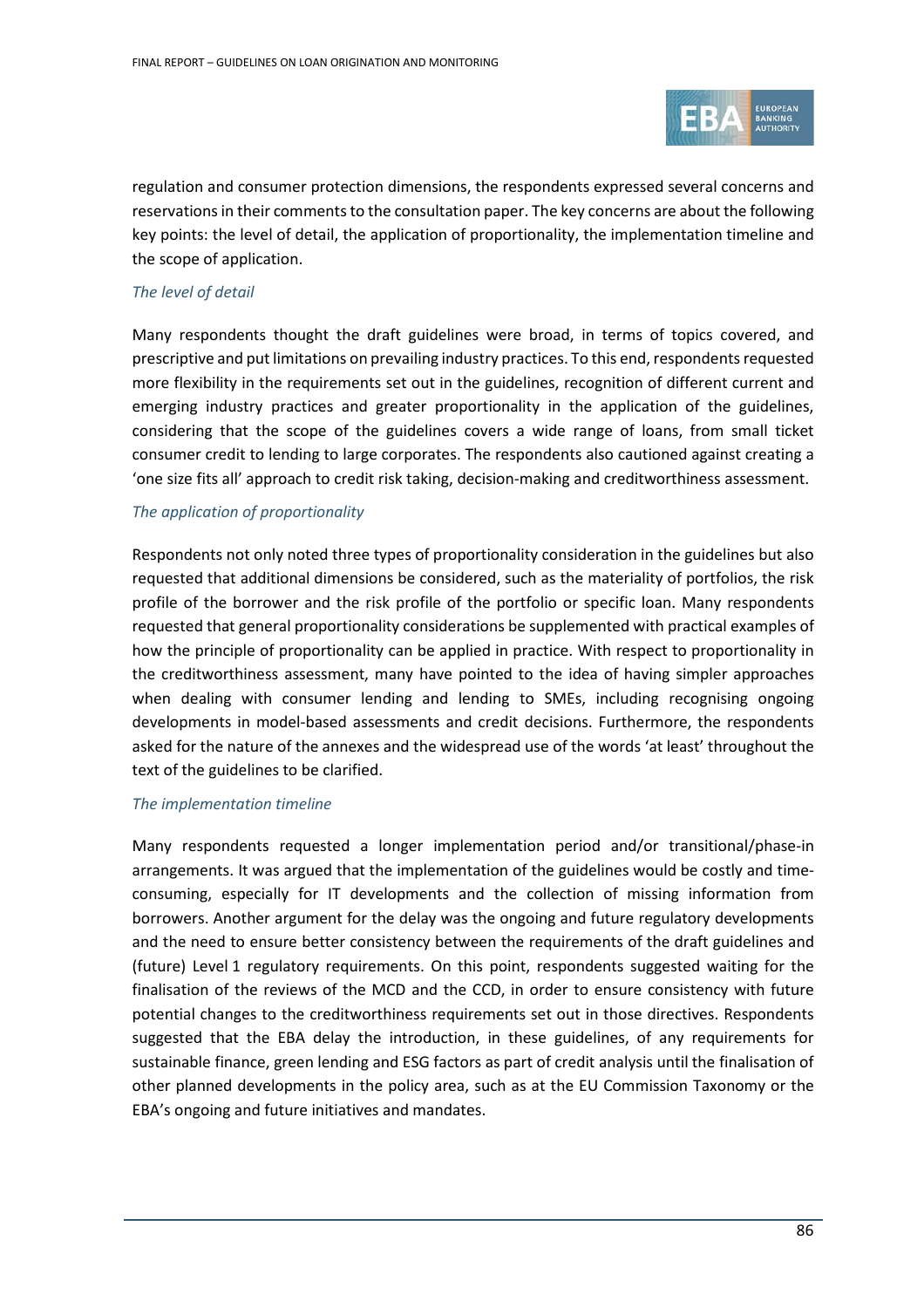regulation and consumer protection dimensions, the respondents expressed several concerns and reservations in their comments to the consultation paper. The key concerns are about the following key points: the level of detail, the application of proportionality, the implementation timeline and the scope of application.

*The level of detail*

Many respondents thought the draft guidelines were broad, in terms of topics covered, and prescriptive and put limitations on prevailing industry practices. To this end, respondents requested more flexibility in the requirements set out in the guidelines, recognition of different current and emerging industry practices and greater proportionality in the application of the guidelines, considering that the scope of the guidelines covers a wide range of loans, from small ticket consumer credit to lending to large corporates. The respondents also cautioned against creating a 'one size fits all' approach to credit risk taking, decision-making and creditworthiness assessment.

*The application of proportionality*

Respondents not only noted three types of proportionality consideration in the guidelines but also requested that additional dimensions be considered, such as the materiality of portfolios, the risk profile of the borrower and the risk profile of the portfolio or specific loan. Many respondents requested that general proportionality considerations be supplemented with practical examples of how the principle of proportionality can be applied in practice. With respect to proportionality in the creditworthiness assessment, many have pointed to the idea of having simpler approaches when dealing with consumer lending and lending to SMEs, including recognising ongoing developments in model-based assessments and credit decisions. Furthermore, the respondents asked for the nature of the annexes and the widespread use of the words 'at least' throughout the text of the guidelines to be clarified.

*The implementation timeline*

Many respondents requested a longer implementation period and/or transitional/phase-in arrangements. It was argued that the implementation of the guidelines would be costly and time-consuming, especially for IT developments and the collection of missing information from borrowers. Another argument for the delay was the ongoing and future regulatory developments and the need to ensure better consistency between the requirements of the draft guidelines and (future) Level 1 regulatory requirements. On this point, respondents suggested waiting for the finalisation of the reviews of the MCD and the CCD, in order to ensure consistency with future potential changes to the creditworthiness requirements set out in those directives. Respondents suggested that the EBA delay the introduction, in these guidelines, of any requirements for sustainable finance, green lending and ESG factors as part of credit analysis until the finalisation of other planned developments in the policy area, such as at the EU Commission Taxonomy or the EBA's ongoing and future initiatives and mandates.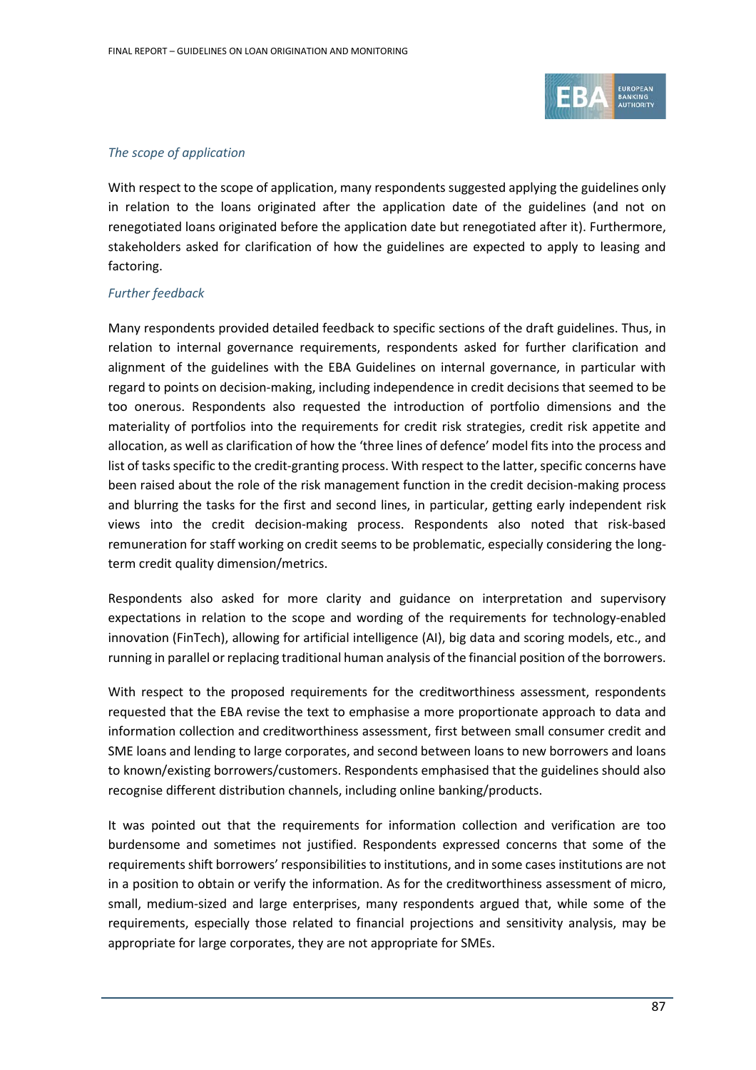*The scope of application*

With respect to the scope of application, many respondents suggested applying the guidelines only in relation to the loans originated after the application date of the guidelines (and not on renegotiated loans originated before the application date but renegotiated after it). Furthermore, stakeholders asked for clarification of how the guidelines are expected to apply to leasing and factoring.

*Further feedback*

Many respondents provided detailed feedback to specific sections of the draft guidelines. Thus, in relation to internal governance requirements, respondents asked for further clarification and alignment of the guidelines with the EBA Guidelines on internal governance, in particular with regard to points on decision-making, including independence in credit decisions that seemed to be too onerous. Respondents also requested the introduction of portfolio dimensions and the materiality of portfolios into the requirements for credit risk strategies, credit risk appetite and allocation, as well as clarification of how the 'three lines of defence' model fits into the process and list of tasks specific to the credit-granting process. With respect to the latter, specific concerns have been raised about the role of the risk management function in the credit decision-making process and blurring the tasks for the first and second lines, in particular, getting early independent risk views into the credit decision-making process. Respondents also noted that risk-based remuneration for staff working on credit seems to be problematic, especially considering the long-term credit quality dimension/metrics.

Respondents also asked for more clarity and guidance on interpretation and supervisory expectations in relation to the scope and wording of the requirements for technology-enabled innovation (FinTech), allowing for artificial intelligence (AI), big data and scoring models, etc., and running in parallel or replacing traditional human analysis of the financial position of the borrowers.

With respect to the proposed requirements for the creditworthiness assessment, respondents requested that the EBA revise the text to emphasise a more proportionate approach to data and information collection and creditworthiness assessment, first between small consumer credit and SME loans and lending to large corporates, and second between loans to new borrowers and loans to known/existing borrowers/customers. Respondents emphasised that the guidelines should also recognise different distribution channels, including online banking/products.

It was pointed out that the requirements for information collection and verification are too burdensome and sometimes not justified. Respondents expressed concerns that some of the requirements shift borrowers' responsibilities to institutions, and in some cases institutions are not in a position to obtain or verify the information. As for the creditworthiness assessment of micro, small, medium-sized and large enterprises, many respondents argued that, while some of the requirements, especially those related to financial projections and sensitivity analysis, may be appropriate for large corporates, they are not appropriate for SMEs.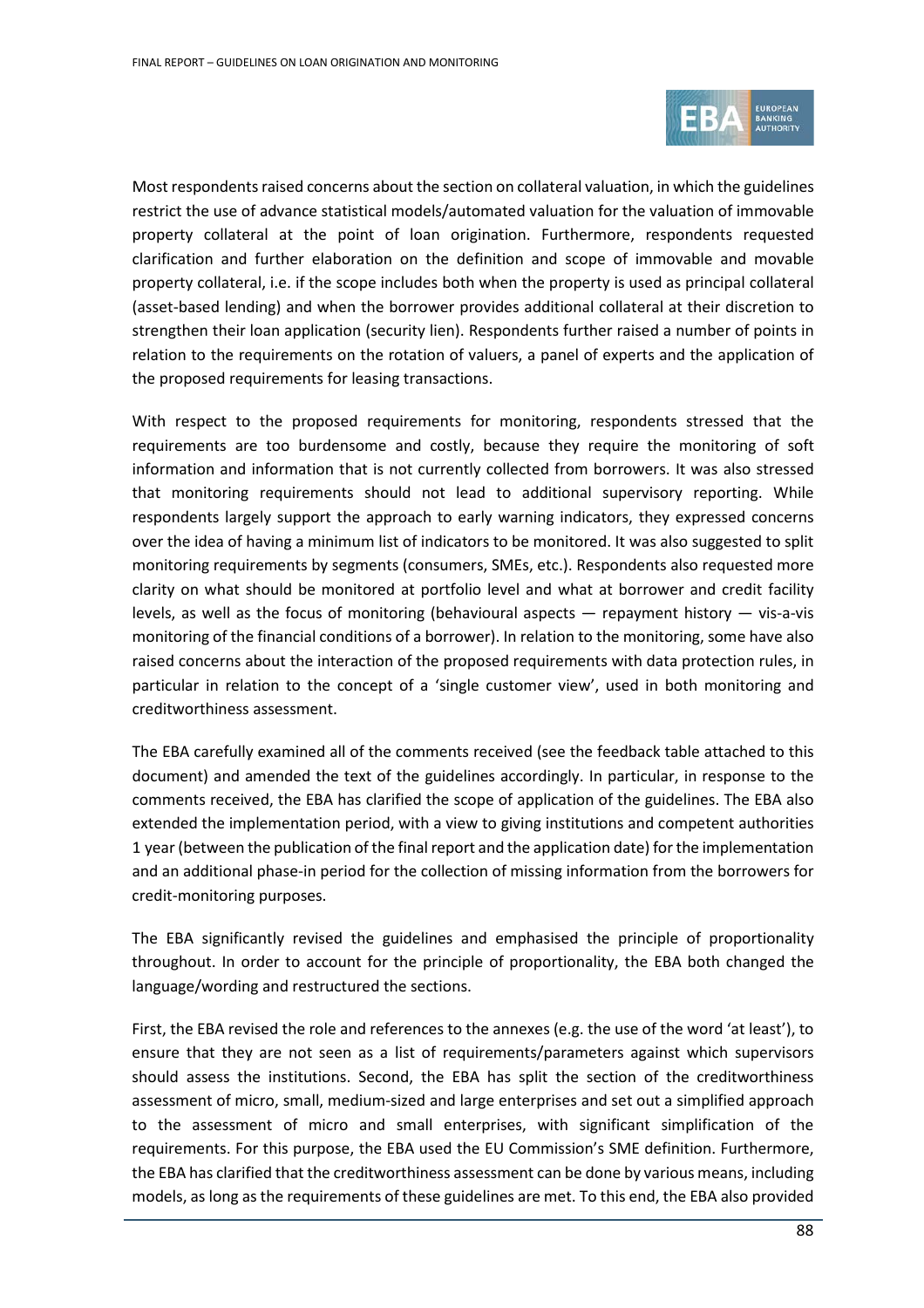Most respondents raised concerns about the section on collateral valuation, in which the guidelines restrict the use of advance statistical models/automated valuation for the valuation of immovable property collateral at the point of loan origination. Furthermore, respondents requested clarification and further elaboration on the definition and scope of immovable and movable property collateral, i.e. if the scope includes both when the property is used as principal collateral (asset-based lending) and when the borrower provides additional collateral at their discretion to strengthen their loan application (security lien). Respondents further raised a number of points in relation to the requirements on the rotation of valuers, a panel of experts and the application of the proposed requirements for leasing transactions.

With respect to the proposed requirements for monitoring, respondents stressed that the requirements are too burdensome and costly, because they require the monitoring of soft information and information that is not currently collected from borrowers. It was also stressed that monitoring requirements should not lead to additional supervisory reporting. While respondents largely support the approach to early warning indicators, they expressed concerns over the idea of having a minimum list of indicators to be monitored. It was also suggested to split monitoring requirements by segments (consumers, SMEs, etc.). Respondents also requested more clarity on what should be monitored at portfolio level and what at borrower and credit facility levels, as well as the focus of monitoring (behavioural aspects — repayment history — vis-a-vis monitoring of the financial conditions of a borrower). In relation to the monitoring, some have also raised concerns about the interaction of the proposed requirements with data protection rules, in particular in relation to the concept of a 'single customer view', used in both monitoring and creditworthiness assessment.

The EBA carefully examined all of the comments received (see the feedback table attached to this document) and amended the text of the guidelines accordingly. In particular, in response to the comments received, the EBA has clarified the scope of application of the guidelines. The EBA also extended the implementation period, with a view to giving institutions and competent authorities 1 year (between the publication of the final report and the application date) for the implementation and an additional phase-in period for the collection of missing information from the borrowers for credit-monitoring purposes.

The EBA significantly revised the guidelines and emphasised the principle of proportionality throughout. In order to account for the principle of proportionality, the EBA both changed the language/wording and restructured the sections.

First, the EBA revised the role and references to the annexes (e.g. the use of the word 'at least'), to ensure that they are not seen as a list of requirements/parameters against which supervisors should assess the institutions. Second, the EBA has split the section of the creditworthiness assessment of micro, small, medium-sized and large enterprises and set out a simplified approach to the assessment of micro and small enterprises, with significant simplification of the requirements. For this purpose, the EBA used the EU Commission's SME definition. Furthermore, the EBA has clarified that the creditworthiness assessment can be done by various means, including models, as long as the requirements of these guidelines are met. To this end, the EBA also provided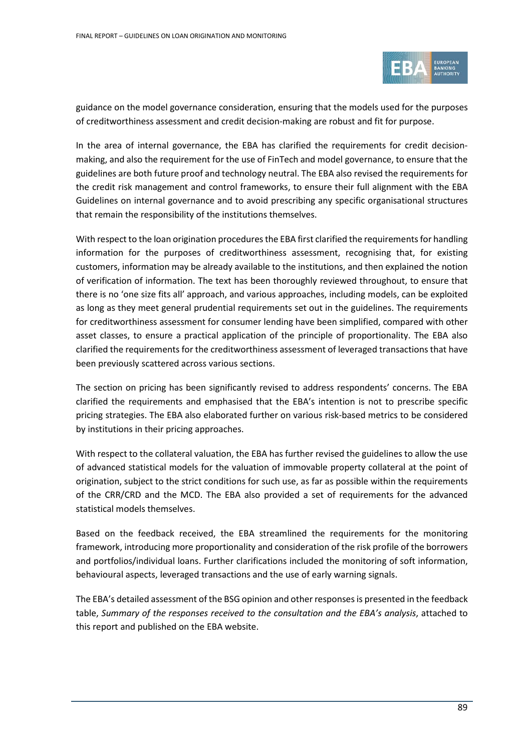guidance on the model governance consideration, ensuring that the models used for the purposes of creditworthiness assessment and credit decision-making are robust and fit for purpose.

In the area of internal governance, the EBA has clarified the requirements for credit decision-making, and also the requirement for the use of FinTech and model governance, to ensure that the guidelines are both future proof and technology neutral. The EBA also revised the requirements for the credit risk management and control frameworks, to ensure their full alignment with the EBA Guidelines on internal governance and to avoid prescribing any specific organisational structures that remain the responsibility of the institutions themselves.

With respect to the loan origination procedures the EBA first clarified the requirements for handling information for the purposes of creditworthiness assessment, recognising that, for existing customers, information may be already available to the institutions, and then explained the notion of verification of information. The text has been thoroughly reviewed throughout, to ensure that there is no 'one size fits all' approach, and various approaches, including models, can be exploited as long as they meet general prudential requirements set out in the guidelines. The requirements for creditworthiness assessment for consumer lending have been simplified, compared with other asset classes, to ensure a practical application of the principle of proportionality. The EBA also clarified the requirements for the creditworthiness assessment of leveraged transactions that have been previously scattered across various sections.

The section on pricing has been significantly revised to address respondents' concerns. The EBA clarified the requirements and emphasised that the EBA's intention is not to prescribe specific pricing strategies. The EBA also elaborated further on various risk-based metrics to be considered by institutions in their pricing approaches.

With respect to the collateral valuation, the EBA has further revised the guidelines to allow the use of advanced statistical models for the valuation of immovable property collateral at the point of origination, subject to the strict conditions for such use, as far as possible within the requirements of the CRR/CRD and the MCD. The EBA also provided a set of requirements for the advanced statistical models themselves.

Based on the feedback received, the EBA streamlined the requirements for the monitoring framework, introducing more proportionality and consideration of the risk profile of the borrowers and portfolios/individual loans. Further clarifications included the monitoring of soft information, behavioural aspects, leveraged transactions and the use of early warning signals.

The EBA's detailed assessment of the BSG opinion and other responses is presented in the feedback table, *Summary of the responses received to the consultation and the EBA's analysis*, attached to this report and published on the EBA website.